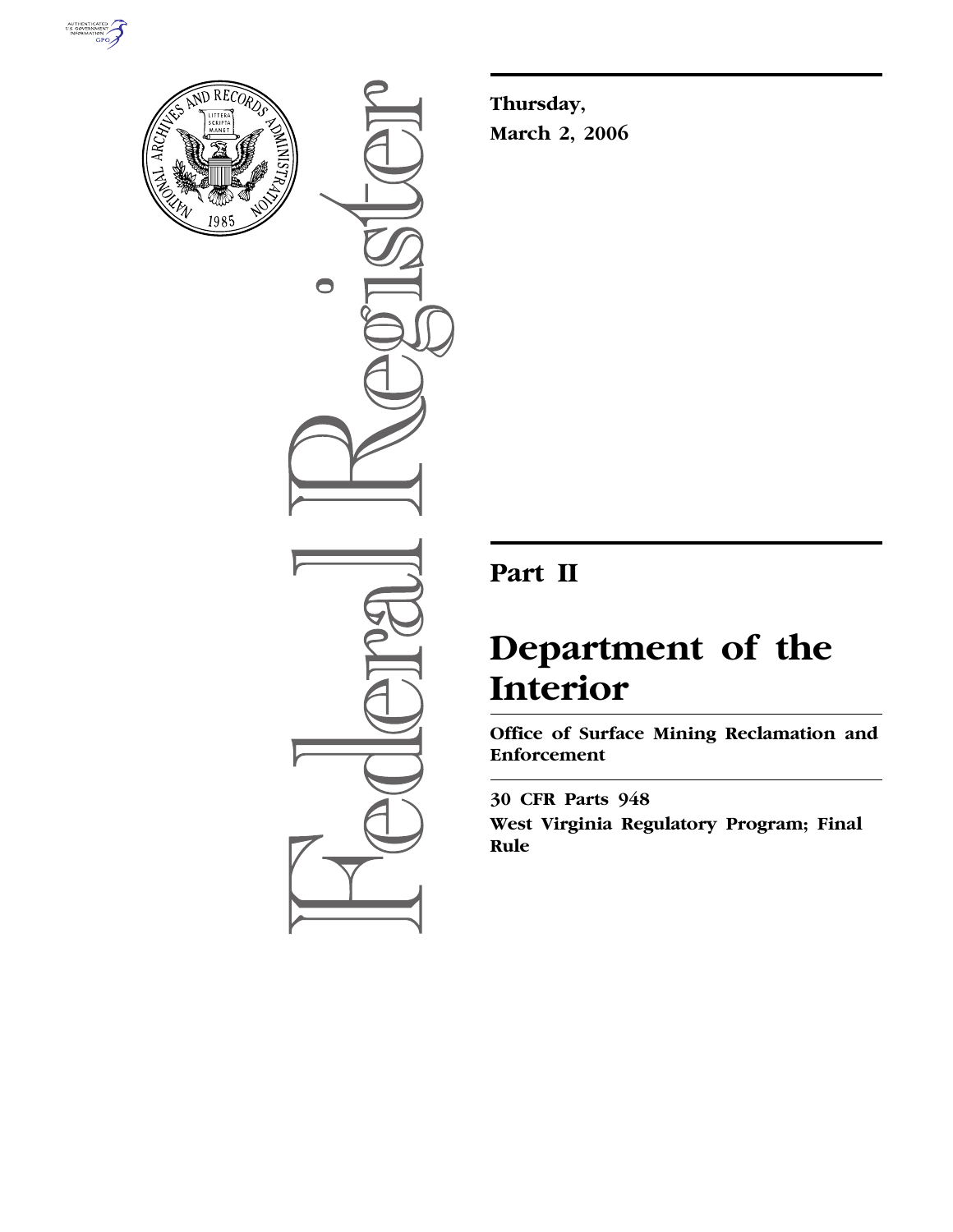**Thursday,**

**March 2, 2006**

## Part II

# Department of the Interior

**Office of Surface Mining Reclamation and Enforcement**

**30 CFR Parts 948**

**West Virginia Regulatory Program; Final Rule**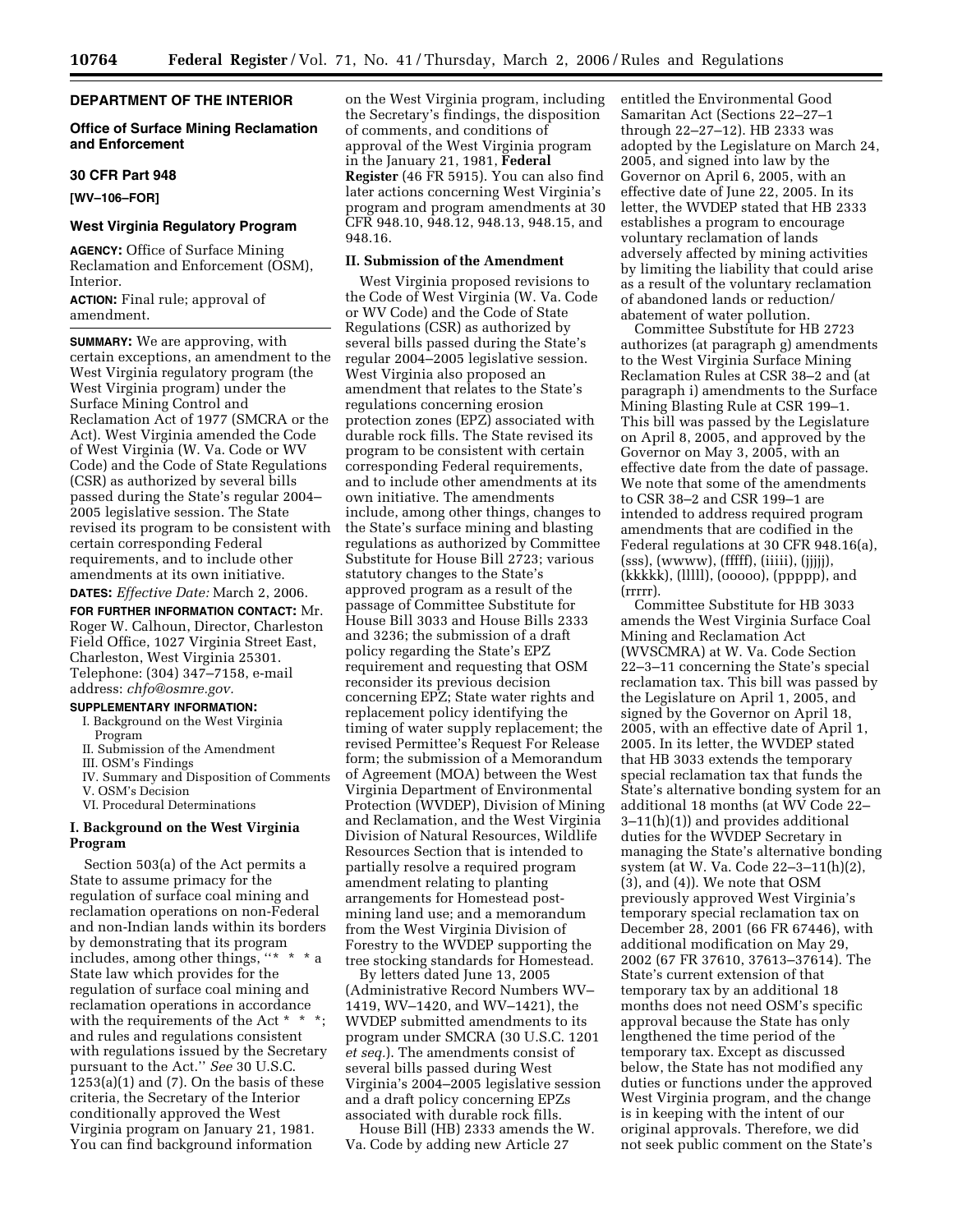**DEPARTMENT OF THE INTERIOR**

**Office of Surface Mining Reclamation and Enforcement**

**30 CFR Part 948**

**[WV–106–FOR]**

# West Virginia Regulatory Program

**AGENCY:** Office of Surface Mining Reclamation and Enforcement (OSM), Interior.

**ACTION:** Final rule; approval of amendment.

**SUMMARY:** We are approving, with certain exceptions, an amendment to the West Virginia regulatory program (the West Virginia program) under the Surface Mining Control and Reclamation Act of 1977 (SMCRA or the Act). West Virginia amended the Code of West Virginia (W. Va. Code or WV Code) and the Code of State Regulations (CSR) as authorized by several bills passed during the State's regular 2004–2005 legislative session. The State revised its program to be consistent with certain corresponding Federal requirements, and to include other amendments at its own initiative.

**DATES:** *Effective Date:* March 2, 2006.

**FOR FURTHER INFORMATION CONTACT:** Mr. Roger W. Calhoun, Director, Charleston Field Office, 1027 Virginia Street East, Charleston, West Virginia 25301. Telephone: (304) 347–7158, e-mail address: *chfo@osmre.gov.*

**SUPPLEMENTARY INFORMATION:**

I. Background on the West Virginia Program
II. Submission of the Amendment
III. OSM's Findings
IV. Summary and Disposition of Comments
V. OSM's Decision
VI. Procedural Determinations

## I. Background on the West Virginia Program

Section 503(a) of the Act permits a State to assume primacy for the regulation of surface coal mining and reclamation operations on non-Federal and non-Indian lands within its borders by demonstrating that its program includes, among other things, "* * * a State law which provides for the regulation of surface coal mining and reclamation operations in accordance with the requirements of the Act * * *; and rules and regulations consistent with regulations issued by the Secretary pursuant to the Act." *See* 30 U.S.C. 1253(a)(1) and (7). On the basis of these criteria, the Secretary of the Interior conditionally approved the West Virginia program on January 21, 1981. You can find background information on the West Virginia program, including the Secretary's findings, the disposition of comments, and conditions of approval of the West Virginia program in the January 21, 1981, **Federal Register** (46 FR 5915). You can also find later actions concerning West Virginia's program and program amendments at 30 CFR 948.10, 948.12, 948.13, 948.15, and 948.16.

## II. Submission of the Amendment

West Virginia proposed revisions to the Code of West Virginia (W. Va. Code or WV Code) and the Code of State Regulations (CSR) as authorized by several bills passed during the State's regular 2004–2005 legislative session. West Virginia also proposed an amendment that relates to the State's regulations concerning erosion protection zones (EPZ) associated with durable rock fills. The State revised its program to be consistent with certain corresponding Federal requirements, and to include other amendments at its own initiative. The amendments include, among other things, changes to the State's surface mining and blasting regulations as authorized by Committee Substitute for House Bill 2723; various statutory changes to the State's approved program as a result of the passage of Committee Substitute for House Bill 3033 and House Bills 2333 and 3236; the submission of a draft policy regarding the State's EPZ requirement and requesting that OSM reconsider its previous decision concerning EPZ; State water rights and replacement policy identifying the timing of water supply replacement; the revised Permittee's Request For Release form; the submission of a Memorandum of Agreement (MOA) between the West Virginia Department of Environmental Protection (WVDEP), Division of Mining and Reclamation, and the West Virginia Division of Natural Resources, Wildlife Resources Section that is intended to partially resolve a required program amendment relating to planting arrangements for Homestead post-mining land use; and a memorandum from the West Virginia Division of Forestry to the WVDEP supporting the tree stocking standards for Homestead.

By letters dated June 13, 2005 (Administrative Record Numbers WV–1419, WV–1420, and WV–1421), the WVDEP submitted amendments to its program under SMCRA (30 U.S.C. 1201 *et seq.*). The amendments consist of several bills passed during West Virginia's 2004–2005 legislative session and a draft policy concerning EPZs associated with durable rock fills.

House Bill (HB) 2333 amends the W. Va. Code by adding new Article 27 entitled the Environmental Good Samaritan Act (Sections 22–27–1 through 22–27–12). HB 2333 was adopted by the Legislature on March 24, 2005, and signed into law by the Governor on April 6, 2005, with an effective date of June 22, 2005. In its letter, the WVDEP stated that HB 2333 establishes a program to encourage voluntary reclamation of lands adversely affected by mining activities by limiting the liability that could arise as a result of the voluntary reclamation of abandoned lands or reduction/abatement of water pollution.

Committee Substitute for HB 2723 authorizes (at paragraph g) amendments to the West Virginia Surface Mining Reclamation Rules at CSR 38–2 and (at paragraph i) amendments to the Surface Mining Blasting Rule at CSR 199–1. This bill was passed by the Legislature on April 8, 2005, and approved by the Governor on May 3, 2005, with an effective date from the date of passage. We note that some of the amendments to CSR 38–2 and CSR 199–1 are intended to address required program amendments that are codified in the Federal regulations at 30 CFR 948.16(a), (sss), (wwww), (fffff), (iiiii), (jjjjj), (kkkkk), (lllll), (ooooo), (ppppp), and (rrrrr).

Committee Substitute for HB 3033 amends the West Virginia Surface Coal Mining and Reclamation Act (WVSCMRA) at W. Va. Code Section 22–3–11 concerning the State's special reclamation tax. This bill was passed by the Legislature on April 1, 2005, and signed by the Governor on April 18, 2005, with an effective date of April 1, 2005. In its letter, the WVDEP stated that HB 3033 extends the temporary special reclamation tax that funds the State's alternative bonding system for an additional 18 months (at WV Code 22–3–11(h)(1)) and provides additional duties for the WVDEP Secretary in managing the State's alternative bonding system (at W. Va. Code 22–3–11(h)(2), (3), and (4)). We note that OSM previously approved West Virginia's temporary special reclamation tax on December 28, 2001 (66 FR 67446), with additional modification on May 29, 2002 (67 FR 37610, 37613–37614). The State's current extension of that temporary tax by an additional 18 months does not need OSM's specific approval because the State has only lengthened the time period of the temporary tax. Except as discussed below, the State has not modified any duties or functions under the approved West Virginia program, and the change is in keeping with the intent of our original approvals. Therefore, we did not seek public comment on the State's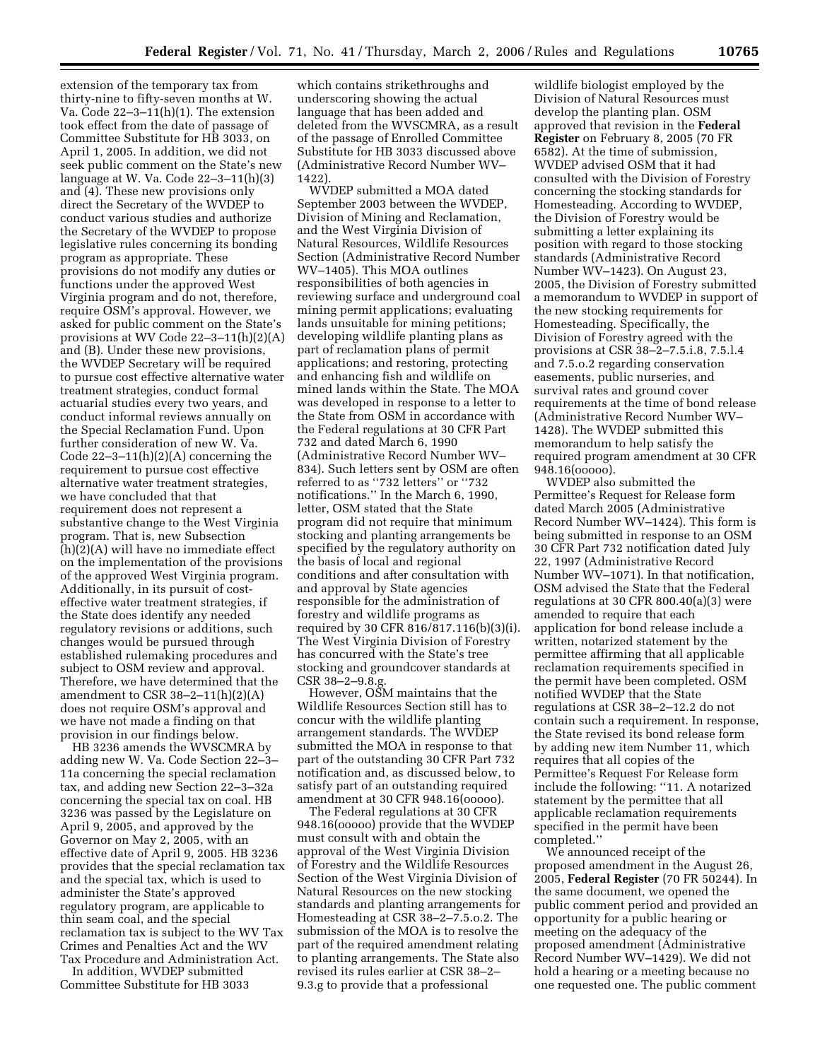extension of the temporary tax from thirty-nine to fifty-seven months at W. Va. Code 22–3–11(h)(1). The extension took effect from the date of passage of Committee Substitute for HB 3033, on April 1, 2005. In addition, we did not seek public comment on the State's new language at W. Va. Code 22–3–11(h)(3) and (4). These new provisions only direct the Secretary of the WVDEP to conduct various studies and authorize the Secretary of the WVDEP to propose legislative rules concerning its bonding program as appropriate. These provisions do not modify any duties or functions under the approved West Virginia program and do not, therefore, require OSM's approval. However, we asked for public comment on the State's provisions at WV Code 22–3–11(h)(2)(A) and (B). Under these new provisions, the WVDEP Secretary will be required to pursue cost effective alternative water treatment strategies, conduct formal actuarial studies every two years, and conduct informal reviews annually on the Special Reclamation Fund. Upon further consideration of new W. Va. Code 22–3–11(h)(2)(A) concerning the requirement to pursue cost effective alternative water treatment strategies, we have concluded that that requirement does not represent a substantive change to the West Virginia program. That is, new Subsection (h)(2)(A) will have no immediate effect on the implementation of the provisions of the approved West Virginia program. Additionally, in its pursuit of cost-effective water treatment strategies, if the State does identify any needed regulatory revisions or additions, such changes would be pursued through established rulemaking procedures and subject to OSM review and approval. Therefore, we have determined that the amendment to CSR 38–2–11(h)(2)(A) does not require OSM's approval and we have not made a finding on that provision in our findings below.

HB 3236 amends the WVSCMRA by adding new W. Va. Code Section 22–3–11a concerning the special reclamation tax, and adding new Section 22–3–32a concerning the special tax on coal. HB 3236 was passed by the Legislature on April 9, 2005, and approved by the Governor on May 2, 2005, with an effective date of April 9, 2005. HB 3236 provides that the special reclamation tax and the special tax, which is used to administer the State's approved regulatory program, are applicable to thin seam coal, and the special reclamation tax is subject to the WV Tax Crimes and Penalties Act and the WV Tax Procedure and Administration Act.

In addition, WVDEP submitted Committee Substitute for HB 3033 which contains strikethroughs and underscoring showing the actual language that has been added and deleted from the WVSCMRA, as a result of the passage of Enrolled Committee Substitute for HB 3033 discussed above (Administrative Record Number WV–1422).

WVDEP submitted a MOA dated September 2003 between the WVDEP, Division of Mining and Reclamation, and the West Virginia Division of Natural Resources, Wildlife Resources Section (Administrative Record Number WV–1405). This MOA outlines responsibilities of both agencies in reviewing surface and underground coal mining permit applications; evaluating lands unsuitable for mining petitions; developing wildlife planting plans as part of reclamation plans of permit applications; and restoring, protecting and enhancing fish and wildlife on mined lands within the State. The MOA was developed in response to a letter to the State from OSM in accordance with the Federal regulations at 30 CFR Part 732 and dated March 6, 1990 (Administrative Record Number WV–834). Such letters sent by OSM are often referred to as ''732 letters'' or ''732 notifications.'' In the March 6, 1990, letter, OSM stated that the State program did not require that minimum stocking and planting arrangements be specified by the regulatory authority on the basis of local and regional conditions and after consultation with and approval by State agencies responsible for the administration of forestry and wildlife programs as required by 30 CFR 816/817.116(b)(3)(i). The West Virginia Division of Forestry has concurred with the State's tree stocking and groundcover standards at CSR 38–2–9.8.g.

However, OSM maintains that the Wildlife Resources Section still has to concur with the wildlife planting arrangement standards. The WVDEP submitted the MOA in response to that part of the outstanding 30 CFR Part 732 notification and, as discussed below, to satisfy part of an outstanding required amendment at 30 CFR 948.16(ooooo).

The Federal regulations at 30 CFR 948.16(ooooo) provide that the WVDEP must consult with and obtain the approval of the West Virginia Division of Forestry and the Wildlife Resources Section of the West Virginia Division of Natural Resources on the new stocking standards and planting arrangements for Homesteading at CSR 38–2–7.5.o.2. The submission of the MOA is to resolve the part of the required amendment relating to planting arrangements. The State also revised its rules earlier at CSR 38–2–9.3.g to provide that a professional wildlife biologist employed by the Division of Natural Resources must develop the planting plan. OSM approved that revision in the **Federal Register** on February 8, 2005 (70 FR 6582). At the time of submission, WVDEP advised OSM that it had consulted with the Division of Forestry concerning the stocking standards for Homesteading. According to WVDEP, the Division of Forestry would be submitting a letter explaining its position with regard to those stocking standards (Administrative Record Number WV–1423). On August 23, 2005, the Division of Forestry submitted a memorandum to WVDEP in support of the new stocking requirements for Homesteading. Specifically, the Division of Forestry agreed with the provisions at CSR 38–2–7.5.i.8, 7.5.l.4 and 7.5.o.2 regarding conservation easements, public nurseries, and survival rates and ground cover requirements at the time of bond release (Administrative Record Number WV–1428). The WVDEP submitted this memorandum to help satisfy the required program amendment at 30 CFR 948.16(ooooo).

WVDEP also submitted the Permittee's Request for Release form dated March 2005 (Administrative Record Number WV–1424). This form is being submitted in response to an OSM 30 CFR Part 732 notification dated July 22, 1997 (Administrative Record Number WV–1071). In that notification, OSM advised the State that the Federal regulations at 30 CFR 800.40(a)(3) were amended to require that each application for bond release include a written, notarized statement by the permittee affirming that all applicable reclamation requirements specified in the permit have been completed. OSM notified WVDEP that the State regulations at CSR 38–2–12.2 do not contain such a requirement. In response, the State revised its bond release form by adding new item Number 11, which requires that all copies of the Permittee's Request For Release form include the following: ''11. A notarized statement by the permittee that all applicable reclamation requirements specified in the permit have been completed.''

We announced receipt of the proposed amendment in the August 26, 2005, **Federal Register** (70 FR 50244). In the same document, we opened the public comment period and provided an opportunity for a public hearing or meeting on the adequacy of the proposed amendment (Administrative Record Number WV–1429). We did not hold a hearing or a meeting because no one requested one. The public comment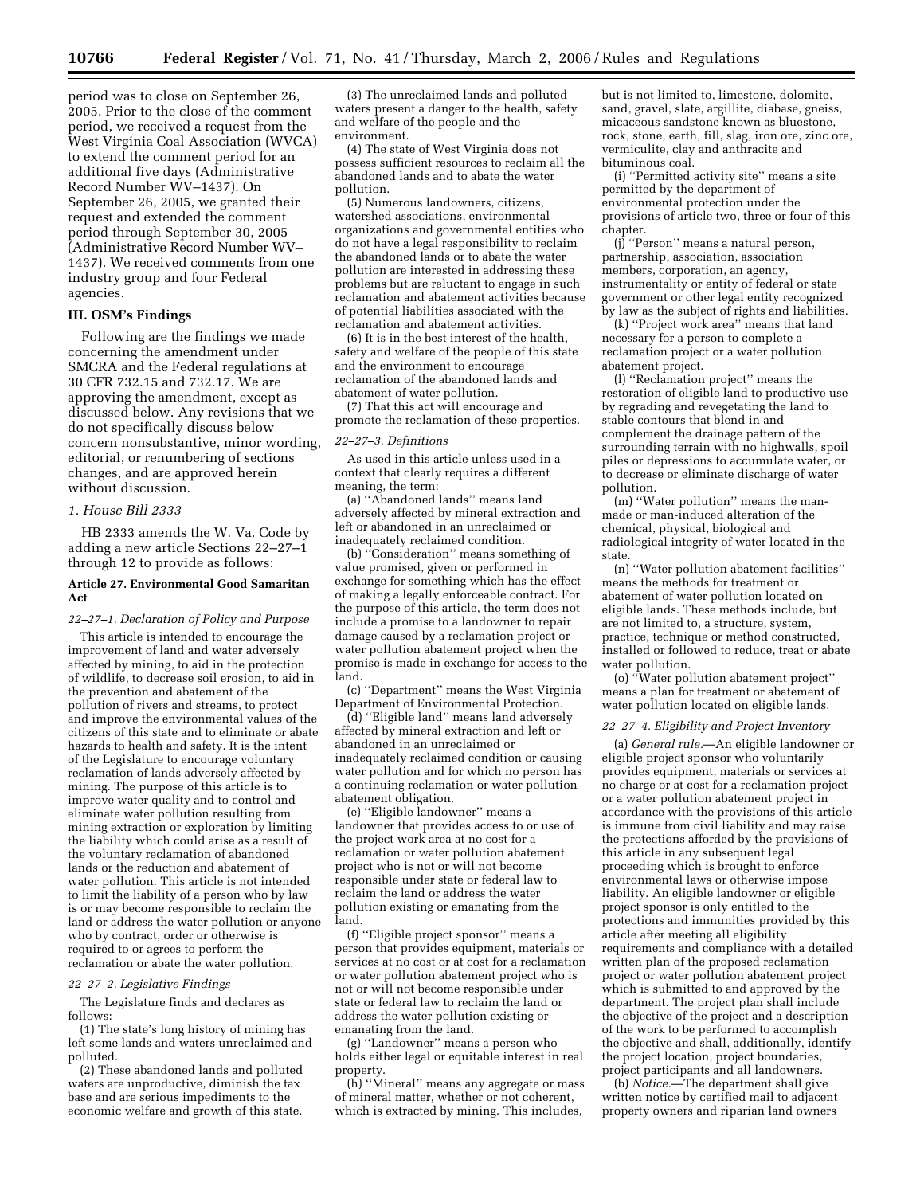period was to close on September 26, 2005. Prior to the close of the comment period, we received a request from the West Virginia Coal Association (WVCA) to extend the comment period for an additional five days (Administrative Record Number WV–1437). On September 26, 2005, we granted their request and extended the comment period through September 30, 2005 (Administrative Record Number WV–1437). We received comments from one industry group and four Federal agencies.

## III. OSM's Findings

Following are the findings we made concerning the amendment under SMCRA and the Federal regulations at 30 CFR 732.15 and 732.17. We are approving the amendment, except as discussed below. Any revisions that we do not specifically discuss below concern nonsubstantive, minor wording, editorial, or renumbering of sections changes, and are approved herein without discussion.

### *1. House Bill 2333*

HB 2333 amends the W. Va. Code by adding a new article Sections 22–27–1 through 12 to provide as follows:

**Article 27. Environmental Good Samaritan Act**

*22–27–1. Declaration of Policy and Purpose*

This article is intended to encourage the improvement of land and water adversely affected by mining, to aid in the protection of wildlife, to decrease soil erosion, to aid in the prevention and abatement of the pollution of rivers and streams, to protect and improve the environmental values of the citizens of this state and to eliminate or abate hazards to health and safety. It is the intent of the Legislature to encourage voluntary reclamation of lands adversely affected by mining. The purpose of this article is to improve water quality and to control and eliminate water pollution resulting from mining extraction or exploration by limiting the liability which could arise as a result of the voluntary reclamation of abandoned lands or the reduction and abatement of water pollution. This article is not intended to limit the liability of a person who by law is or may become responsible to reclaim the land or address the water pollution or anyone who by contract, order or otherwise is required to or agrees to perform the reclamation or abate the water pollution.

*22–27–2. Legislative Findings*

The Legislature finds and declares as follows:

(1) The state's long history of mining has left some lands and waters unreclaimed and polluted.

(2) These abandoned lands and polluted waters are unproductive, diminish the tax base and are serious impediments to the economic welfare and growth of this state.

(3) The unreclaimed lands and polluted waters present a danger to the health, safety and welfare of the people and the environment.

(4) The state of West Virginia does not possess sufficient resources to reclaim all the abandoned lands and to abate the water pollution.

(5) Numerous landowners, citizens, watershed associations, environmental organizations and governmental entities who do not have a legal responsibility to reclaim the abandoned lands or to abate the water pollution are interested in addressing these problems but are reluctant to engage in such reclamation and abatement activities because of potential liabilities associated with the reclamation and abatement activities.

(6) It is in the best interest of the health, safety and welfare of the people of this state and the environment to encourage reclamation of the abandoned lands and abatement of water pollution.

(7) That this act will encourage and promote the reclamation of these properties.

*22–27–3. Definitions*

As used in this article unless used in a context that clearly requires a different meaning, the term:

(a) ''Abandoned lands'' means land adversely affected by mineral extraction and left or abandoned in an unreclaimed or inadequately reclaimed condition.

(b) ''Consideration'' means something of value promised, given or performed in exchange for something which has the effect of making a legally enforceable contract. For the purpose of this article, the term does not include a promise to a landowner to repair damage caused by a reclamation project or water pollution abatement project when the promise is made in exchange for access to the land.

(c) ''Department'' means the West Virginia Department of Environmental Protection.

(d) ''Eligible land'' means land adversely affected by mineral extraction and left or abandoned in an unreclaimed or inadequately reclaimed condition or causing water pollution and for which no person has a continuing reclamation or water pollution abatement obligation.

(e) ''Eligible landowner'' means a landowner that provides access to or use of the project work area at no cost for a reclamation or water pollution abatement project who is not or will not become responsible under state or federal law to reclaim the land or address the water pollution existing or emanating from the land.

(f) ''Eligible project sponsor'' means a person that provides equipment, materials or services at no cost or at cost for a reclamation or water pollution abatement project who is not or will not become responsible under state or federal law to reclaim the land or address the water pollution existing or emanating from the land.

(g) ''Landowner'' means a person who holds either legal or equitable interest in real property.

(h) ''Mineral'' means any aggregate or mass of mineral matter, whether or not coherent, which is extracted by mining. This includes, but is not limited to, limestone, dolomite, sand, gravel, slate, argillite, diabase, gneiss, micaceous sandstone known as bluestone, rock, stone, earth, fill, slag, iron ore, zinc ore, vermiculite, clay and anthracite and bituminous coal.

(i) ''Permitted activity site'' means a site permitted by the department of environmental protection under the provisions of article two, three or four of this chapter.

(j) ''Person'' means a natural person, partnership, association, association members, corporation, an agency, instrumentality or entity of federal or state government or other legal entity recognized by law as the subject of rights and liabilities.

(k) ''Project work area'' means that land necessary for a person to complete a reclamation project or a water pollution abatement project.

(l) ''Reclamation project'' means the restoration of eligible land to productive use by regrading and revegetating the land to stable contours that blend in and complement the drainage pattern of the surrounding terrain with no highwalls, spoil piles or depressions to accumulate water, or to decrease or eliminate discharge of water pollution.

(m) ''Water pollution'' means the man-made or man-induced alteration of the chemical, physical, biological and radiological integrity of water located in the state.

(n) ''Water pollution abatement facilities'' means the methods for treatment or abatement of water pollution located on eligible lands. These methods include, but are not limited to, a structure, system, practice, technique or method constructed, installed or followed to reduce, treat or abate water pollution.

(o) ''Water pollution abatement project'' means a plan for treatment or abatement of water pollution located on eligible lands.

*22–27–4. Eligibility and Project Inventory*

(a) *General rule.*—An eligible landowner or eligible project sponsor who voluntarily provides equipment, materials or services at no charge or at cost for a reclamation project or a water pollution abatement project in accordance with the provisions of this article is immune from civil liability and may raise the protections afforded by the provisions of this article in any subsequent legal proceeding which is brought to enforce environmental laws or otherwise impose liability. An eligible landowner or eligible project sponsor is only entitled to the protections and immunities provided by this article after meeting all eligibility requirements and compliance with a detailed written plan of the proposed reclamation project or water pollution abatement project which is submitted to and approved by the department. The project plan shall include the objective of the project and a description of the work to be performed to accomplish the objective and shall, additionally, identify the project location, project boundaries, project participants and all landowners.

(b) *Notice.*—The department shall give written notice by certified mail to adjacent property owners and riparian land owners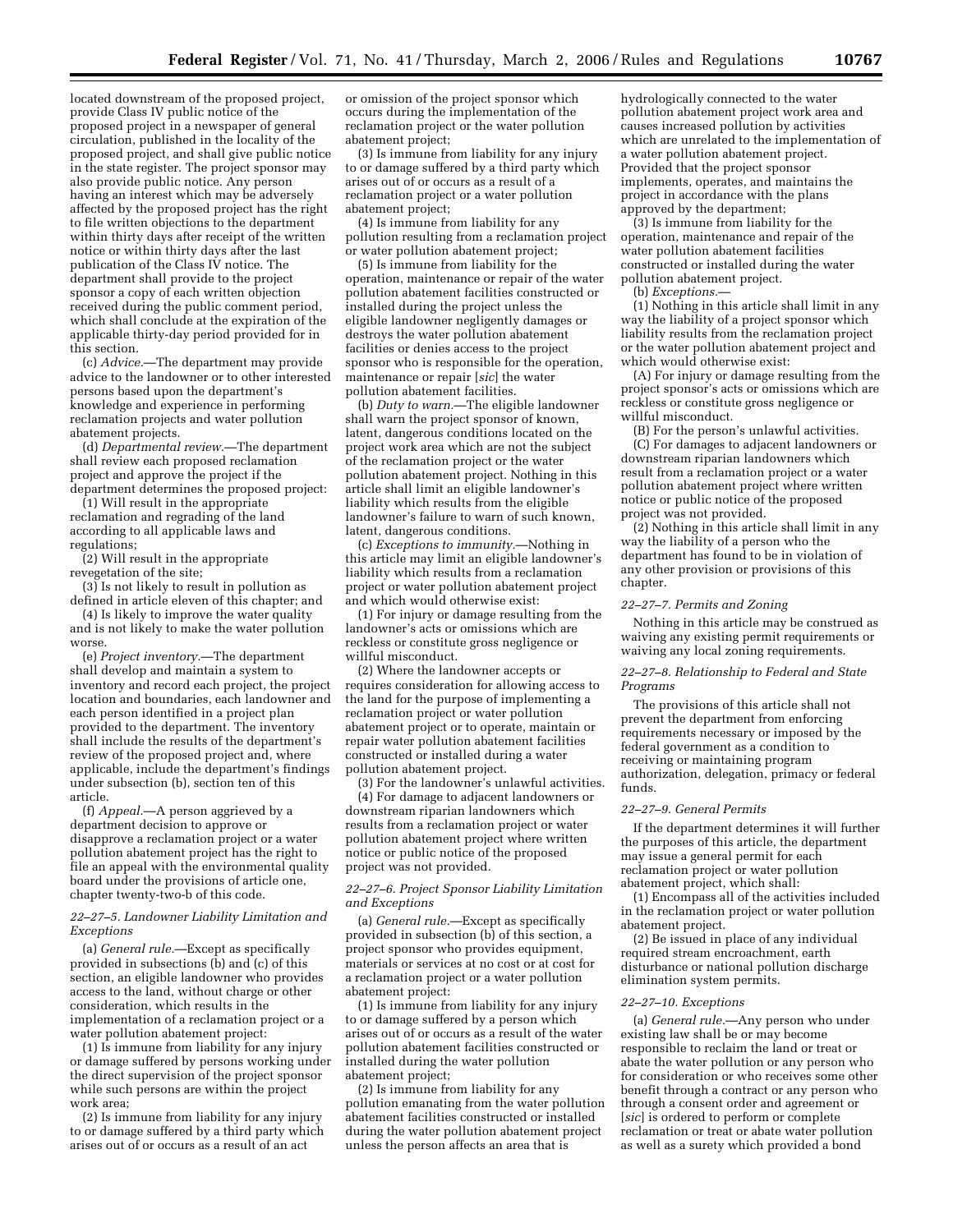located downstream of the proposed project, provide Class IV public notice of the proposed project in a newspaper of general circulation, published in the locality of the proposed project, and shall give public notice in the state register. The project sponsor may also provide public notice. Any person having an interest which may be adversely affected by the proposed project has the right to file written objections to the department within thirty days after receipt of the written notice or within thirty days after the last publication of the Class IV notice. The department shall provide to the project sponsor a copy of each written objection received during the public comment period, which shall conclude at the expiration of the applicable thirty-day period provided for in this section.

(c) *Advice.*—The department may provide advice to the landowner or to other interested persons based upon the department's knowledge and experience in performing reclamation projects and water pollution abatement projects.

(d) *Departmental review.*—The department shall review each proposed reclamation project and approve the project if the department determines the proposed project:

(1) Will result in the appropriate reclamation and regrading of the land according to all applicable laws and regulations;

(2) Will result in the appropriate revegetation of the site;

(3) Is not likely to result in pollution as defined in article eleven of this chapter; and

(4) Is likely to improve the water quality and is not likely to make the water pollution worse.

(e) *Project inventory.*—The department shall develop and maintain a system to inventory and record each project, the project location and boundaries, each landowner and each person identified in a project plan provided to the department. The inventory shall include the results of the department's review of the proposed project and, where applicable, include the department's findings under subsection (b), section ten of this article.

(f) *Appeal.*—A person aggrieved by a department decision to approve or disapprove a reclamation project or a water pollution abatement project has the right to file an appeal with the environmental quality board under the provisions of article one, chapter twenty-two-b of this code.

*22–27–5. Landowner Liability Limitation and Exceptions*

(a) *General rule.*—Except as specifically provided in subsections (b) and (c) of this section, an eligible landowner who provides access to the land, without charge or other consideration, which results in the implementation of a reclamation project or a water pollution abatement project:

(1) Is immune from liability for any injury or damage suffered by persons working under the direct supervision of the project sponsor while such persons are within the project work area;

(2) Is immune from liability for any injury to or damage suffered by a third party which arises out of or occurs as a result of an act or omission of the project sponsor which occurs during the implementation of the reclamation project or the water pollution abatement project;

(3) Is immune from liability for any injury to or damage suffered by a third party which arises out of or occurs as a result of a reclamation project or a water pollution abatement project;

(4) Is immune from liability for any pollution resulting from a reclamation project or water pollution abatement project;

(5) Is immune from liability for the operation, maintenance or repair of the water pollution abatement facilities constructed or installed during the project unless the eligible landowner negligently damages or destroys the water pollution abatement facilities or denies access to the project sponsor who is responsible for the operation, maintenance or repair [*sic*] the water pollution abatement facilities.

(b) *Duty to warn.*—The eligible landowner shall warn the project sponsor of known, latent, dangerous conditions located on the project work area which are not the subject of the reclamation project or the water pollution abatement project. Nothing in this article shall limit an eligible landowner's liability which results from the eligible landowner's failure to warn of such known, latent, dangerous conditions.

(c) *Exceptions to immunity.*—Nothing in this article may limit an eligible landowner's liability which results from a reclamation project or water pollution abatement project and which would otherwise exist:

(1) For injury or damage resulting from the landowner's acts or omissions which are reckless or constitute gross negligence or willful misconduct.

(2) Where the landowner accepts or requires consideration for allowing access to the land for the purpose of implementing a reclamation project or water pollution abatement project or to operate, maintain or repair water pollution abatement facilities constructed or installed during a water pollution abatement project.

(3) For the landowner's unlawful activities.

(4) For damage to adjacent landowners or downstream riparian landowners which results from a reclamation project or water pollution abatement project where written notice or public notice of the proposed project was not provided.

*22–27–6. Project Sponsor Liability Limitation and Exceptions*

(a) *General rule.*—Except as specifically provided in subsection (b) of this section, a project sponsor who provides equipment, materials or services at no cost or at cost for a reclamation project or a water pollution abatement project:

(1) Is immune from liability for any injury to or damage suffered by a person which arises out of or occurs as a result of the water pollution abatement facilities constructed or installed during the water pollution abatement project;

(2) Is immune from liability for any pollution emanating from the water pollution abatement facilities constructed or installed during the water pollution abatement project unless the person affects an area that is hydrologically connected to the water pollution abatement project work area and causes increased pollution by activities which are unrelated to the implementation of a water pollution abatement project. Provided that the project sponsor implements, operates, and maintains the project in accordance with the plans approved by the department;

(3) Is immune from liability for the operation, maintenance and repair of the water pollution abatement facilities constructed or installed during the water pollution abatement project.

(b) *Exceptions.*—

(1) Nothing in this article shall limit in any way the liability of a project sponsor which liability results from the reclamation project or the water pollution abatement project and which would otherwise exist:

(A) For injury or damage resulting from the project sponsor's acts or omissions which are reckless or constitute gross negligence or willful misconduct.

(B) For the person's unlawful activities.

(C) For damages to adjacent landowners or downstream riparian landowners which result from a reclamation project or a water pollution abatement project where written notice or public notice of the proposed project was not provided.

(2) Nothing in this article shall limit in any way the liability of a person who the department has found to be in violation of any other provision or provisions of this chapter.

*22–27–7. Permits and Zoning*

Nothing in this article may be construed as waiving any existing permit requirements or waiving any local zoning requirements.

*22–27–8. Relationship to Federal and State Programs*

The provisions of this article shall not prevent the department from enforcing requirements necessary or imposed by the federal government as a condition to receiving or maintaining program authorization, delegation, primacy or federal funds.

*22–27–9. General Permits*

If the department determines it will further the purposes of this article, the department may issue a general permit for each reclamation project or water pollution abatement project, which shall:

(1) Encompass all of the activities included in the reclamation project or water pollution abatement project.

(2) Be issued in place of any individual required stream encroachment, earth disturbance or national pollution discharge elimination system permits.

*22–27–10. Exceptions*

(a) *General rule.*—Any person who under existing law shall be or may become responsible to reclaim the land or treat or abate the water pollution or any person who for consideration or who receives some other benefit through a contract or any person who through a consent order and agreement or [*sic*] is ordered to perform or complete reclamation or treat or abate water pollution as well as a surety which provided a bond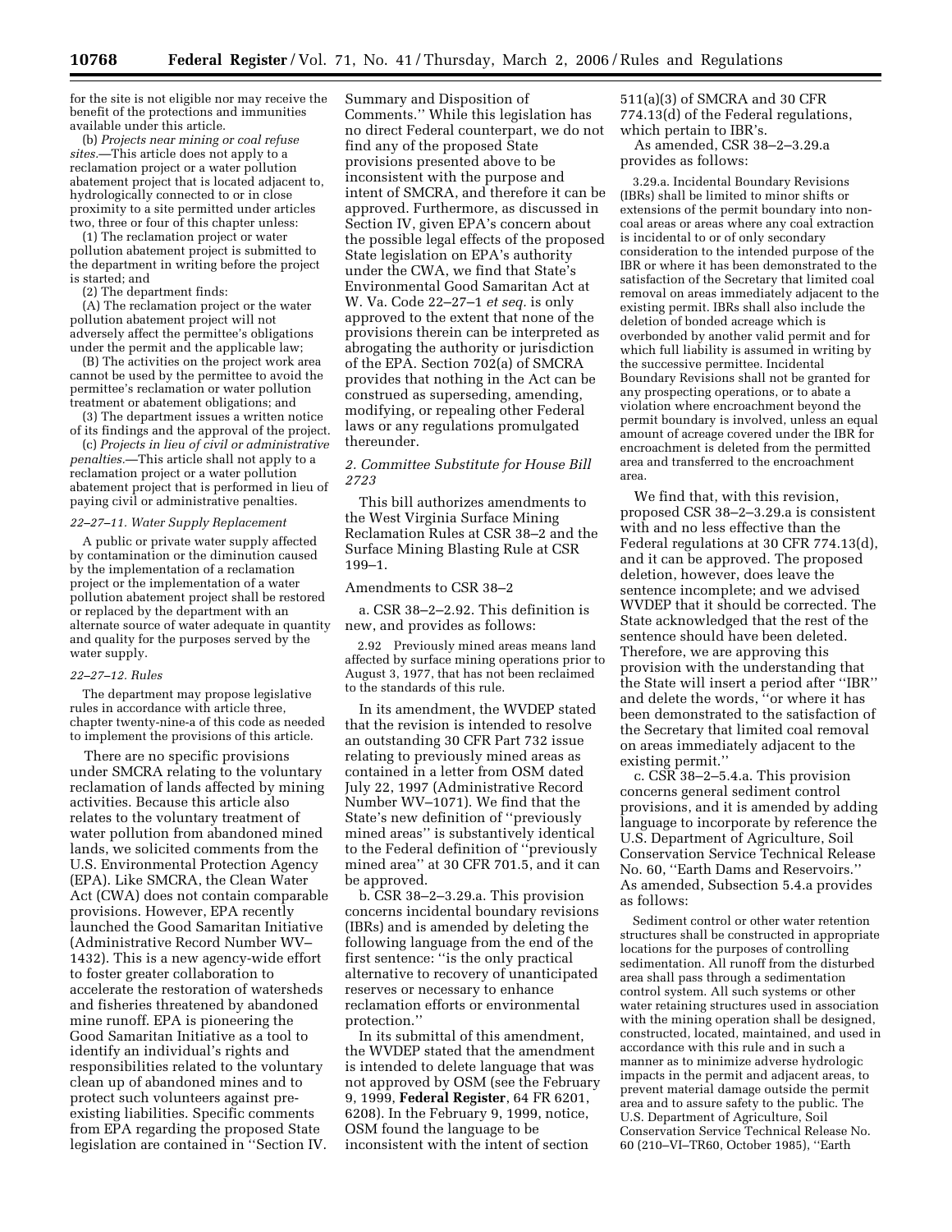for the site is not eligible nor may receive the benefit of the protections and immunities available under this article.

(b) *Projects near mining or coal refuse sites.*—This article does not apply to a reclamation project or a water pollution abatement project that is located adjacent to, hydrologically connected to or in close proximity to a site permitted under articles two, three or four of this chapter unless:

(1) The reclamation project or water pollution abatement project is submitted to the department in writing before the project is started; and

(2) The department finds:

(A) The reclamation project or the water pollution abatement project will not adversely affect the permittee's obligations under the permit and the applicable law;

(B) The activities on the project work area cannot be used by the permittee to avoid the permittee's reclamation or water pollution treatment or abatement obligations; and

(3) The department issues a written notice of its findings and the approval of the project.

(c) *Projects in lieu of civil or administrative penalties.*—This article shall not apply to a reclamation project or a water pollution abatement project that is performed in lieu of paying civil or administrative penalties.

*22–27–11. Water Supply Replacement*

A public or private water supply affected by contamination or the diminution caused by the implementation of a reclamation project or the implementation of a water pollution abatement project shall be restored or replaced by the department with an alternate source of water adequate in quantity and quality for the purposes served by the water supply.

*22–27–12. Rules*

The department may propose legislative rules in accordance with article three, chapter twenty-nine-a of this code as needed to implement the provisions of this article.

There are no specific provisions under SMCRA relating to the voluntary reclamation of lands affected by mining activities. Because this article also relates to the voluntary treatment of water pollution from abandoned mined lands, we solicited comments from the U.S. Environmental Protection Agency (EPA). Like SMCRA, the Clean Water Act (CWA) does not contain comparable provisions. However, EPA recently launched the Good Samaritan Initiative (Administrative Record Number WV–1432). This is a new agency-wide effort to foster greater collaboration to accelerate the restoration of watersheds and fisheries threatened by abandoned mine runoff. EPA is pioneering the Good Samaritan Initiative as a tool to identify an individual's rights and responsibilities related to the voluntary clean up of abandoned mines and to protect such volunteers against pre-existing liabilities. Specific comments from EPA regarding the proposed State legislation are contained in ''Section IV. Summary and Disposition of Comments.'' While this legislation has no direct Federal counterpart, we do not find any of the proposed State provisions presented above to be inconsistent with the purpose and intent of SMCRA, and therefore it can be approved. Furthermore, as discussed in Section IV, given EPA's concern about the possible legal effects of the proposed State legislation on EPA's authority under the CWA, we find that State's Environmental Good Samaritan Act at W. Va. Code 22–27–1 *et seq.* is only approved to the extent that none of the provisions therein can be interpreted as abrogating the authority or jurisdiction of the EPA. Section 702(a) of SMCRA provides that nothing in the Act can be construed as superseding, amending, modifying, or repealing other Federal laws or any regulations promulgated thereunder.

*2. Committee Substitute for House Bill 2723*

This bill authorizes amendments to the West Virginia Surface Mining Reclamation Rules at CSR 38–2 and the Surface Mining Blasting Rule at CSR 199–1.

Amendments to CSR 38–2

a. CSR 38–2–2.92. This definition is new, and provides as follows:

> 2.92 Previously mined areas means land affected by surface mining operations prior to August 3, 1977, that has not been reclaimed to the standards of this rule.

In its amendment, the WVDEP stated that the revision is intended to resolve an outstanding 30 CFR Part 732 issue relating to previously mined areas as contained in a letter from OSM dated July 22, 1997 (Administrative Record Number WV–1071). We find that the State's new definition of ''previously mined areas'' is substantively identical to the Federal definition of ''previously mined area'' at 30 CFR 701.5, and it can be approved.

b. CSR 38–2–3.29.a. This provision concerns incidental boundary revisions (IBRs) and is amended by deleting the following language from the end of the first sentence: ''is the only practical alternative to recovery of unanticipated reserves or necessary to enhance reclamation efforts or environmental protection.''

In its submittal of this amendment, the WVDEP stated that the amendment is intended to delete language that was not approved by OSM (see the February 9, 1999, **Federal Register**, 64 FR 6201, 6208). In the February 9, 1999, notice, OSM found the language to be inconsistent with the intent of section 511(a)(3) of SMCRA and 30 CFR 774.13(d) of the Federal regulations, which pertain to IBR's.

As amended, CSR 38–2–3.29.a provides as follows:

> 3.29.a. Incidental Boundary Revisions (IBRs) shall be limited to minor shifts or extensions of the permit boundary into non-coal areas or areas where any coal extraction is incidental to or of only secondary consideration to the intended purpose of the IBR or where it has been demonstrated to the satisfaction of the Secretary that limited coal removal on areas immediately adjacent to the existing permit. IBRs shall also include the deletion of bonded acreage which is overbonded by another valid permit and for which full liability is assumed in writing by the successive permittee. Incidental Boundary Revisions shall not be granted for any prospecting operations, or to abate a violation where encroachment beyond the permit boundary is involved, unless an equal amount of acreage covered under the IBR for encroachment is deleted from the permitted area and transferred to the encroachment area.

We find that, with this revision, proposed CSR 38–2–3.29.a is consistent with and no less effective than the Federal regulations at 30 CFR 774.13(d), and it can be approved. The proposed deletion, however, does leave the sentence incomplete; and we advised WVDEP that it should be corrected. The State acknowledged that the rest of the sentence should have been deleted. Therefore, we are approving this provision with the understanding that the State will insert a period after ''IBR'' and delete the words, ''or where it has been demonstrated to the satisfaction of the Secretary that limited coal removal on areas immediately adjacent to the existing permit.''

c. CSR 38–2–5.4.a. This provision concerns general sediment control provisions, and it is amended by adding language to incorporate by reference the U.S. Department of Agriculture, Soil Conservation Service Technical Release No. 60, ''Earth Dams and Reservoirs.'' As amended, Subsection 5.4.a provides as follows:

> Sediment control or other water retention structures shall be constructed in appropriate locations for the purposes of controlling sedimentation. All runoff from the disturbed area shall pass through a sedimentation control system. All such systems or other water retaining structures used in association with the mining operation shall be designed, constructed, located, maintained, and used in accordance with this rule and in such a manner as to minimize adverse hydrologic impacts in the permit and adjacent areas, to prevent material damage outside the permit area and to assure safety to the public. The U.S. Department of Agriculture, Soil Conservation Service Technical Release No. 60 (210–VI–TR60, October 1985), ''Earth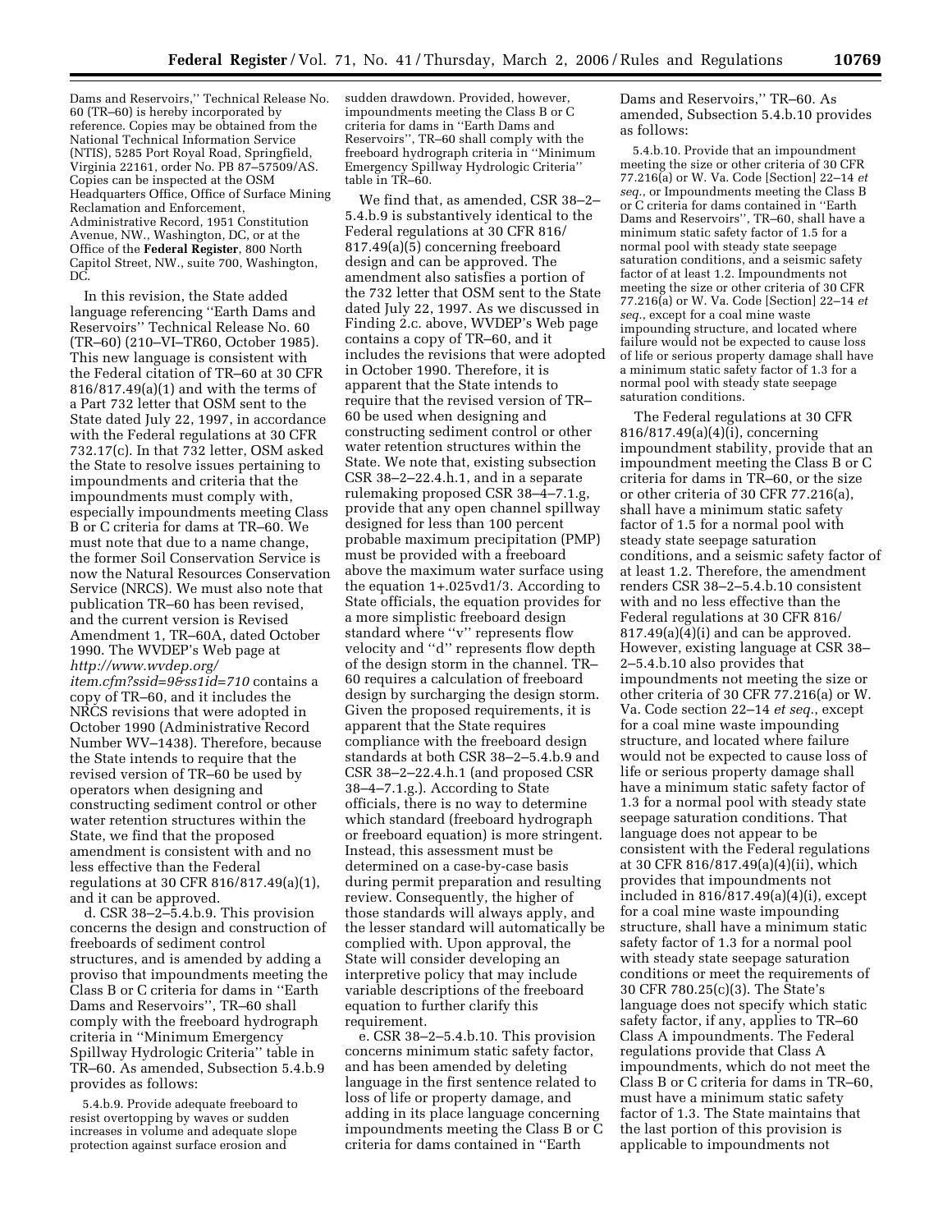Dams and Reservoirs,'' Technical Release No. 60 (TR–60) is hereby incorporated by reference. Copies may be obtained from the National Technical Information Service (NTIS), 5285 Port Royal Road, Springfield, Virginia 22161, order No. PB 87–57509/AS. Copies can be inspected at the OSM Headquarters Office, Office of Surface Mining Reclamation and Enforcement, Administrative Record, 1951 Constitution Avenue, NW., Washington, DC, or at the Office of the **Federal Register**, 800 North Capitol Street, NW., suite 700, Washington, DC.

In this revision, the State added language referencing ''Earth Dams and Reservoirs'' Technical Release No. 60 (TR–60) (210–VI–TR60, October 1985). This new language is consistent with the Federal citation of TR–60 at 30 CFR 816/817.49(a)(1) and with the terms of a Part 732 letter that OSM sent to the State dated July 22, 1997, in accordance with the Federal regulations at 30 CFR 732.17(c). In that 732 letter, OSM asked the State to resolve issues pertaining to impoundments and criteria that the impoundments must comply with, especially impoundments meeting Class B or C criteria for dams at TR–60. We must note that due to a name change, the former Soil Conservation Service is now the Natural Resources Conservation Service (NRCS). We must also note that publication TR–60 has been revised, and the current version is Revised Amendment 1, TR–60A, dated October 1990. The WVDEP's Web page at *http://www.wvdep.org/item.cfm?ssid=9&ss1id=710* contains a copy of TR–60, and it includes the NRCS revisions that were adopted in October 1990 (Administrative Record Number WV–1438). Therefore, because the State intends to require that the revised version of TR–60 be used by operators when designing and constructing sediment control or other water retention structures within the State, we find that the proposed amendment is consistent with and no less effective than the Federal regulations at 30 CFR 816/817.49(a)(1), and it can be approved.

d. CSR 38–2–5.4.b.9. This provision concerns the design and construction of freeboards of sediment control structures, and is amended by adding a proviso that impoundments meeting the Class B or C criteria for dams in ''Earth Dams and Reservoirs'', TR–60 shall comply with the freeboard hydrograph criteria in ''Minimum Emergency Spillway Hydrologic Criteria'' table in TR–60. As amended, Subsection 5.4.b.9 provides as follows:

> 5.4.b.9. Provide adequate freeboard to resist overtopping by waves or sudden increases in volume and adequate slope protection against surface erosion and sudden drawdown. Provided, however, impoundments meeting the Class B or C criteria for dams in ''Earth Dams and Reservoirs'', TR–60 shall comply with the freeboard hydrograph criteria in ''Minimum Emergency Spillway Hydrologic Criteria'' table in TR–60.

We find that, as amended, CSR 38–2–5.4.b.9 is substantively identical to the Federal regulations at 30 CFR 816/817.49(a)(5) concerning freeboard design and can be approved. The amendment also satisfies a portion of the 732 letter that OSM sent to the State dated July 22, 1997. As we discussed in Finding 2.c. above, WVDEP's Web page contains a copy of TR–60, and it includes the revisions that were adopted in October 1990. Therefore, it is apparent that the State intends to require that the revised version of TR–60 be used when designing and constructing sediment control or other water retention structures within the State. We note that, existing subsection CSR 38–2–22.4.h.1, and in a separate rulemaking proposed CSR 38–4–7.1.g, provide that any open channel spillway designed for less than 100 percent probable maximum precipitation (PMP) must be provided with a freeboard above the maximum water surface using the equation 1+.025vd1/3. According to State officials, the equation provides for a more simplistic freeboard design standard where ''v'' represents flow velocity and ''d'' represents flow depth of the design storm in the channel. TR–60 requires a calculation of freeboard design by surcharging the design storm. Given the proposed requirements, it is apparent that the State requires compliance with the freeboard design standards at both CSR 38–2–5.4.b.9 and CSR 38–2–22.4.h.1 (and proposed CSR 38–4–7.1.g.). According to State officials, there is no way to determine which standard (freeboard hydrograph or freeboard equation) is more stringent. Instead, this assessment must be determined on a case-by-case basis during permit preparation and resulting review. Consequently, the higher of those standards will always apply, and the lesser standard will automatically be complied with. Upon approval, the State will consider developing an interpretive policy that may include variable descriptions of the freeboard equation to further clarify this requirement.

e. CSR 38–2–5.4.b.10. This provision concerns minimum static safety factor, and has been amended by deleting language in the first sentence related to loss of life or property damage, and adding in its place language concerning impoundments meeting the Class B or C criteria for dams contained in ''Earth Dams and Reservoirs,'' TR–60. As amended, Subsection 5.4.b.10 provides as follows:

> 5.4.b.10. Provide that an impoundment meeting the size or other criteria of 30 CFR 77.216(a) or W. Va. Code [Section] 22–14 *et seq.*, or Impoundments meeting the Class B or C criteria for dams contained in ''Earth Dams and Reservoirs'', TR–60, shall have a minimum static safety factor of 1.5 for a normal pool with steady state seepage saturation conditions, and a seismic safety factor of at least 1.2. Impoundments not meeting the size or other criteria of 30 CFR 77.216(a) or W. Va. Code [Section] 22–14 *et seq.*, except for a coal mine waste impounding structure, and located where failure would not be expected to cause loss of life or serious property damage shall have a minimum static safety factor of 1.3 for a normal pool with steady state seepage saturation conditions.

The Federal regulations at 30 CFR 816/817.49(a)(4)(i), concerning impoundment stability, provide that an impoundment meeting the Class B or C criteria for dams in TR–60, or the size or other criteria of 30 CFR 77.216(a), shall have a minimum static safety factor of 1.5 for a normal pool with steady state seepage saturation conditions, and a seismic safety factor of at least 1.2. Therefore, the amendment renders CSR 38–2–5.4.b.10 consistent with and no less effective than the Federal regulations at 30 CFR 816/817.49(a)(4)(i) and can be approved. However, existing language at CSR 38–2–5.4.b.10 also provides that impoundments not meeting the size or other criteria of 30 CFR 77.216(a) or W. Va. Code section 22–14 *et seq.*, except for a coal mine waste impounding structure, and located where failure would not be expected to cause loss of life or serious property damage shall have a minimum static safety factor of 1.3 for a normal pool with steady state seepage saturation conditions. That language does not appear to be consistent with the Federal regulations at 30 CFR 816/817.49(a)(4)(ii), which provides that impoundments not included in 816/817.49(a)(4)(i), except for a coal mine waste impounding structure, shall have a minimum static safety factor of 1.3 for a normal pool with steady state seepage saturation conditions or meet the requirements of 30 CFR 780.25(c)(3). The State's language does not specify which static safety factor, if any, applies to TR–60 Class A impoundments. The Federal regulations provide that Class A impoundments, which do not meet the Class B or C criteria for dams in TR–60, must have a minimum static safety factor of 1.3. The State maintains that the last portion of this provision is applicable to impoundments not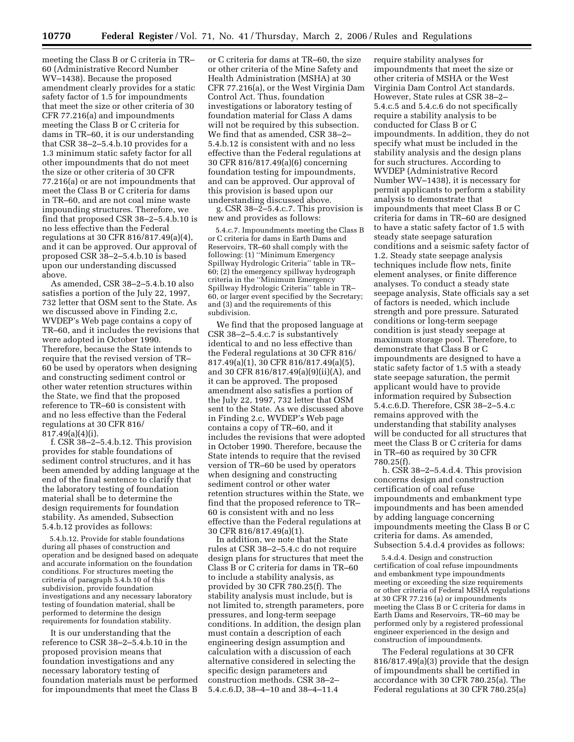meeting the Class B or C criteria in TR–60 (Administrative Record Number WV–1438). Because the proposed amendment clearly provides for a static safety factor of 1.5 for impoundments that meet the size or other criteria of 30 CFR 77.216(a) and impoundments meeting the Class B or C criteria for dams in TR–60, it is our understanding that CSR 38–2–5.4.b.10 provides for a 1.3 minimum static safety factor for all other impoundments that do not meet the size or other criteria of 30 CFR 77.216(a) or are not impoundments that meet the Class B or C criteria for dams in TR–60, and are not coal mine waste impounding structures. Therefore, we find that proposed CSR 38–2–5.4.b.10 is no less effective than the Federal regulations at 30 CFR 816/817.49(a)(4), and it can be approved. Our approval of proposed CSR 38–2–5.4.b.10 is based upon our understanding discussed above.

As amended, CSR 38–2–5.4.b.10 also satisfies a portion of the July 22, 1997, 732 letter that OSM sent to the State. As we discussed above in Finding 2.c, WVDEP's Web page contains a copy of TR–60, and it includes the revisions that were adopted in October 1990. Therefore, because the State intends to require that the revised version of TR–60 be used by operators when designing and constructing sediment control or other water retention structures within the State, we find that the proposed reference to TR–60 is consistent with and no less effective than the Federal regulations at 30 CFR 816/817.49(a)(4)(i).

f. CSR 38–2–5.4.b.12. This provision provides for stable foundations of sediment control structures, and it has been amended by adding language at the end of the final sentence to clarify that the laboratory testing of foundation material shall be to determine the design requirements for foundation stability. As amended, Subsection 5.4.b.12 provides as follows:

> 5.4.b.12. Provide for stable foundations during all phases of construction and operation and be designed based on adequate and accurate information on the foundation conditions. For structures meeting the criteria of paragraph 5.4.b.10 of this subdivision, provide foundation investigations and any necessary laboratory testing of foundation material, shall be performed to determine the design requirements for foundation stability.

It is our understanding that the reference to CSR 38–2–5.4.b.10 in the proposed provision means that foundation investigations and any necessary laboratory testing of foundation materials must be performed for impoundments that meet the Class B or C criteria for dams at TR–60, the size or other criteria of the Mine Safety and Health Administration (MSHA) at 30 CFR 77.216(a), or the West Virginia Dam Control Act. Thus, foundation investigations or laboratory testing of foundation material for Class A dams will not be required by this subsection. We find that as amended, CSR 38–2–5.4.b.12 is consistent with and no less effective than the Federal regulations at 30 CFR 816/817.49(a)(6) concerning foundation testing for impoundments, and can be approved. Our approval of this provision is based upon our understanding discussed above.

g. CSR 38–2–5.4.c.7. This provision is new and provides as follows:

> 5.4.c.7. Impoundments meeting the Class B or C criteria for dams in Earth Dams and Reservoirs, TR–60 shall comply with the following: (1) ''Minimum Emergency Spillway Hydrologic Criteria'' table in TR–60; (2) the emergency spillway hydrograph criteria in the ''Minimum Emergency Spillway Hydrologic Criteria'' table in TR–60, or larger event specified by the Secretary; and (3) and the requirements of this subdivision.

We find that the proposed language at CSR 38–2–5.4.c.7 is substantively identical to and no less effective than the Federal regulations at 30 CFR 816/817.49(a)(1), 30 CFR 816/817.49(a)(5), and 30 CFR 816/817.49(a)(9)(ii)(A), and it can be approved. The proposed amendment also satisfies a portion of the July 22, 1997, 732 letter that OSM sent to the State. As we discussed above in Finding 2.c, WVDEP's Web page contains a copy of TR–60, and it includes the revisions that were adopted in October 1990. Therefore, because the State intends to require that the revised version of TR–60 be used by operators when designing and constructing sediment control or other water retention structures within the State, we find that the proposed reference to TR–60 is consistent with and no less effective than the Federal regulations at 30 CFR 816/817.49(a)(1).

In addition, we note that the State rules at CSR 38–2–5.4.c do not require design plans for structures that meet the Class B or C criteria for dams in TR–60 to include a stability analysis, as provided by 30 CFR 780.25(f). The stability analysis must include, but is not limited to, strength parameters, pore pressures, and long-term seepage conditions. In addition, the design plan must contain a description of each engineering design assumption and calculation with a discussion of each alternative considered in selecting the specific design parameters and construction methods. CSR 38–2–5.4.c.6.D, 38–4–10 and 38–4–11.4 require stability analyses for impoundments that meet the size or other criteria of MSHA or the West Virginia Dam Control Act standards. However, State rules at CSR 38–2–5.4.c.5 and 5.4.c.6 do not specifically require a stability analysis to be conducted for Class B or C impoundments. In addition, they do not specify what must be included in the stability analysis and the design plans for such structures. According to WVDEP (Administrative Record Number WV–1438), it is necessary for permit applicants to perform a stability analysis to demonstrate that impoundments that meet Class B or C criteria for dams in TR–60 are designed to have a static safety factor of 1.5 with steady state seepage saturation conditions and a seismic safety factor of 1.2. Steady state seepage analysis techniques include flow nets, finite element analyses, or finite difference analyses. To conduct a steady state seepage analysis, State officials say a set of factors is needed, which include strength and pore pressure. Saturated conditions or long-term seepage condition is just steady seepage at maximum storage pool. Therefore, to demonstrate that Class B or C impoundments are designed to have a static safety factor of 1.5 with a steady state seepage saturation, the permit applicant would have to provide information required by Subsection 5.4.c.6.D. Therefore, CSR 38–2–5.4.c remains approved with the understanding that stability analyses will be conducted for all structures that meet the Class B or C criteria for dams in TR–60 as required by 30 CFR 780.25(f).

h. CSR 38–2–5.4.d.4. This provision concerns design and construction certification of coal refuse impoundments and embankment type impoundments and has been amended by adding language concerning impoundments meeting the Class B or C criteria for dams. As amended, Subsection 5.4.d.4 provides as follows:

> 5.4.d.4. Design and construction certification of coal refuse impoundments and embankment type impoundments meeting or exceeding the size requirements or other criteria of Federal MSHA regulations at 30 CFR 77.216 (a) or impoundments meeting the Class B or C criteria for dams in Earth Dams and Reservoirs, TR–60 may be performed only by a registered professional engineer experienced in the design and construction of impoundments.

The Federal regulations at 30 CFR 816/817.49(a)(3) provide that the design of impoundments shall be certified in accordance with 30 CFR 780.25(a). The Federal regulations at 30 CFR 780.25(a)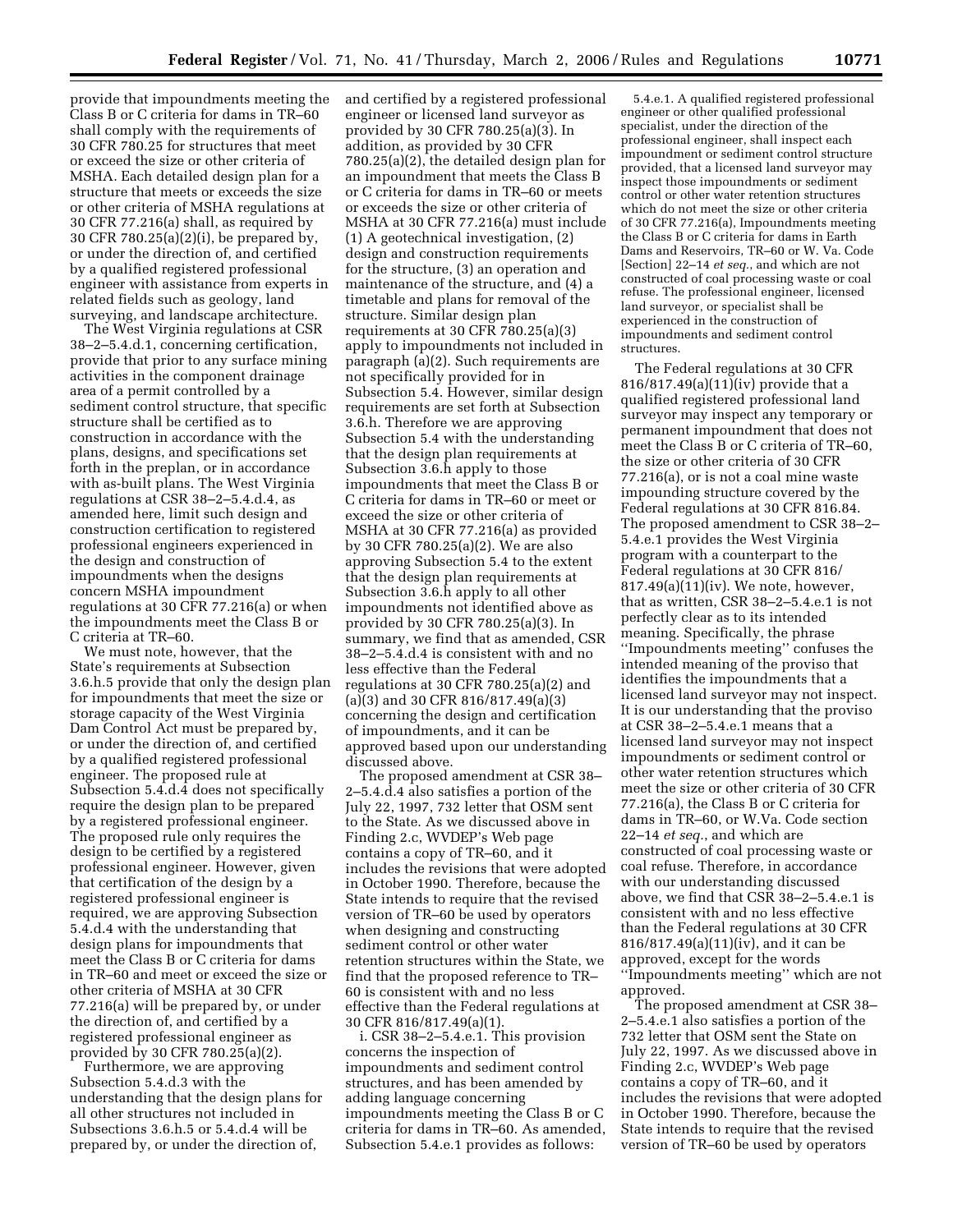provide that impoundments meeting the Class B or C criteria for dams in TR–60 shall comply with the requirements of 30 CFR 780.25 for structures that meet or exceed the size or other criteria of MSHA. Each detailed design plan for a structure that meets or exceeds the size or other criteria of MSHA regulations at 30 CFR 77.216(a) shall, as required by 30 CFR 780.25(a)(2)(i), be prepared by, or under the direction of, and certified by a qualified registered professional engineer with assistance from experts in related fields such as geology, land surveying, and landscape architecture.

The West Virginia regulations at CSR 38–2–5.4.d.1, concerning certification, provide that prior to any surface mining activities in the component drainage area of a permit controlled by a sediment control structure, that specific structure shall be certified as to construction in accordance with the plans, designs, and specifications set forth in the preplan, or in accordance with as-built plans. The West Virginia regulations at CSR 38–2–5.4.d.4, as amended here, limit such design and construction certification to registered professional engineers experienced in the design and construction of impoundments when the designs concern MSHA impoundment regulations at 30 CFR 77.216(a) or when the impoundments meet the Class B or C criteria at TR–60.

We must note, however, that the State's requirements at Subsection 3.6.h.5 provide that only the design plan for impoundments that meet the size or storage capacity of the West Virginia Dam Control Act must be prepared by, or under the direction of, and certified by a qualified registered professional engineer. The proposed rule at Subsection 5.4.d.4 does not specifically require the design plan to be prepared by a registered professional engineer. The proposed rule only requires the design to be certified by a registered professional engineer. However, given that certification of the design by a registered professional engineer is required, we are approving Subsection 5.4.d.4 with the understanding that design plans for impoundments that meet the Class B or C criteria for dams in TR–60 and meet or exceed the size or other criteria of MSHA at 30 CFR 77.216(a) will be prepared by, or under the direction of, and certified by a registered professional engineer as provided by 30 CFR 780.25(a)(2).

Furthermore, we are approving Subsection 5.4.d.3 with the understanding that the design plans for all other structures not included in Subsections 3.6.h.5 or 5.4.d.4 will be prepared by, or under the direction of, and certified by a registered professional engineer or licensed land surveyor as provided by 30 CFR 780.25(a)(3). In addition, as provided by 30 CFR 780.25(a)(2), the detailed design plan for an impoundment that meets the Class B or C criteria for dams in TR–60 or meets or exceeds the size or other criteria of MSHA at 30 CFR 77.216(a) must include (1) A geotechnical investigation, (2) design and construction requirements for the structure, (3) an operation and maintenance of the structure, and (4) a timetable and plans for removal of the structure. Similar design plan requirements at 30 CFR 780.25(a)(3) apply to impoundments not included in paragraph (a)(2). Such requirements are not specifically provided for in Subsection 5.4. However, similar design requirements are set forth at Subsection 3.6.h. Therefore we are approving Subsection 5.4 with the understanding that the design plan requirements at Subsection 3.6.h apply to those impoundments that meet the Class B or C criteria for dams in TR–60 or meet or exceed the size or other criteria of MSHA at 30 CFR 77.216(a) as provided by 30 CFR 780.25(a)(2). We are also approving Subsection 5.4 to the extent that the design plan requirements at Subsection 3.6.h apply to all other impoundments not identified above as provided by 30 CFR 780.25(a)(3). In summary, we find that as amended, CSR 38–2–5.4.d.4 is consistent with and no less effective than the Federal regulations at 30 CFR 780.25(a)(2) and (a)(3) and 30 CFR 816/817.49(a)(3) concerning the design and certification of impoundments, and it can be approved based upon our understanding discussed above.

The proposed amendment at CSR 38–2–5.4.d.4 also satisfies a portion of the July 22, 1997, 732 letter that OSM sent to the State. As we discussed above in Finding 2.c, WVDEP's Web page contains a copy of TR–60, and it includes the revisions that were adopted in October 1990. Therefore, because the State intends to require that the revised version of TR–60 be used by operators when designing and constructing sediment control or other water retention structures within the State, we find that the proposed reference to TR–60 is consistent with and no less effective than the Federal regulations at 30 CFR 816/817.49(a)(1).

i. CSR 38–2–5.4.e.1. This provision concerns the inspection of impoundments and sediment control structures, and has been amended by adding language concerning impoundments meeting the Class B or C criteria for dams in TR–60. As amended, Subsection 5.4.e.1 provides as follows:

> 5.4.e.1. A qualified registered professional engineer or other qualified professional specialist, under the direction of the professional engineer, shall inspect each impoundment or sediment control structure provided, that a licensed land surveyor may inspect those impoundments or sediment control or other water retention structures which do not meet the size or other criteria of 30 CFR 77.216(a), Impoundments meeting the Class B or C criteria for dams in Earth Dams and Reservoirs, TR–60 or W. Va. Code [Section] 22–14 *et seq.*, and which are not constructed of coal processing waste or coal refuse. The professional engineer, licensed land surveyor, or specialist shall be experienced in the construction of impoundments and sediment control structures.

The Federal regulations at 30 CFR 816/817.49(a)(11)(iv) provide that a qualified registered professional land surveyor may inspect any temporary or permanent impoundment that does not meet the Class B or C criteria of TR–60, the size or other criteria of 30 CFR 77.216(a), or is not a coal mine waste impounding structure covered by the Federal regulations at 30 CFR 816.84. The proposed amendment to CSR 38–2–5.4.e.1 provides the West Virginia program with a counterpart to the Federal regulations at 30 CFR 816/817.49(a)(11)(iv). We note, however, that as written, CSR 38–2–5.4.e.1 is not perfectly clear as to its intended meaning. Specifically, the phrase ''Impoundments meeting'' confuses the intended meaning of the proviso that identifies the impoundments that a licensed land surveyor may not inspect. It is our understanding that the proviso at CSR 38–2–5.4.e.1 means that a licensed land surveyor may not inspect impoundments or sediment control or other water retention structures which meet the size or other criteria of 30 CFR 77.216(a), the Class B or C criteria for dams in TR–60, or W.Va. Code section 22–14 *et seq.*, and which are constructed of coal processing waste or coal refuse. Therefore, in accordance with our understanding discussed above, we find that CSR 38–2–5.4.e.1 is consistent with and no less effective than the Federal regulations at 30 CFR 816/817.49(a)(11)(iv), and it can be approved, except for the words ''Impoundments meeting'' which are not approved.

The proposed amendment at CSR 38–2–5.4.e.1 also satisfies a portion of the 732 letter that OSM sent the State on July 22, 1997. As we discussed above in Finding 2.c, WVDEP's Web page contains a copy of TR–60, and it includes the revisions that were adopted in October 1990. Therefore, because the State intends to require that the revised version of TR–60 be used by operators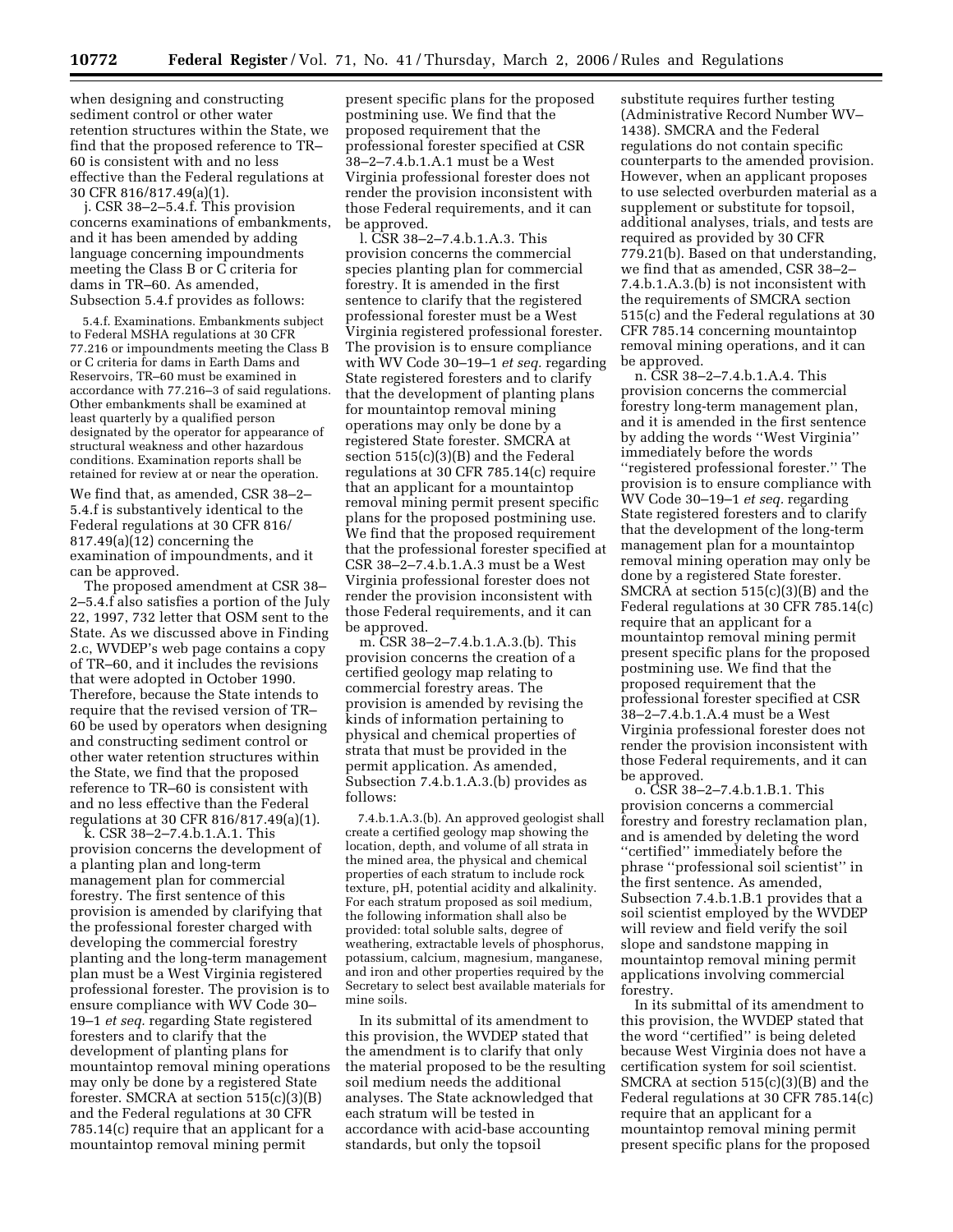when designing and constructing sediment control or other water retention structures within the State, we find that the proposed reference to TR–60 is consistent with and no less effective than the Federal regulations at 30 CFR 816/817.49(a)(1).

j. CSR 38–2–5.4.f. This provision concerns examinations of embankments, and it has been amended by adding language concerning impoundments meeting the Class B or C criteria for dams in TR–60. As amended, Subsection 5.4.f provides as follows:

> 5.4.f. Examinations. Embankments subject to Federal MSHA regulations at 30 CFR 77.216 or impoundments meeting the Class B or C criteria for dams in Earth Dams and Reservoirs, TR–60 must be examined in accordance with 77.216–3 of said regulations. Other embankments shall be examined at least quarterly by a qualified person designated by the operator for appearance of structural weakness and other hazardous conditions. Examination reports shall be retained for review at or near the operation.

We find that, as amended, CSR 38–2–5.4.f is substantively identical to the Federal regulations at 30 CFR 816/817.49(a)(12) concerning the examination of impoundments, and it can be approved.

The proposed amendment at CSR 38–2–5.4.f also satisfies a portion of the July 22, 1997, 732 letter that OSM sent to the State. As we discussed above in Finding 2.c, WVDEP's web page contains a copy of TR–60, and it includes the revisions that were adopted in October 1990. Therefore, because the State intends to require that the revised version of TR–60 be used by operators when designing and constructing sediment control or other water retention structures within the State, we find that the proposed reference to TR–60 is consistent with and no less effective than the Federal regulations at 30 CFR 816/817.49(a)(1).

k. CSR 38–2–7.4.b.1.A.1. This provision concerns the development of a planting plan and long-term management plan for commercial forestry. The first sentence of this provision is amended by clarifying that the professional forester charged with developing the commercial forestry planting and the long-term management plan must be a West Virginia registered professional forester. The provision is to ensure compliance with WV Code 30–19–1 *et seq.* regarding State registered foresters and to clarify that the development of planting plans for mountaintop removal mining operations may only be done by a registered State forester. SMCRA at section 515(c)(3)(B) and the Federal regulations at 30 CFR 785.14(c) require that an applicant for a mountaintop removal mining permit present specific plans for the proposed postmining use. We find that the proposed requirement that the professional forester specified at CSR 38–2–7.4.b.1.A.1 must be a West Virginia professional forester does not render the provision inconsistent with those Federal requirements, and it can be approved.

l. CSR 38–2–7.4.b.1.A.3. This provision concerns the commercial species planting plan for commercial forestry. It is amended in the first sentence to clarify that the registered professional forester must be a West Virginia registered professional forester. The provision is to ensure compliance with WV Code 30–19–1 *et seq.* regarding State registered foresters and to clarify that the development of planting plans for mountaintop removal mining operations may only be done by a registered State forester. SMCRA at section 515(c)(3)(B) and the Federal regulations at 30 CFR 785.14(c) require that an applicant for a mountaintop removal mining permit present specific plans for the proposed postmining use. We find that the proposed requirement that the professional forester specified at CSR 38–2–7.4.b.1.A.3 must be a West Virginia professional forester does not render the provision inconsistent with those Federal requirements, and it can be approved.

m. CSR 38–2–7.4.b.1.A.3.(b). This provision concerns the creation of a certified geology map relating to commercial forestry areas. The provision is amended by revising the kinds of information pertaining to physical and chemical properties of strata that must be provided in the permit application. As amended, Subsection 7.4.b.1.A.3.(b) provides as follows:

> 7.4.b.1.A.3.(b). An approved geologist shall create a certified geology map showing the location, depth, and volume of all strata in the mined area, the physical and chemical properties of each stratum to include rock texture, pH, potential acidity and alkalinity. For each stratum proposed as soil medium, the following information shall also be provided: total soluble salts, degree of weathering, extractable levels of phosphorus, potassium, calcium, magnesium, manganese, and iron and other properties required by the Secretary to select best available materials for mine soils.

In its submittal of its amendment to this provision, the WVDEP stated that the amendment is to clarify that only the material proposed to be the resulting soil medium needs the additional analyses. The State acknowledged that each stratum will be tested in accordance with acid-base accounting standards, but only the topsoil substitute requires further testing (Administrative Record Number WV–1438). SMCRA and the Federal regulations do not contain specific counterparts to the amended provision. However, when an applicant proposes to use selected overburden material as a supplement or substitute for topsoil, additional analyses, trials, and tests are required as provided by 30 CFR 779.21(b). Based on that understanding, we find that as amended, CSR 38–2–7.4.b.1.A.3.(b) is not inconsistent with the requirements of SMCRA section 515(c) and the Federal regulations at 30 CFR 785.14 concerning mountaintop removal mining operations, and it can be approved.

n. CSR 38–2–7.4.b.1.A.4. This provision concerns the commercial forestry long-term management plan, and it is amended in the first sentence by adding the words ''West Virginia'' immediately before the words ''registered professional forester.'' The provision is to ensure compliance with WV Code 30–19–1 *et seq.* regarding State registered foresters and to clarify that the development of the long-term management plan for a mountaintop removal mining operation may only be done by a registered State forester. SMCRA at section 515(c)(3)(B) and the Federal regulations at 30 CFR 785.14(c) require that an applicant for a mountaintop removal mining permit present specific plans for the proposed postmining use. We find that the proposed requirement that the professional forester specified at CSR 38–2–7.4.b.1.A.4 must be a West Virginia professional forester does not render the provision inconsistent with those Federal requirements, and it can be approved.

o. CSR 38–2–7.4.b.1.B.1. This provision concerns a commercial forestry and forestry reclamation plan, and is amended by deleting the word ''certified'' immediately before the phrase ''professional soil scientist'' in the first sentence. As amended, Subsection 7.4.b.1.B.1 provides that a soil scientist employed by the WVDEP will review and field verify the soil slope and sandstone mapping in mountaintop removal mining permit applications involving commercial forestry.

In its submittal of its amendment to this provision, the WVDEP stated that the word ''certified'' is being deleted because West Virginia does not have a certification system for soil scientist. SMCRA at section 515(c)(3)(B) and the Federal regulations at 30 CFR 785.14(c) require that an applicant for a mountaintop removal mining permit present specific plans for the proposed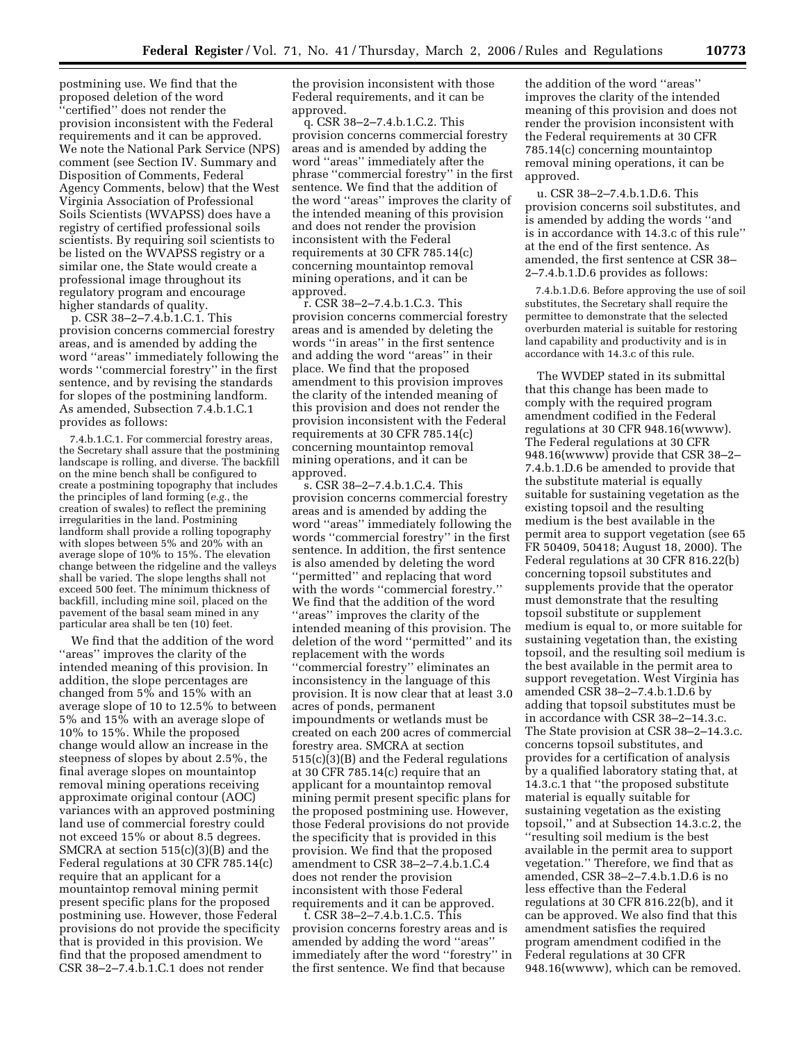postmining use. We find that the proposed deletion of the word ''certified'' does not render the provision inconsistent with the Federal requirements and it can be approved. We note the National Park Service (NPS) comment (see Section IV. Summary and Disposition of Comments, Federal Agency Comments, below) that the West Virginia Association of Professional Soils Scientists (WVAPSS) does have a registry of certified professional soils scientists. By requiring soil scientists to be listed on the WVAPSS registry or a similar one, the State would create a professional image throughout its regulatory program and encourage higher standards of quality.

p. CSR 38–2–7.4.b.1.C.1. This provision concerns commercial forestry areas, and is amended by adding the word ''areas'' immediately following the words ''commercial forestry'' in the first sentence, and by revising the standards for slopes of the postmining landform. As amended, Subsection 7.4.b.1.C.1 provides as follows:

> 7.4.b.1.C.1. For commercial forestry areas, the Secretary shall assure that the postmining landscape is rolling, and diverse. The backfill on the mine bench shall be configured to create a postmining topography that includes the principles of land forming (*e.g.*, the creation of swales) to reflect the premining irregularities in the land. Postmining landform shall provide a rolling topography with slopes between 5% and 20% with an average slope of 10% to 15%. The elevation change between the ridgeline and the valleys shall be varied. The slope lengths shall not exceed 500 feet. The minimum thickness of backfill, including mine soil, placed on the pavement of the basal seam mined in any particular area shall be ten (10) feet.

We find that the addition of the word ''areas'' improves the clarity of the intended meaning of this provision. In addition, the slope percentages are changed from 5% and 15% with an average slope of 10 to 12.5% to between 5% and 15% with an average slope of 10% to 15%. While the proposed change would allow an increase in the steepness of slopes by about 2.5%, the final average slopes on mountaintop removal mining operations receiving approximate original contour (AOC) variances with an approved postmining land use of commercial forestry could not exceed 15% or about 8.5 degrees. SMCRA at section 515(c)(3)(B) and the Federal regulations at 30 CFR 785.14(c) require that an applicant for a mountaintop removal mining permit present specific plans for the proposed postmining use. However, those Federal provisions do not provide the specificity that is provided in this provision. We find that the proposed amendment to CSR 38–2–7.4.b.1.C.1 does not render the provision inconsistent with those Federal requirements, and it can be approved.

q. CSR 38–2–7.4.b.1.C.2. This provision concerns commercial forestry areas and is amended by adding the word ''areas'' immediately after the phrase ''commercial forestry'' in the first sentence. We find that the addition of the word ''areas'' improves the clarity of the intended meaning of this provision and does not render the provision inconsistent with the Federal requirements at 30 CFR 785.14(c) concerning mountaintop removal mining operations, and it can be approved.

r. CSR 38–2–7.4.b.1.C.3. This provision concerns commercial forestry areas and is amended by deleting the words ''in areas'' in the first sentence and adding the word ''areas'' in their place. We find that the proposed amendment to this provision improves the clarity of the intended meaning of this provision and does not render the provision inconsistent with the Federal requirements at 30 CFR 785.14(c) concerning mountaintop removal mining operations, and it can be approved.

s. CSR 38–2–7.4.b.1.C.4. This provision concerns commercial forestry areas and is amended by adding the word ''areas'' immediately following the words ''commercial forestry'' in the first sentence. In addition, the first sentence is also amended by deleting the word ''permitted'' and replacing that word with the words ''commercial forestry.'' We find that the addition of the word ''areas'' improves the clarity of the intended meaning of this provision. The deletion of the word ''permitted'' and its replacement with the words ''commercial forestry'' eliminates an inconsistency in the language of this provision. It is now clear that at least 3.0 acres of ponds, permanent impoundments or wetlands must be created on each 200 acres of commercial forestry area. SMCRA at section 515(c)(3)(B) and the Federal regulations at 30 CFR 785.14(c) require that an applicant for a mountaintop removal mining permit present specific plans for the proposed postmining use. However, those Federal provisions do not provide the specificity that is provided in this provision. We find that the proposed amendment to CSR 38–2–7.4.b.1.C.4 does not render the provision inconsistent with those Federal requirements and it can be approved.

t. CSR 38–2–7.4.b.1.C.5. This provision concerns forestry areas and is amended by adding the word ''areas'' immediately after the word ''forestry'' in the first sentence. We find that because the addition of the word ''areas'' improves the clarity of the intended meaning of this provision and does not render the provision inconsistent with the Federal requirements at 30 CFR 785.14(c) concerning mountaintop removal mining operations, it can be approved.

u. CSR 38–2–7.4.b.1.D.6. This provision concerns soil substitutes, and is amended by adding the words ''and is in accordance with 14.3.c of this rule'' at the end of the first sentence. As amended, the first sentence at CSR 38–2–7.4.b.1.D.6 provides as follows:

> 7.4.b.1.D.6. Before approving the use of soil substitutes, the Secretary shall require the permittee to demonstrate that the selected overburden material is suitable for restoring land capability and productivity and is in accordance with 14.3.c of this rule.

The WVDEP stated in its submittal that this change has been made to comply with the required program amendment codified in the Federal regulations at 30 CFR 948.16(wwww). The Federal regulations at 30 CFR 948.16(wwww) provide that CSR 38–2–7.4.b.1.D.6 be amended to provide that the substitute material is equally suitable for sustaining vegetation as the existing topsoil and the resulting medium is the best available in the permit area to support vegetation (see 65 FR 50409, 50418; August 18, 2000). The Federal regulations at 30 CFR 816.22(b) concerning topsoil substitutes and supplements provide that the operator must demonstrate that the resulting topsoil substitute or supplement medium is equal to, or more suitable for sustaining vegetation than, the existing topsoil, and the resulting soil medium is the best available in the permit area to support revegetation. West Virginia has amended CSR 38–2–7.4.b.1.D.6 by adding that topsoil substitutes must be in accordance with CSR 38–2–14.3.c. The State provision at CSR 38–2–14.3.c. concerns topsoil substitutes, and provides for a certification of analysis by a qualified laboratory stating that, at 14.3.c.1 that ''the proposed substitute material is equally suitable for sustaining vegetation as the existing topsoil,'' and at Subsection 14.3.c.2, the ''resulting soil medium is the best available in the permit area to support vegetation.'' Therefore, we find that as amended, CSR 38–2–7.4.b.1.D.6 is no less effective than the Federal regulations at 30 CFR 816.22(b), and it can be approved. We also find that this amendment satisfies the required program amendment codified in the Federal regulations at 30 CFR 948.16(wwww), which can be removed.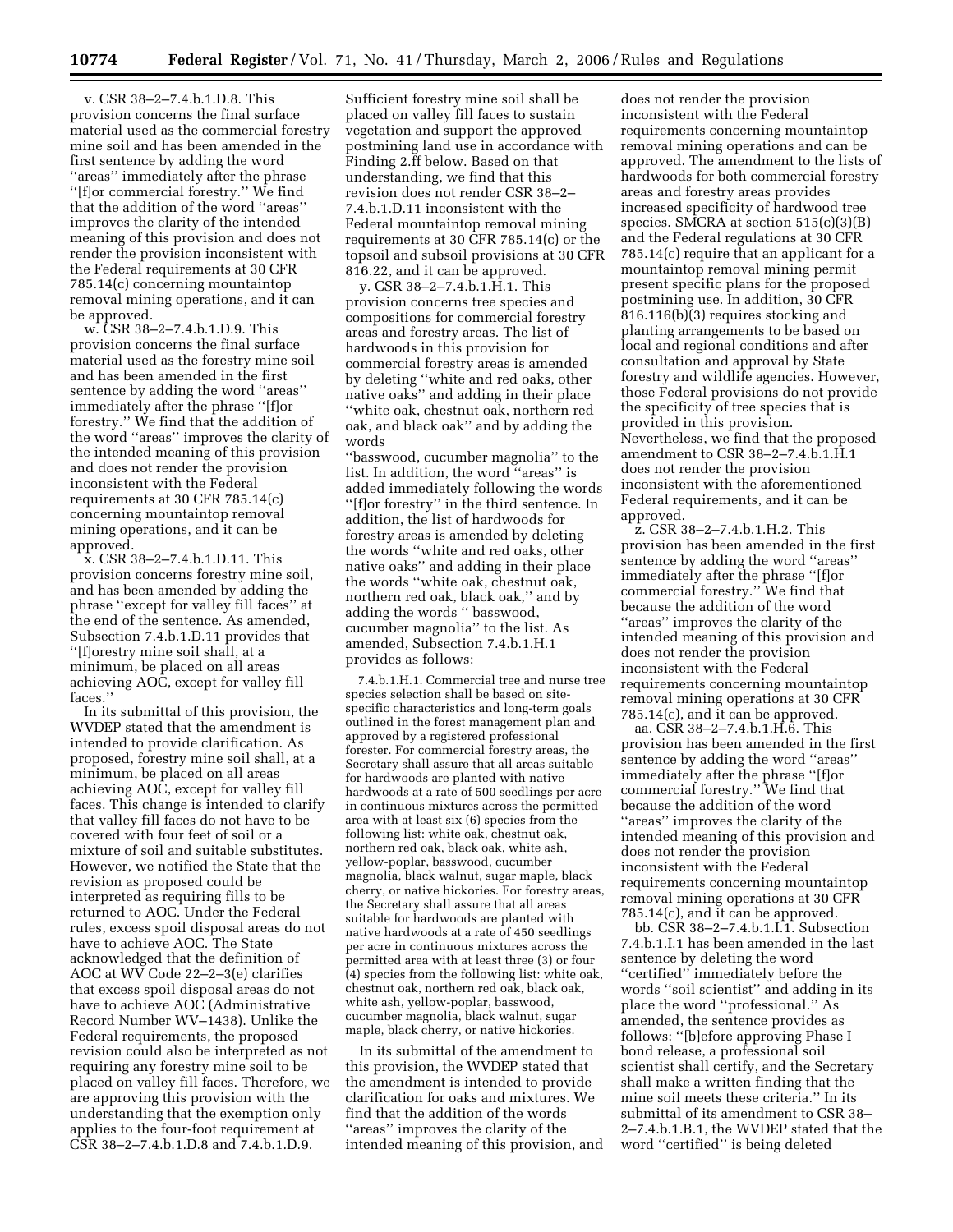v. CSR 38–2–7.4.b.1.D.8. This provision concerns the final surface material used as the commercial forestry mine soil and has been amended in the first sentence by adding the word ''areas'' immediately after the phrase ''[f]or commercial forestry.'' We find that the addition of the word ''areas'' improves the clarity of the intended meaning of this provision and does not render the provision inconsistent with the Federal requirements at 30 CFR 785.14(c) concerning mountaintop removal mining operations, and it can be approved.

w. CSR 38–2–7.4.b.1.D.9. This provision concerns the final surface material used as the forestry mine soil and has been amended in the first sentence by adding the word ''areas'' immediately after the phrase ''[f]or forestry.'' We find that the addition of the word ''areas'' improves the clarity of the intended meaning of this provision and does not render the provision inconsistent with the Federal requirements at 30 CFR 785.14(c) concerning mountaintop removal mining operations, and it can be approved.

x. CSR 38–2–7.4.b.1.D.11. This provision concerns forestry mine soil, and has been amended by adding the phrase ''except for valley fill faces'' at the end of the sentence. As amended, Subsection 7.4.b.1.D.11 provides that ''[f]orestry mine soil shall, at a minimum, be placed on all areas achieving AOC, except for valley fill faces.''

In its submittal of this provision, the WVDEP stated that the amendment is intended to provide clarification. As proposed, forestry mine soil shall, at a minimum, be placed on all areas achieving AOC, except for valley fill faces. This change is intended to clarify that valley fill faces do not have to be covered with four feet of soil or a mixture of soil and suitable substitutes. However, we notified the State that the revision as proposed could be interpreted as requiring fills to be returned to AOC. Under the Federal rules, excess spoil disposal areas do not have to achieve AOC. The State acknowledged that the definition of AOC at WV Code 22–2–3(e) clarifies that excess spoil disposal areas do not have to achieve AOC (Administrative Record Number WV–1438). Unlike the Federal requirements, the proposed revision could also be interpreted as not requiring any forestry mine soil to be placed on valley fill faces. Therefore, we are approving this provision with the understanding that the exemption only applies to the four-foot requirement at CSR 38–2–7.4.b.1.D.8 and 7.4.b.1.D.9. Sufficient forestry mine soil shall be placed on valley fill faces to sustain vegetation and support the approved postmining land use in accordance with Finding 2.ff below. Based on that understanding, we find that this revision does not render CSR 38–2–7.4.b.1.D.11 inconsistent with the Federal mountaintop removal mining requirements at 30 CFR 785.14(c) or the topsoil and subsoil provisions at 30 CFR 816.22, and it can be approved.

y. CSR 38–2–7.4.b.1.H.1. This provision concerns tree species and compositions for commercial forestry areas and forestry areas. The list of hardwoods in this provision for commercial forestry areas is amended by deleting ''white and red oaks, other native oaks'' and adding in their place ''white oak, chestnut oak, northern red oak, and black oak'' and by adding the words ''basswood, cucumber magnolia'' to the list. In addition, the word ''areas'' is added immediately following the words ''[f]or forestry'' in the third sentence. In addition, the list of hardwoods for forestry areas is amended by deleting the words ''white and red oaks, other native oaks'' and adding in their place the words ''white oak, chestnut oak, northern red oak, black oak,'' and by adding the words '' basswood, cucumber magnolia'' to the list. As amended, Subsection 7.4.b.1.H.1 provides as follows:

> 7.4.b.1.H.1. Commercial tree and nurse tree species selection shall be based on site-specific characteristics and long-term goals outlined in the forest management plan and approved by a registered professional forester. For commercial forestry areas, the Secretary shall assure that all areas suitable for hardwoods are planted with native hardwoods at a rate of 500 seedlings per acre in continuous mixtures across the permitted area with at least six (6) species from the following list: white oak, chestnut oak, northern red oak, black oak, white ash, yellow-poplar, basswood, cucumber magnolia, black walnut, sugar maple, black cherry, or native hickories. For forestry areas, the Secretary shall assure that all areas suitable for hardwoods are planted with native hardwoods at a rate of 450 seedlings per acre in continuous mixtures across the permitted area with at least three (3) or four (4) species from the following list: white oak, chestnut oak, northern red oak, black oak, white ash, yellow-poplar, basswood, cucumber magnolia, black walnut, sugar maple, black cherry, or native hickories.

In its submittal of the amendment to this provision, the WVDEP stated that the amendment is intended to provide clarification for oaks and mixtures. We find that the addition of the words ''areas'' improves the clarity of the intended meaning of this provision, and does not render the provision inconsistent with the Federal requirements concerning mountaintop removal mining operations and can be approved. The amendment to the lists of hardwoods for both commercial forestry areas and forestry areas provides increased specificity of hardwood tree species. SMCRA at section 515(c)(3)(B) and the Federal regulations at 30 CFR 785.14(c) require that an applicant for a mountaintop removal mining permit present specific plans for the proposed postmining use. In addition, 30 CFR 816.116(b)(3) requires stocking and planting arrangements to be based on local and regional conditions and after consultation and approval by State forestry and wildlife agencies. However, those Federal provisions do not provide the specificity of tree species that is provided in this provision. Nevertheless, we find that the proposed amendment to CSR 38–2–7.4.b.1.H.1 does not render the provision inconsistent with the aforementioned Federal requirements, and it can be approved.

z. CSR 38–2–7.4.b.1.H.2. This provision has been amended in the first sentence by adding the word ''areas'' immediately after the phrase ''[f]or commercial forestry.'' We find that because the addition of the word ''areas'' improves the clarity of the intended meaning of this provision and does not render the provision inconsistent with the Federal requirements concerning mountaintop removal mining operations at 30 CFR 785.14(c), and it can be approved.

aa. CSR 38–2–7.4.b.1.H.6. This provision has been amended in the first sentence by adding the word ''areas'' immediately after the phrase ''[f]or commercial forestry.'' We find that because the addition of the word ''areas'' improves the clarity of the intended meaning of this provision and does not render the provision inconsistent with the Federal requirements concerning mountaintop removal mining operations at 30 CFR 785.14(c), and it can be approved.

bb. CSR 38–2–7.4.b.1.I.1. Subsection 7.4.b.1.I.1 has been amended in the last sentence by deleting the word ''certified'' immediately before the words ''soil scientist'' and adding in its place the word ''professional.'' As amended, the sentence provides as follows: ''[b]efore approving Phase I bond release, a professional soil scientist shall certify, and the Secretary shall make a written finding that the mine soil meets these criteria.'' In its submittal of its amendment to CSR 38–2–7.4.b.1.B.1, the WVDEP stated that the word ''certified'' is being deleted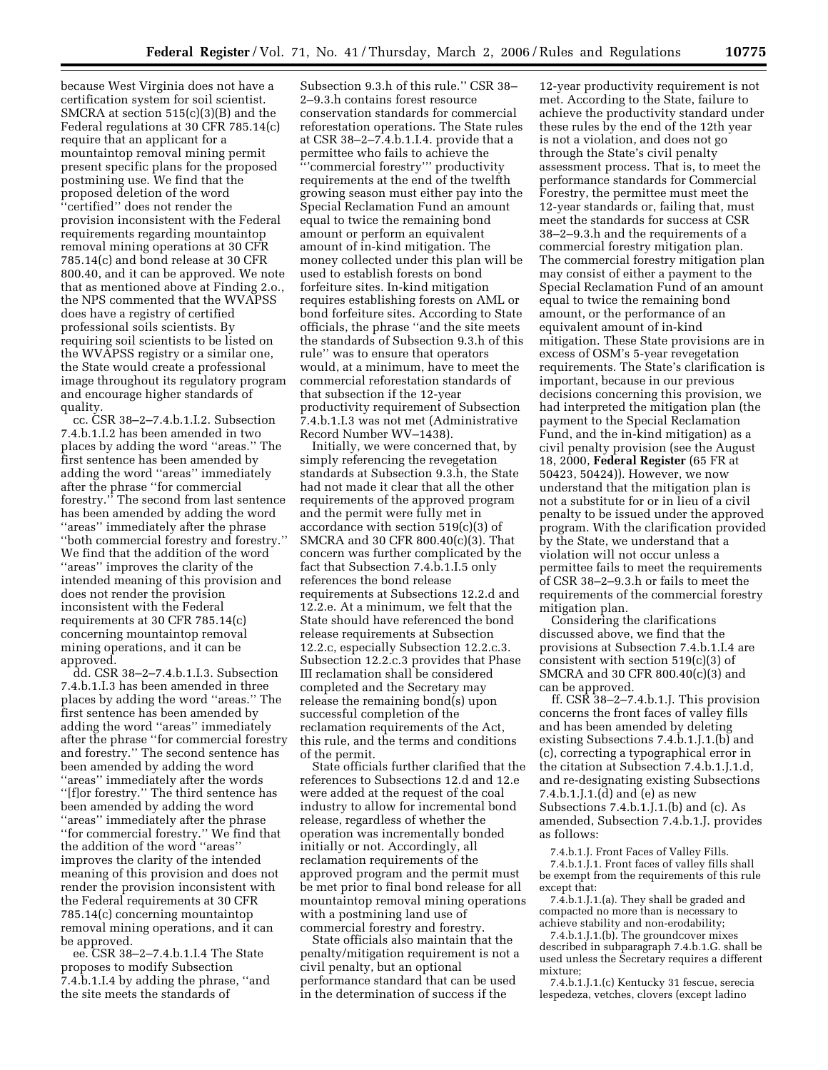because West Virginia does not have a certification system for soil scientist. SMCRA at section 515(c)(3)(B) and the Federal regulations at 30 CFR 785.14(c) require that an applicant for a mountaintop removal mining permit present specific plans for the proposed postmining use. We find that the proposed deletion of the word ''certified'' does not render the provision inconsistent with the Federal requirements regarding mountaintop removal mining operations at 30 CFR 785.14(c) and bond release at 30 CFR 800.40, and it can be approved. We note that as mentioned above at Finding 2.o., the NPS commented that the WVAPSS does have a registry of certified professional soils scientists. By requiring soil scientists to be listed on the WVAPSS registry or a similar one, the State would create a professional image throughout its regulatory program and encourage higher standards of quality.

cc. CSR 38–2–7.4.b.1.I.2. Subsection 7.4.b.1.I.2 has been amended in two places by adding the word ''areas.'' The first sentence has been amended by adding the word ''areas'' immediately after the phrase ''for commercial forestry.'' The second from last sentence has been amended by adding the word ''areas'' immediately after the phrase ''both commercial forestry and forestry.'' We find that the addition of the word ''areas'' improves the clarity of the intended meaning of this provision and does not render the provision inconsistent with the Federal requirements at 30 CFR 785.14(c) concerning mountaintop removal mining operations, and it can be approved.

dd. CSR 38–2–7.4.b.1.I.3. Subsection 7.4.b.1.I.3 has been amended in three places by adding the word ''areas.'' The first sentence has been amended by adding the word ''areas'' immediately after the phrase ''for commercial forestry and forestry.'' The second sentence has been amended by adding the word ''areas'' immediately after the words ''[f]or forestry.'' The third sentence has been amended by adding the word ''areas'' immediately after the phrase ''for commercial forestry.'' We find that the addition of the word ''areas'' improves the clarity of the intended meaning of this provision and does not render the provision inconsistent with the Federal requirements at 30 CFR 785.14(c) concerning mountaintop removal mining operations, and it can be approved.

ee. CSR 38–2–7.4.b.1.I.4 The State proposes to modify Subsection 7.4.b.1.I.4 by adding the phrase, ''and the site meets the standards of Subsection 9.3.h of this rule.'' CSR 38–2–9.3.h contains forest resource conservation standards for commercial reforestation operations. The State rules at CSR 38–2–7.4.b.1.I.4. provide that a permittee who fails to achieve the '''commercial forestry''' productivity requirements at the end of the twelfth growing season must either pay into the Special Reclamation Fund an amount equal to twice the remaining bond amount or perform an equivalent amount of in-kind mitigation. The money collected under this plan will be used to establish forests on bond forfeiture sites. In-kind mitigation requires establishing forests on AML or bond forfeiture sites. According to State officials, the phrase ''and the site meets the standards of Subsection 9.3.h of this rule'' was to ensure that operators would, at a minimum, have to meet the commercial reforestation standards of that subsection if the 12-year productivity requirement of Subsection 7.4.b.1.I.3 was not met (Administrative Record Number WV–1438).

Initially, we were concerned that, by simply referencing the revegetation standards at Subsection 9.3.h, the State had not made it clear that all the other requirements of the approved program and the permit were fully met in accordance with section 519(c)(3) of SMCRA and 30 CFR 800.40(c)(3). That concern was further complicated by the fact that Subsection 7.4.b.1.I.5 only references the bond release requirements at Subsections 12.2.d and 12.2.e. At a minimum, we felt that the State should have referenced the bond release requirements at Subsection 12.2.c, especially Subsection 12.2.c.3. Subsection 12.2.c.3 provides that Phase III reclamation shall be considered completed and the Secretary may release the remaining bond(s) upon successful completion of the reclamation requirements of the Act, this rule, and the terms and conditions of the permit.

State officials further clarified that the references to Subsections 12.d and 12.e were added at the request of the coal industry to allow for incremental bond release, regardless of whether the operation was incrementally bonded initially or not. Accordingly, all reclamation requirements of the approved program and the permit must be met prior to final bond release for all mountaintop removal mining operations with a postmining land use of commercial forestry and forestry.

State officials also maintain that the penalty/mitigation requirement is not a civil penalty, but an optional performance standard that can be used in the determination of success if the 12-year productivity requirement is not met. According to the State, failure to achieve the productivity standard under these rules by the end of the 12th year is not a violation, and does not go through the State's civil penalty assessment process. That is, to meet the performance standards for Commercial Forestry, the permittee must meet the 12-year standards or, failing that, must meet the standards for success at CSR 38–2–9.3.h and the requirements of a commercial forestry mitigation plan. The commercial forestry mitigation plan may consist of either a payment to the Special Reclamation Fund of an amount equal to twice the remaining bond amount, or the performance of an equivalent amount of in-kind mitigation. These State provisions are in excess of OSM's 5-year revegetation requirements. The State's clarification is important, because in our previous decisions concerning this provision, we had interpreted the mitigation plan (the payment to the Special Reclamation Fund, and the in-kind mitigation) as a civil penalty provision (see the August 18, 2000, **Federal Register** (65 FR at 50423, 50424)). However, we now understand that the mitigation plan is not a substitute for or in lieu of a civil penalty to be issued under the approved program. With the clarification provided by the State, we understand that a violation will not occur unless a permittee fails to meet the requirements of CSR 38–2–9.3.h or fails to meet the requirements of the commercial forestry mitigation plan.

Considering the clarifications discussed above, we find that the provisions at Subsection 7.4.b.1.I.4 are consistent with section 519(c)(3) of SMCRA and 30 CFR 800.40(c)(3) and can be approved.

ff. CSR 38–2–7.4.b.1.J. This provision concerns the front faces of valley fills and has been amended by deleting existing Subsections 7.4.b.1.J.1.(b) and (c), correcting a typographical error in the citation at Subsection 7.4.b.1.J.1.d, and re-designating existing Subsections 7.4.b.1.J.1.(d) and (e) as new Subsections 7.4.b.1.J.1.(b) and (c). As amended, Subsection 7.4.b.1.J. provides as follows:

7.4.b.1.J. Front Faces of Valley Fills.

7.4.b.1.J.1. Front faces of valley fills shall be exempt from the requirements of this rule except that:

7.4.b.1.J.1.(a). They shall be graded and compacted no more than is necessary to achieve stability and non-erodability;

7.4.b.1.J.1.(b). The groundcover mixes described in subparagraph 7.4.b.1.G. shall be used unless the Secretary requires a different mixture;

7.4.b.1.J.1.(c) Kentucky 31 fescue, serecia lespedeza, vetches, clovers (except ladino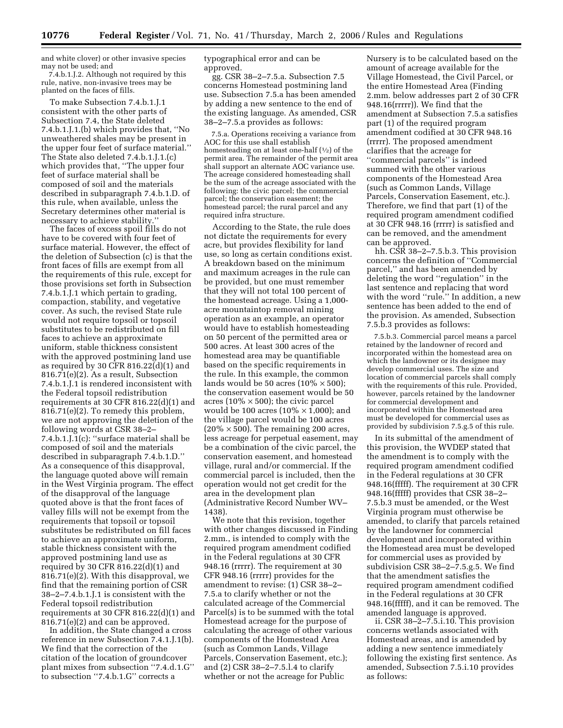and white clover) or other invasive species may not be used; and

7.4.b.1.J.2. Although not required by this rule, native, non-invasive trees may be planted on the faces of fills.

To make Subsection 7.4.b.1.J.1 consistent with the other parts of Subsection 7.4, the State deleted 7.4.b.1.J.1.(b) which provides that, ''No unweathered shales may be present in the upper four feet of surface material.'' The State also deleted 7.4.b.1.J.1.(c) which provides that, ''The upper four feet of surface material shall be composed of soil and the materials described in subparagraph 7.4.b.1.D. of this rule, when available, unless the Secretary determines other material is necessary to achieve stability.''

The faces of excess spoil fills do not have to be covered with four feet of surface material. However, the effect of the deletion of Subsection (c) is that the front faces of fills are exempt from all the requirements of this rule, except for those provisions set forth in Subsection 7.4.b.1.J.1 which pertain to grading, compaction, stability, and vegetative cover. As such, the revised State rule would not require topsoil or topsoil substitutes to be redistributed on fill faces to achieve an approximate uniform, stable thickness consistent with the approved postmining land use as required by 30 CFR 816.22(d)(1) and 816.71(e)(2). As a result, Subsection 7.4.b.1.J.1 is rendered inconsistent with the Federal topsoil redistribution requirements at 30 CFR 816.22(d)(1) and 816.71(e)(2). To remedy this problem, we are not approving the deletion of the following words at CSR 38–2–7.4.b.1.J.1(c): ''surface material shall be composed of soil and the materials described in subparagraph 7.4.b.1.D.'' As a consequence of this disapproval, the language quoted above will remain in the West Virginia program. The effect of the disapproval of the language quoted above is that the front faces of valley fills will not be exempt from the requirements that topsoil or topsoil substitutes be redistributed on fill faces to achieve an approximate uniform, stable thickness consistent with the approved postmining land use as required by 30 CFR 816.22(d)(1) and 816.71(e)(2). With this disapproval, we find that the remaining portion of CSR 38–2–7.4.b.1.J.1 is consistent with the Federal topsoil redistribution requirements at 30 CFR 816.22(d)(1) and 816.71(e)(2) and can be approved.

In addition, the State changed a cross reference in new Subsection 7.4.1.J.1(b). We find that the correction of the citation of the location of groundcover plant mixes from subsection ''7.4.d.1.G'' to subsection ''7.4.b.1.G'' corrects a typographical error and can be approved.

gg. CSR 38–2–7.5.a. Subsection 7.5 concerns Homestead postmining land use. Subsection 7.5.a has been amended by adding a new sentence to the end of the existing language. As amended, CSR 38–2–7.5.a provides as follows:

7.5.a. Operations receiving a variance from AOC for this use shall establish homesteading on at least one-half (½) of the permit area. The remainder of the permit area shall support an alternate AOC variance use. The acreage considered homesteading shall be the sum of the acreage associated with the following: the civic parcel; the commercial parcel; the conservation easement; the homestead parcel; the rural parcel and any required infra structure.

According to the State, the rule does not dictate the requirements for every acre, but provides flexibility for land use, so long as certain conditions exist. A breakdown based on the minimum and maximum acreages in the rule can be provided, but one must remember that they will not total 100 percent of the homestead acreage. Using a 1,000-acre mountaintop removal mining operation as an example, an operator would have to establish homesteading on 50 percent of the permitted area or 500 acres. At least 300 acres of the homestead area may be quantifiable based on the specific requirements in the rule. In this example, the common lands would be 50 acres (10% × 500); the conservation easement would be 50 acres (10% × 500); the civic parcel would be 100 acres (10% × 1,000); and the village parcel would be 100 acres (20% × 500). The remaining 200 acres, less acreage for perpetual easement, may be a combination of the civic parcel, the conservation easement, and homestead village, rural and/or commercial. If the commercial parcel is included, then the operation would not get credit for the area in the development plan (Administrative Record Number WV–1438).

We note that this revision, together with other changes discussed in Finding 2.mm., is intended to comply with the required program amendment codified in the Federal regulations at 30 CFR 948.16 (rrrrr). The requirement at 30 CFR 948.16 (rrrrr) provides for the amendment to revise: (1) CSR 38–2–7.5.a to clarify whether or not the calculated acreage of the Commercial Parcel(s) is to be summed with the total Homestead acreage for the purpose of calculating the acreage of other various components of the Homestead Area (such as Common Lands, Village Parcels, Conservation Easement, etc.); and (2) CSR 38–2–7.5.l.4 to clarify whether or not the acreage for Public Nursery is to be calculated based on the amount of acreage available for the Village Homestead, the Civil Parcel, or the entire Homestead Area (Finding 2.mm. below addresses part 2 of 30 CFR 948.16(rrrrr)). We find that the amendment at Subsection 7.5.a satisfies part (1) of the required program amendment codified at 30 CFR 948.16 (rrrrr). The proposed amendment clarifies that the acreage for ''commercial parcels'' is indeed summed with the other various components of the Homestead Area (such as Common Lands, Village Parcels, Conservation Easement, etc.). Therefore, we find that part (1) of the required program amendment codified at 30 CFR 948.16 (rrrrr) is satisfied and can be removed, and the amendment can be approved.

hh. CSR 38–2–7.5.b.3. This provision concerns the definition of ''Commercial parcel,'' and has been amended by deleting the word ''regulation'' in the last sentence and replacing that word with the word ''rule.'' In addition, a new sentence has been added to the end of the provision. As amended, Subsection 7.5.b.3 provides as follows:

7.5.b.3. Commercial parcel means a parcel retained by the landowner of record and incorporated within the homestead area on which the landowner or its designee may develop commercial uses. The size and location of commercial parcels shall comply with the requirements of this rule. Provided, however, parcels retained by the landowner for commercial development and incorporated within the Homestead area must be developed for commercial uses as provided by subdivision 7.5.g.5 of this rule.

In its submittal of the amendment of this provision, the WVDEP stated that the amendment is to comply with the required program amendment codified in the Federal regulations at 30 CFR 948.16(fffff). The requirement at 30 CFR 948.16(fffff) provides that CSR 38–2–7.5.b.3 must be amended, or the West Virginia program must otherwise be amended, to clarify that parcels retained by the landowner for commercial development and incorporated within the Homestead area must be developed for commercial uses as provided by subdivision CSR 38–2–7.5.g.5. We find that the amendment satisfies the required program amendment codified in the Federal regulations at 30 CFR 948.16(fffff), and it can be removed. The amended language is approved.

ii. CSR 38–2–7.5.i.10. This provision concerns wetlands associated with Homestead areas, and is amended by adding a new sentence immediately following the existing first sentence. As amended, Subsection 7.5.i.10 provides as follows: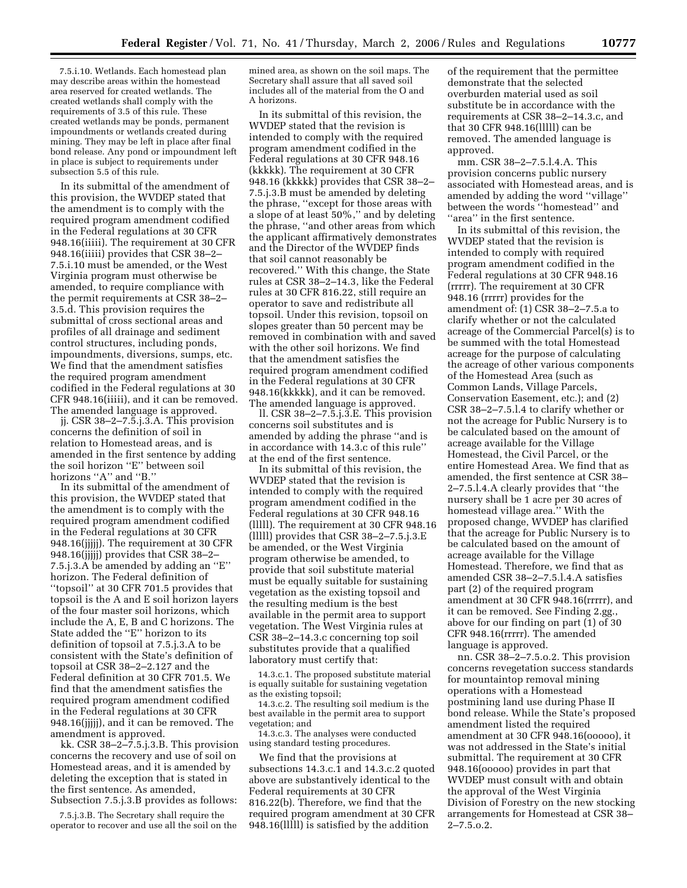7.5.i.10. Wetlands. Each homestead plan may describe areas within the homestead area reserved for created wetlands. The created wetlands shall comply with the requirements of 3.5 of this rule. These created wetlands may be ponds, permanent impoundments or wetlands created during mining. They may be left in place after final bond release. Any pond or impoundment left in place is subject to requirements under subsection 5.5 of this rule.

In its submittal of the amendment of this provision, the WVDEP stated that the amendment is to comply with the required program amendment codified in the Federal regulations at 30 CFR 948.16(iiiii). The requirement at 30 CFR 948.16(iiiii) provides that CSR 38–2–7.5.i.10 must be amended, or the West Virginia program must otherwise be amended, to require compliance with the permit requirements at CSR 38–2–3.5.d. This provision requires the submittal of cross sectional areas and profiles of all drainage and sediment control structures, including ponds, impoundments, diversions, sumps, etc. We find that the amendment satisfies the required program amendment codified in the Federal regulations at 30 CFR 948.16(iiiii), and it can be removed. The amended language is approved.

jj. CSR 38–2–7.5.j.3.A. This provision concerns the definition of soil in relation to Homestead areas, and is amended in the first sentence by adding the soil horizon ''E'' between soil horizons ''A'' and ''B.''

In its submittal of the amendment of this provision, the WVDEP stated that the amendment is to comply with the required program amendment codified in the Federal regulations at 30 CFR 948.16(jjjjj). The requirement at 30 CFR 948.16(jjjjj) provides that CSR 38–2–7.5.j.3.A be amended by adding an ''E'' horizon. The Federal definition of ''topsoil'' at 30 CFR 701.5 provides that topsoil is the A and E soil horizon layers of the four master soil horizons, which include the A, E, B and C horizons. The State added the ''E'' horizon to its definition of topsoil at 7.5.j.3.A to be consistent with the State's definition of topsoil at CSR 38–2–2.127 and the Federal definition at 30 CFR 701.5. We find that the amendment satisfies the required program amendment codified in the Federal regulations at 30 CFR 948.16(jjjjj), and it can be removed. The amendment is approved.

kk. CSR 38–2–7.5.j.3.B. This provision concerns the recovery and use of soil on Homestead areas, and it is amended by deleting the exception that is stated in the first sentence. As amended, Subsection 7.5.j.3.B provides as follows:

7.5.j.3.B. The Secretary shall require the operator to recover and use all the soil on the mined area, as shown on the soil maps. The Secretary shall assure that all saved soil includes all of the material from the O and A horizons.

In its submittal of this revision, the WVDEP stated that the revision is intended to comply with the required program amendment codified in the Federal regulations at 30 CFR 948.16 (kkkkk). The requirement at 30 CFR 948.16 (kkkkk) provides that CSR 38–2–7.5.j.3.B must be amended by deleting the phrase, ''except for those areas with a slope of at least 50%,'' and by deleting the phrase, ''and other areas from which the applicant affirmatively demonstrates and the Director of the WVDEP finds that soil cannot reasonably be recovered.'' With this change, the State rules at CSR 38–2–14.3, like the Federal rules at 30 CFR 816.22, still require an operator to save and redistribute all topsoil. Under this revision, topsoil on slopes greater than 50 percent may be removed in combination with and saved with the other soil horizons. We find that the amendment satisfies the required program amendment codified in the Federal regulations at 30 CFR 948.16(kkkkk), and it can be removed. The amended language is approved.

ll. CSR 38–2–7.5.j.3.E. This provision concerns soil substitutes and is amended by adding the phrase ''and is in accordance with 14.3.c of this rule'' at the end of the first sentence.

In its submittal of this revision, the WVDEP stated that the revision is intended to comply with the required program amendment codified in the Federal regulations at 30 CFR 948.16 (lllll). The requirement at 30 CFR 948.16 (lllll) provides that CSR 38–2–7.5.j.3.E be amended, or the West Virginia program otherwise be amended, to provide that soil substitute material must be equally suitable for sustaining vegetation as the existing topsoil and the resulting medium is the best available in the permit area to support vegetation. The West Virginia rules at CSR 38–2–14.3.c concerning top soil substitutes provide that a qualified laboratory must certify that:

14.3.c.1. The proposed substitute material is equally suitable for sustaining vegetation as the existing topsoil;

14.3.c.2. The resulting soil medium is the best available in the permit area to support vegetation; and

14.3.c.3. The analyses were conducted using standard testing procedures.

We find that the provisions at subsections 14.3.c.1 and 14.3.c.2 quoted above are substantively identical to the Federal requirements at 30 CFR 816.22(b). Therefore, we find that the required program amendment at 30 CFR 948.16(lllll) is satisfied by the addition of the requirement that the permittee demonstrate that the selected overburden material used as soil substitute be in accordance with the requirements at CSR 38–2–14.3.c, and that 30 CFR 948.16(lllll) can be removed. The amended language is approved.

mm. CSR 38–2–7.5.l.4.A. This provision concerns public nursery associated with Homestead areas, and is amended by adding the word ''village'' between the words ''homestead'' and ''area'' in the first sentence.

In its submittal of this revision, the WVDEP stated that the revision is intended to comply with required program amendment codified in the Federal regulations at 30 CFR 948.16 (rrrrr). The requirement at 30 CFR 948.16 (rrrrr) provides for the amendment of: (1) CSR 38–2–7.5.a to clarify whether or not the calculated acreage of the Commercial Parcel(s) is to be summed with the total Homestead acreage for the purpose of calculating the acreage of other various components of the Homestead Area (such as Common Lands, Village Parcels, Conservation Easement, etc.); and (2) CSR 38–2–7.5.l.4 to clarify whether or not the acreage for Public Nursery is to be calculated based on the amount of acreage available for the Village Homestead, the Civil Parcel, or the entire Homestead Area. We find that as amended, the first sentence at CSR 38–2–7.5.l.4.A clearly provides that ''the nursery shall be 1 acre per 30 acres of homestead village area.'' With the proposed change, WVDEP has clarified that the acreage for Public Nursery is to be calculated based on the amount of acreage available for the Village Homestead. Therefore, we find that as amended CSR 38–2–7.5.l.4.A satisfies part (2) of the required program amendment at 30 CFR 948.16(rrrrr), and it can be removed. See Finding 2.gg., above for our finding on part (1) of 30 CFR 948.16(rrrrr). The amended language is approved.

nn. CSR 38–2–7.5.o.2. This provision concerns revegetation success standards for mountaintop removal mining operations with a Homestead postmining land use during Phase II bond release. While the State's proposed amendment listed the required amendment at 30 CFR 948.16(ooooo), it was not addressed in the State's initial submittal. The requirement at 30 CFR 948.16(ooooo) provides in part that WVDEP must consult with and obtain the approval of the West Virginia Division of Forestry on the new stocking arrangements for Homestead at CSR 38–2–7.5.o.2.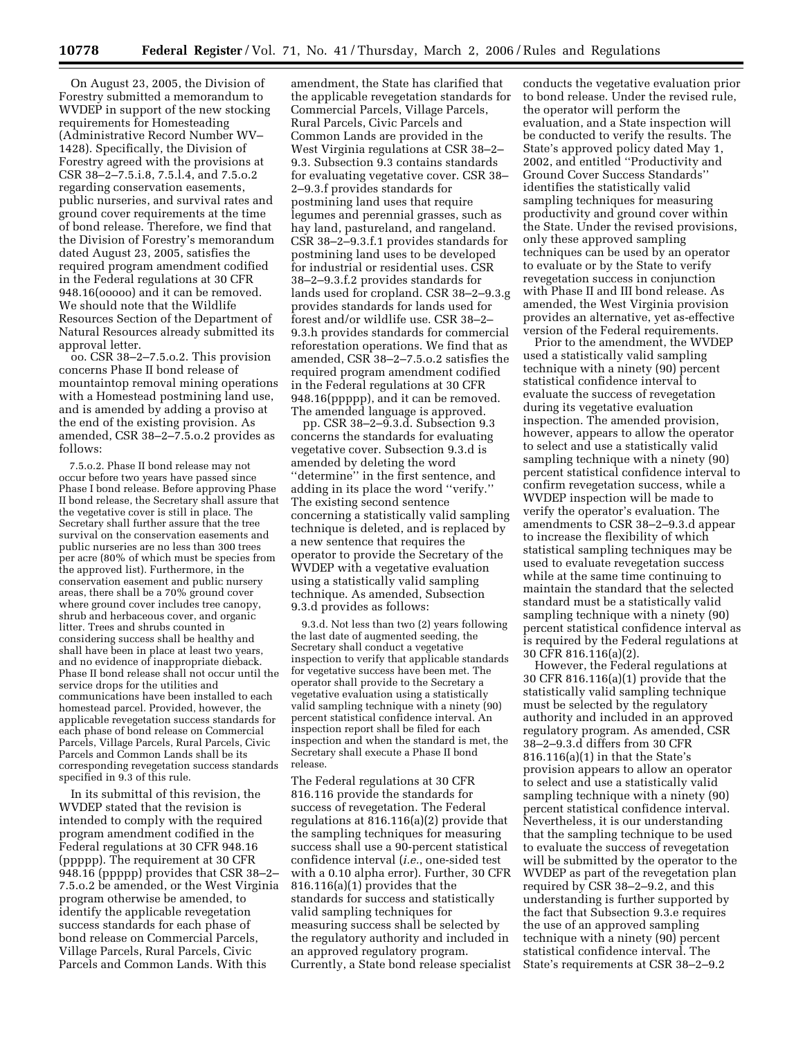On August 23, 2005, the Division of Forestry submitted a memorandum to WVDEP in support of the new stocking requirements for Homesteading (Administrative Record Number WV–1428). Specifically, the Division of Forestry agreed with the provisions at CSR 38–2–7.5.i.8, 7.5.l.4, and 7.5.o.2 regarding conservation easements, public nurseries, and survival rates and ground cover requirements at the time of bond release. Therefore, we find that the Division of Forestry's memorandum dated August 23, 2005, satisfies the required program amendment codified in the Federal regulations at 30 CFR 948.16(ooooo) and it can be removed. We should note that the Wildlife Resources Section of the Department of Natural Resources already submitted its approval letter.

oo. CSR 38–2–7.5.o.2. This provision concerns Phase II bond release of mountaintop removal mining operations with a Homestead postmining land use, and is amended by adding a proviso at the end of the existing provision. As amended, CSR 38–2–7.5.o.2 provides as follows:

> 7.5.o.2. Phase II bond release may not occur before two years have passed since Phase I bond release. Before approving Phase II bond release, the Secretary shall assure that the vegetative cover is still in place. The Secretary shall further assure that the tree survival on the conservation easements and public nurseries are no less than 300 trees per acre (80% of which must be species from the approved list). Furthermore, in the conservation easement and public nursery areas, there shall be a 70% ground cover where ground cover includes tree canopy, shrub and herbaceous cover, and organic litter. Trees and shrubs counted in considering success shall be healthy and shall have been in place at least two years, and no evidence of inappropriate dieback. Phase II bond release shall not occur until the service drops for the utilities and communications have been installed to each homestead parcel. Provided, however, the applicable revegetation success standards for each phase of bond release on Commercial Parcels, Village Parcels, Rural Parcels, Civic Parcels and Common Lands shall be its corresponding revegetation success standards specified in 9.3 of this rule.

In its submittal of this revision, the WVDEP stated that the revision is intended to comply with the required program amendment codified in the Federal regulations at 30 CFR 948.16 (ppppp). The requirement at 30 CFR 948.16 (ppppp) provides that CSR 38–2–7.5.o.2 be amended, or the West Virginia program otherwise be amended, to identify the applicable revegetation success standards for each phase of bond release on Commercial Parcels, Village Parcels, Rural Parcels, Civic Parcels and Common Lands. With this amendment, the State has clarified that the applicable revegetation standards for Commercial Parcels, Village Parcels, Rural Parcels, Civic Parcels and Common Lands are provided in the West Virginia regulations at CSR 38–2–9.3. Subsection 9.3 contains standards for evaluating vegetative cover. CSR 38–2–9.3.f provides standards for postmining land uses that require legumes and perennial grasses, such as hay land, pastureland, and rangeland. CSR 38–2–9.3.f.1 provides standards for postmining land uses to be developed for industrial or residential uses. CSR 38–2–9.3.f.2 provides standards for lands used for cropland. CSR 38–2–9.3.g provides standards for lands used for forest and/or wildlife use. CSR 38–2–9.3.h provides standards for commercial reforestation operations. We find that as amended, CSR 38–2–7.5.o.2 satisfies the required program amendment codified in the Federal regulations at 30 CFR 948.16(ppppp), and it can be removed. The amended language is approved.

pp. CSR 38–2–9.3.d. Subsection 9.3 concerns the standards for evaluating vegetative cover. Subsection 9.3.d is amended by deleting the word ''determine'' in the first sentence, and adding in its place the word ''verify.'' The existing second sentence concerning a statistically valid sampling technique is deleted, and is replaced by a new sentence that requires the operator to provide the Secretary of the WVDEP with a vegetative evaluation using a statistically valid sampling technique. As amended, Subsection 9.3.d provides as follows:

> 9.3.d. Not less than two (2) years following the last date of augmented seeding, the Secretary shall conduct a vegetative inspection to verify that applicable standards for vegetative success have been met. The operator shall provide to the Secretary a vegetative evaluation using a statistically valid sampling technique with a ninety (90) percent statistical confidence interval. An inspection report shall be filed for each inspection and when the standard is met, the Secretary shall execute a Phase II bond release.

The Federal regulations at 30 CFR 816.116 provide the standards for success of revegetation. The Federal regulations at 816.116(a)(2) provide that the sampling techniques for measuring success shall use a 90-percent statistical confidence interval (*i.e.*, one-sided test with a 0.10 alpha error). Further, 30 CFR 816.116(a)(1) provides that the standards for success and statistically valid sampling techniques for measuring success shall be selected by the regulatory authority and included in an approved regulatory program. Currently, a State bond release specialist conducts the vegetative evaluation prior to bond release. Under the revised rule, the operator will perform the evaluation, and a State inspection will be conducted to verify the results. The State's approved policy dated May 1, 2002, and entitled ''Productivity and Ground Cover Success Standards'' identifies the statistically valid sampling techniques for measuring productivity and ground cover within the State. Under the revised provisions, only these approved sampling techniques can be used by an operator to evaluate or by the State to verify revegetation success in conjunction with Phase II and III bond release. As amended, the West Virginia provision provides an alternative, yet as-effective version of the Federal requirements.

Prior to the amendment, the WVDEP used a statistically valid sampling technique with a ninety (90) percent statistical confidence interval to evaluate the success of revegetation during its vegetative evaluation inspection. The amended provision, however, appears to allow the operator to select and use a statistically valid sampling technique with a ninety (90) percent statistical confidence interval to confirm revegetation success, while a WVDEP inspection will be made to verify the operator's evaluation. The amendments to CSR 38–2–9.3.d appear to increase the flexibility of which statistical sampling techniques may be used to evaluate revegetation success while at the same time continuing to maintain the standard that the selected standard must be a statistically valid sampling technique with a ninety (90) percent statistical confidence interval as is required by the Federal regulations at 30 CFR 816.116(a)(2).

However, the Federal regulations at 30 CFR 816.116(a)(1) provide that the statistically valid sampling technique must be selected by the regulatory authority and included in an approved regulatory program. As amended, CSR 38–2–9.3.d differs from 30 CFR 816.116(a)(1) in that the State's provision appears to allow an operator to select and use a statistically valid sampling technique with a ninety (90) percent statistical confidence interval. Nevertheless, it is our understanding that the sampling technique to be used to evaluate the success of revegetation will be submitted by the operator to the WVDEP as part of the revegetation plan required by CSR 38–2–9.2, and this understanding is further supported by the fact that Subsection 9.3.e requires the use of an approved sampling technique with a ninety (90) percent statistical confidence interval. The State's requirements at CSR 38–2–9.2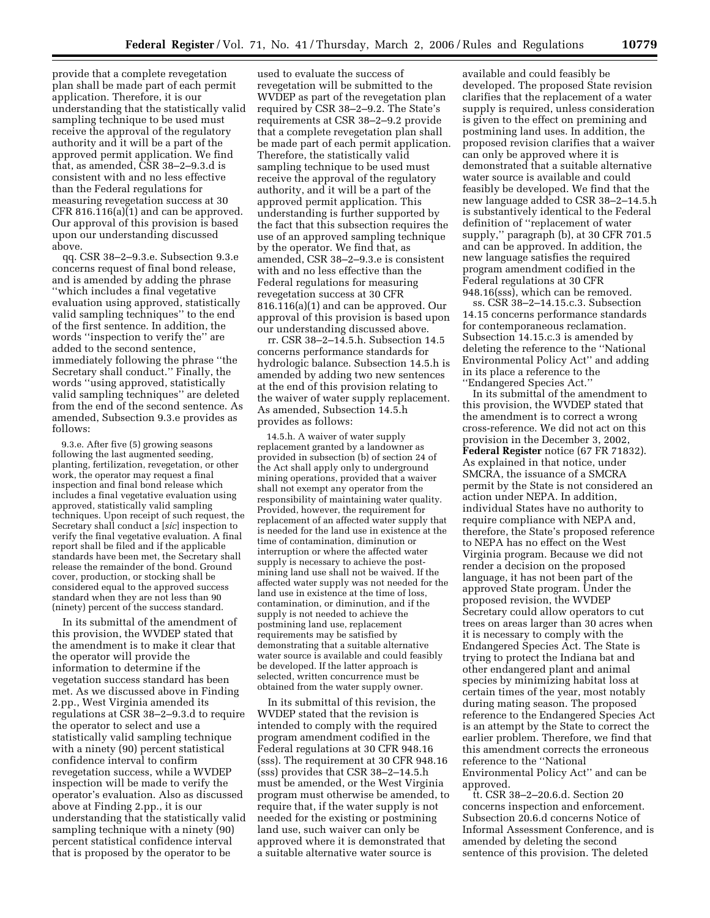provide that a complete revegetation plan shall be made part of each permit application. Therefore, it is our understanding that the statistically valid sampling technique to be used must receive the approval of the regulatory authority and it will be a part of the approved permit application. We find that, as amended, CSR 38–2–9.3.d is consistent with and no less effective than the Federal regulations for measuring revegetation success at 30 CFR 816.116(a)(1) and can be approved. Our approval of this provision is based upon our understanding discussed above.

qq. CSR 38–2–9.3.e. Subsection 9.3.e concerns request of final bond release, and is amended by adding the phrase "which includes a final vegetative evaluation using approved, statistically valid sampling techniques" to the end of the first sentence. In addition, the words "inspection to verify the" are added to the second sentence, immediately following the phrase "the Secretary shall conduct." Finally, the words "using approved, statistically valid sampling techniques" are deleted from the end of the second sentence. As amended, Subsection 9.3.e provides as follows:

> 9.3.e. After five (5) growing seasons following the last augmented seeding, planting, fertilization, revegetation, or other work, the operator may request a final inspection and final bond release which includes a final vegetative evaluation using approved, statistically valid sampling techniques. Upon receipt of such request, the Secretary shall conduct a [*sic*] inspection to verify the final vegetative evaluation. A final report shall be filed and if the applicable standards have been met, the Secretary shall release the remainder of the bond. Ground cover, production, or stocking shall be considered equal to the approved success standard when they are not less than 90 (ninety) percent of the success standard.

In its submittal of the amendment of this provision, the WVDEP stated that the amendment is to make it clear that the operator will provide the information to determine if the vegetation success standard has been met. As we discussed above in Finding 2.pp., West Virginia amended its regulations at CSR 38–2–9.3.d to require the operator to select and use a statistically valid sampling technique with a ninety (90) percent statistical confidence interval to confirm revegetation success, while a WVDEP inspection will be made to verify the operator's evaluation. Also as discussed above at Finding 2.pp., it is our understanding that the statistically valid sampling technique with a ninety (90) percent statistical confidence interval that is proposed by the operator to be used to evaluate the success of revegetation will be submitted to the WVDEP as part of the revegetation plan required by CSR 38–2–9.2. The State's requirements at CSR 38–2–9.2 provide that a complete revegetation plan shall be made part of each permit application. Therefore, the statistically valid sampling technique to be used must receive the approval of the regulatory authority, and it will be a part of the approved permit application. This understanding is further supported by the fact that this subsection requires the use of an approved sampling technique by the operator. We find that, as amended, CSR 38–2–9.3.e is consistent with and no less effective than the Federal regulations for measuring revegetation success at 30 CFR 816.116(a)(1) and can be approved. Our approval of this provision is based upon our understanding discussed above.

rr. CSR 38–2–14.5.h. Subsection 14.5 concerns performance standards for hydrologic balance. Subsection 14.5.h is amended by adding two new sentences at the end of this provision relating to the waiver of water supply replacement. As amended, Subsection 14.5.h provides as follows:

> 14.5.h. A waiver of water supply replacement granted by a landowner as provided in subsection (b) of section 24 of the Act shall apply only to underground mining operations, provided that a waiver shall not exempt any operator from the responsibility of maintaining water quality. Provided, however, the requirement for replacement of an affected water supply that is needed for the land use in existence at the time of contamination, diminution or interruption or where the affected water supply is necessary to achieve the post-mining land use shall not be waived. If the affected water supply was not needed for the land use in existence at the time of loss, contamination, or diminution, and if the supply is not needed to achieve the postmining land use, replacement requirements may be satisfied by demonstrating that a suitable alternative water source is available and could feasibly be developed. If the latter approach is selected, written concurrence must be obtained from the water supply owner.

In its submittal of this revision, the WVDEP stated that the revision is intended to comply with the required program amendment codified in the Federal regulations at 30 CFR 948.16 (sss). The requirement at 30 CFR 948.16 (sss) provides that CSR 38–2–14.5.h must be amended, or the West Virginia program must otherwise be amended, to require that, if the water supply is not needed for the existing or postmining land use, such waiver can only be approved where it is demonstrated that a suitable alternative water source is available and could feasibly be developed. The proposed State revision clarifies that the replacement of a water supply is required, unless consideration is given to the effect on premining and postmining land uses. In addition, the proposed revision clarifies that a waiver can only be approved where it is demonstrated that a suitable alternative water source is available and could feasibly be developed. We find that the new language added to CSR 38–2–14.5.h is substantively identical to the Federal definition of "replacement of water supply," paragraph (b), at 30 CFR 701.5 and can be approved. In addition, the new language satisfies the required program amendment codified in the Federal regulations at 30 CFR 948.16(sss), which can be removed.

ss. CSR 38–2–14.15.c.3. Subsection 14.15 concerns performance standards for contemporaneous reclamation. Subsection 14.15.c.3 is amended by deleting the reference to the "National Environmental Policy Act" and adding in its place a reference to the "Endangered Species Act."

In its submittal of the amendment to this provision, the WVDEP stated that the amendment is to correct a wrong cross-reference. We did not act on this provision in the December 3, 2002, **Federal Register** notice (67 FR 71832). As explained in that notice, under SMCRA, the issuance of a SMCRA permit by the State is not considered an action under NEPA. In addition, individual States have no authority to require compliance with NEPA and, therefore, the State's proposed reference to NEPA has no effect on the West Virginia program. Because we did not render a decision on the proposed language, it has not been part of the approved State program. Under the proposed revision, the WVDEP Secretary could allow operators to cut trees on areas larger than 30 acres when it is necessary to comply with the Endangered Species Act. The State is trying to protect the Indiana bat and other endangered plant and animal species by minimizing habitat loss at certain times of the year, most notably during mating season. The proposed reference to the Endangered Species Act is an attempt by the State to correct the earlier problem. Therefore, we find that this amendment corrects the erroneous reference to the "National Environmental Policy Act" and can be approved.

tt. CSR 38–2–20.6.d. Section 20 concerns inspection and enforcement. Subsection 20.6.d concerns Notice of Informal Assessment Conference, and is amended by deleting the second sentence of this provision. The deleted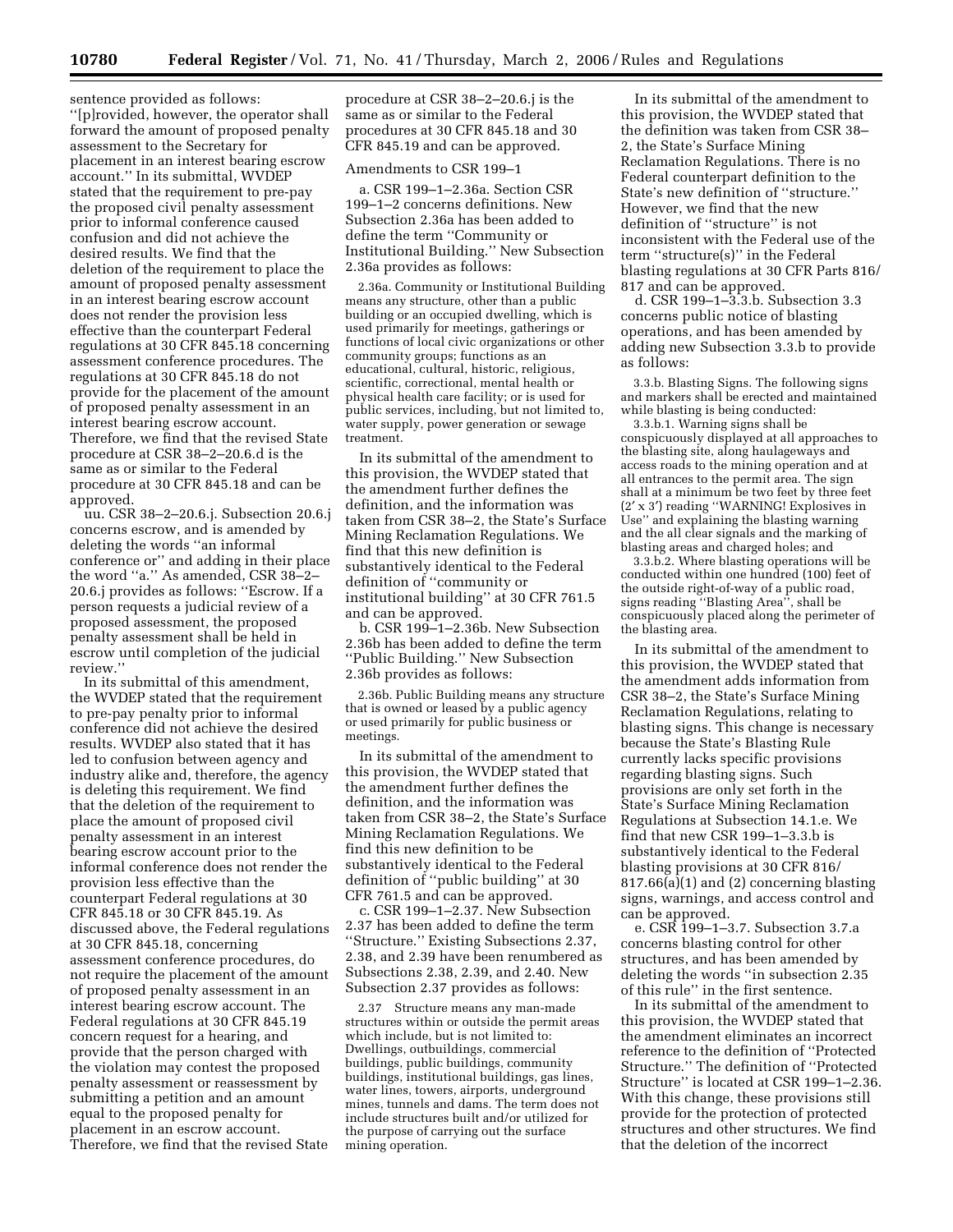sentence provided as follows: ''[p]rovided, however, the operator shall forward the amount of proposed penalty assessment to the Secretary for placement in an interest bearing escrow account.'' In its submittal, WVDEP stated that the requirement to pre-pay the proposed civil penalty assessment prior to informal conference caused confusion and did not achieve the desired results. We find that the deletion of the requirement to place the amount of proposed penalty assessment in an interest bearing escrow account does not render the provision less effective than the counterpart Federal regulations at 30 CFR 845.18 concerning assessment conference procedures. The regulations at 30 CFR 845.18 do not provide for the placement of the amount of proposed penalty assessment in an interest bearing escrow account. Therefore, we find that the revised State procedure at CSR 38–2–20.6.d is the same as or similar to the Federal procedure at 30 CFR 845.18 and can be approved.

uu. CSR 38–2–20.6.j. Subsection 20.6.j concerns escrow, and is amended by deleting the words ''an informal conference or'' and adding in their place the word ''a.'' As amended, CSR 38–2–20.6.j provides as follows: ''Escrow. If a person requests a judicial review of a proposed assessment, the proposed penalty assessment shall be held in escrow until completion of the judicial review.''

In its submittal of this amendment, the WVDEP stated that the requirement to pre-pay penalty prior to informal conference did not achieve the desired results. WVDEP also stated that it has led to confusion between agency and industry alike and, therefore, the agency is deleting this requirement. We find that the deletion of the requirement to place the amount of proposed civil penalty assessment in an interest bearing escrow account prior to the informal conference does not render the provision less effective than the counterpart Federal regulations at 30 CFR 845.18 or 30 CFR 845.19. As discussed above, the Federal regulations at 30 CFR 845.18, concerning assessment conference procedures, do not require the placement of the amount of proposed penalty assessment in an interest bearing escrow account. The Federal regulations at 30 CFR 845.19 concern request for a hearing, and provide that the person charged with the violation may contest the proposed penalty assessment or reassessment by submitting a petition and an amount equal to the proposed penalty for placement in an escrow account. Therefore, we find that the revised State procedure at CSR 38–2–20.6.j is the same as or similar to the Federal procedures at 30 CFR 845.18 and 30 CFR 845.19 and can be approved.

Amendments to CSR 199–1

a. CSR 199–1–2.36a. Section CSR 199–1–2 concerns definitions. New Subsection 2.36a has been added to define the term ''Community or Institutional Building.'' New Subsection 2.36a provides as follows:

> 2.36a. Community or Institutional Building means any structure, other than a public building or an occupied dwelling, which is used primarily for meetings, gatherings or functions of local civic organizations or other community groups; functions as an educational, cultural, historic, religious, scientific, correctional, mental health or physical health care facility; or is used for public services, including, but not limited to, water supply, power generation or sewage treatment.

In its submittal of the amendment to this provision, the WVDEP stated that the amendment further defines the definition, and the information was taken from CSR 38–2, the State's Surface Mining Reclamation Regulations. We find that this new definition is substantively identical to the Federal definition of ''community or institutional building'' at 30 CFR 761.5 and can be approved.

b. CSR 199–1–2.36b. New Subsection 2.36b has been added to define the term ''Public Building.'' New Subsection 2.36b provides as follows:

> 2.36b. Public Building means any structure that is owned or leased by a public agency or used primarily for public business or meetings.

In its submittal of the amendment to this provision, the WVDEP stated that the amendment further defines the definition, and the information was taken from CSR 38–2, the State's Surface Mining Reclamation Regulations. We find this new definition to be substantively identical to the Federal definition of ''public building'' at 30 CFR 761.5 and can be approved.

c. CSR 199–1–2.37. New Subsection 2.37 has been added to define the term ''Structure.'' Existing Subsections 2.37, 2.38, and 2.39 have been renumbered as Subsections 2.38, 2.39, and 2.40. New Subsection 2.37 provides as follows:

> 2.37 Structure means any man-made structures within or outside the permit areas which include, but is not limited to: Dwellings, outbuildings, commercial buildings, public buildings, community buildings, institutional buildings, gas lines, water lines, towers, airports, underground mines, tunnels and dams. The term does not include structures built and/or utilized for the purpose of carrying out the surface mining operation.

In its submittal of the amendment to this provision, the WVDEP stated that the definition was taken from CSR 38–2, the State's Surface Mining Reclamation Regulations. There is no Federal counterpart definition to the State's new definition of ''structure.'' However, we find that the new definition of ''structure'' is not inconsistent with the Federal use of the term ''structure(s)'' in the Federal blasting regulations at 30 CFR Parts 816/817 and can be approved.

d. CSR 199–1–3.3.b. Subsection 3.3 concerns public notice of blasting operations, and has been amended by adding new Subsection 3.3.b to provide as follows:

> 3.3.b. Blasting Signs. The following signs and markers shall be erected and maintained while blasting is being conducted:
>
> 3.3.b.1. Warning signs shall be conspicuously displayed at all approaches to the blasting site, along haulageways and access roads to the mining operation and at all entrances to the permit area. The sign shall at a minimum be two feet by three feet (2′ x 3′) reading ''WARNING! Explosives in Use'' and explaining the blasting warning and the all clear signals and the marking of blasting areas and charged holes; and
>
> 3.3.b.2. Where blasting operations will be conducted within one hundred (100) feet of the outside right-of-way of a public road, signs reading ''Blasting Area'', shall be conspicuously placed along the perimeter of the blasting area.

In its submittal of the amendment to this provision, the WVDEP stated that the amendment adds information from CSR 38–2, the State's Surface Mining Reclamation Regulations, relating to blasting signs. This change is necessary because the State's Blasting Rule currently lacks specific provisions regarding blasting signs. Such provisions are only set forth in the State's Surface Mining Reclamation Regulations at Subsection 14.1.e. We find that new CSR 199–1–3.3.b is substantively identical to the Federal blasting provisions at 30 CFR 816/817.66(a)(1) and (2) concerning blasting signs, warnings, and access control and can be approved.

e. CSR 199–1–3.7. Subsection 3.7.a concerns blasting control for other structures, and has been amended by deleting the words ''in subsection 2.35 of this rule'' in the first sentence.

In its submittal of the amendment to this provision, the WVDEP stated that the amendment eliminates an incorrect reference to the definition of ''Protected Structure.'' The definition of ''Protected Structure'' is located at CSR 199–1–2.36. With this change, these provisions still provide for the protection of protected structures and other structures. We find that the deletion of the incorrect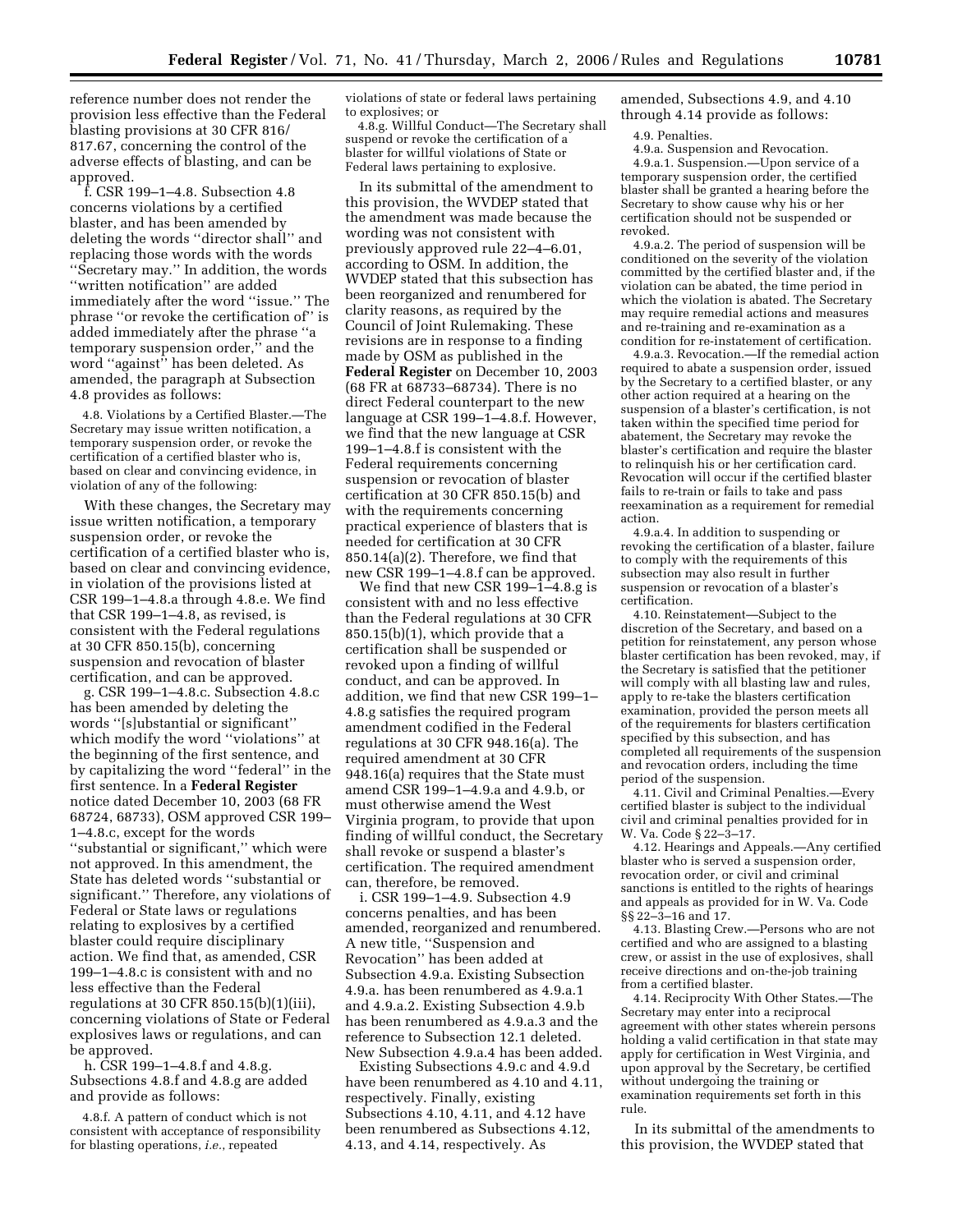reference number does not render the provision less effective than the Federal blasting provisions at 30 CFR 816/817.67, concerning the control of the adverse effects of blasting, and can be approved.

f. CSR 199–1–4.8. Subsection 4.8 concerns violations by a certified blaster, and has been amended by deleting the words ''director shall'' and replacing those words with the words ''Secretary may.'' In addition, the words ''written notification'' are added immediately after the word ''issue.'' The phrase ''or revoke the certification of'' is added immediately after the phrase ''a temporary suspension order,'' and the word ''against'' has been deleted. As amended, the paragraph at Subsection 4.8 provides as follows:

> 4.8. Violations by a Certified Blaster.—The Secretary may issue written notification, a temporary suspension order, or revoke the certification of a certified blaster who is, based on clear and convincing evidence, in violation of any of the following:

With these changes, the Secretary may issue written notification, a temporary suspension order, or revoke the certification of a certified blaster who is, based on clear and convincing evidence, in violation of the provisions listed at CSR 199–1–4.8.a through 4.8.e. We find that CSR 199–1–4.8, as revised, is consistent with the Federal regulations at 30 CFR 850.15(b), concerning suspension and revocation of blaster certification, and can be approved.

g. CSR 199–1–4.8.c. Subsection 4.8.c has been amended by deleting the words ''[s]ubstantial or significant'' which modify the word ''violations'' at the beginning of the first sentence, and by capitalizing the word ''federal'' in the first sentence. In a **Federal Register** notice dated December 10, 2003 (68 FR 68724, 68733), OSM approved CSR 199–1–4.8.c, except for the words ''substantial or significant,'' which were not approved. In this amendment, the State has deleted words ''substantial or significant.'' Therefore, any violations of Federal or State laws or regulations relating to explosives by a certified blaster could require disciplinary action. We find that, as amended, CSR 199–1–4.8.c is consistent with and no less effective than the Federal regulations at 30 CFR 850.15(b)(1)(iii), concerning violations of State or Federal explosives laws or regulations, and can be approved.

h. CSR 199–1–4.8.f and 4.8.g. Subsections 4.8.f and 4.8.g are added and provide as follows:

> 4.8.f. A pattern of conduct which is not consistent with acceptance of responsibility for blasting operations, *i.e.*, repeated violations of state or federal laws pertaining to explosives; or
>
> 4.8.g. Willful Conduct—The Secretary shall suspend or revoke the certification of a blaster for willful violations of State or Federal laws pertaining to explosive.

In its submittal of the amendment to this provision, the WVDEP stated that the amendment was made because the wording was not consistent with previously approved rule 22–4–6.01, according to OSM. In addition, the WVDEP stated that this subsection has been reorganized and renumbered for clarity reasons, as required by the Council of Joint Rulemaking. These revisions are in response to a finding made by OSM as published in the **Federal Register** on December 10, 2003 (68 FR at 68733–68734). There is no direct Federal counterpart to the new language at CSR 199–1–4.8.f. However, we find that the new language at CSR 199–1–4.8.f is consistent with the Federal requirements concerning suspension or revocation of blaster certification at 30 CFR 850.15(b) and with the requirements concerning practical experience of blasters that is needed for certification at 30 CFR 850.14(a)(2). Therefore, we find that new CSR 199–1–4.8.f can be approved.

We find that new CSR 199–1–4.8.g is consistent with and no less effective than the Federal regulations at 30 CFR 850.15(b)(1), which provide that a certification shall be suspended or revoked upon a finding of willful conduct, and can be approved. In addition, we find that new CSR 199–1–4.8.g satisfies the required program amendment codified in the Federal regulations at 30 CFR 948.16(a). The required amendment at 30 CFR 948.16(a) requires that the State must amend CSR 199–1–4.9.a and 4.9.b, or must otherwise amend the West Virginia program, to provide that upon finding of willful conduct, the Secretary shall revoke or suspend a blaster's certification. The required amendment can, therefore, be removed.

i. CSR 199–1–4.9. Subsection 4.9 concerns penalties, and has been amended, reorganized and renumbered. A new title, ''Suspension and Revocation'' has been added at Subsection 4.9.a. Existing Subsection 4.9.a. has been renumbered as 4.9.a.1 and 4.9.a.2. Existing Subsection 4.9.b has been renumbered as 4.9.a.3 and the reference to Subsection 12.1 deleted. New Subsection 4.9.a.4 has been added.

Existing Subsections 4.9.c and 4.9.d have been renumbered as 4.10 and 4.11, respectively. Finally, existing Subsections 4.10, 4.11, and 4.12 have been renumbered as Subsections 4.12, 4.13, and 4.14, respectively. As amended, Subsections 4.9, and 4.10 through 4.14 provide as follows:

> 4.9. Penalties.
>
> 4.9.a. Suspension and Revocation.
>
> 4.9.a.1. Suspension.—Upon service of a temporary suspension order, the certified blaster shall be granted a hearing before the Secretary to show cause why his or her certification should not be suspended or revoked.
>
> 4.9.a.2. The period of suspension will be conditioned on the severity of the violation committed by the certified blaster and, if the violation can be abated, the time period in which the violation is abated. The Secretary may require remedial actions and measures and re-training and re-examination as a condition for re-instatement of certification.
>
> 4.9.a.3. Revocation.—If the remedial action required to abate a suspension order, issued by the Secretary to a certified blaster, or any other action required at a hearing on the suspension of a blaster's certification, is not taken within the specified time period for abatement, the Secretary may revoke the blaster's certification and require the blaster to relinquish his or her certification card. Revocation will occur if the certified blaster fails to re-train or fails to take and pass reexamination as a requirement for remedial action.
>
> 4.9.a.4. In addition to suspending or revoking the certification of a blaster, failure to comply with the requirements of this subsection may also result in further suspension or revocation of a blaster's certification.
>
> 4.10. Reinstatement—Subject to the discretion of the Secretary, and based on a petition for reinstatement, any person whose blaster certification has been revoked, may, if the Secretary is satisfied that the petitioner will comply with all blasting law and rules, apply to re-take the blasters certification examination, provided the person meets all of the requirements for blasters certification specified by this subsection, and has completed all requirements of the suspension and revocation orders, including the time period of the suspension.
>
> 4.11. Civil and Criminal Penalties.—Every certified blaster is subject to the individual civil and criminal penalties provided for in W. Va. Code § 22–3–17.
>
> 4.12. Hearings and Appeals.—Any certified blaster who is served a suspension order, revocation order, or civil and criminal sanctions is entitled to the rights of hearings and appeals as provided for in W. Va. Code §§ 22–3–16 and 17.
>
> 4.13. Blasting Crew.—Persons who are not certified and who are assigned to a blasting crew, or assist in the use of explosives, shall receive directions and on-the-job training from a certified blaster.
>
> 4.14. Reciprocity With Other States.—The Secretary may enter into a reciprocal agreement with other states wherein persons holding a valid certification in that state may apply for certification in West Virginia, and upon approval by the Secretary, be certified without undergoing the training or examination requirements set forth in this rule.

In its submittal of the amendments to this provision, the WVDEP stated that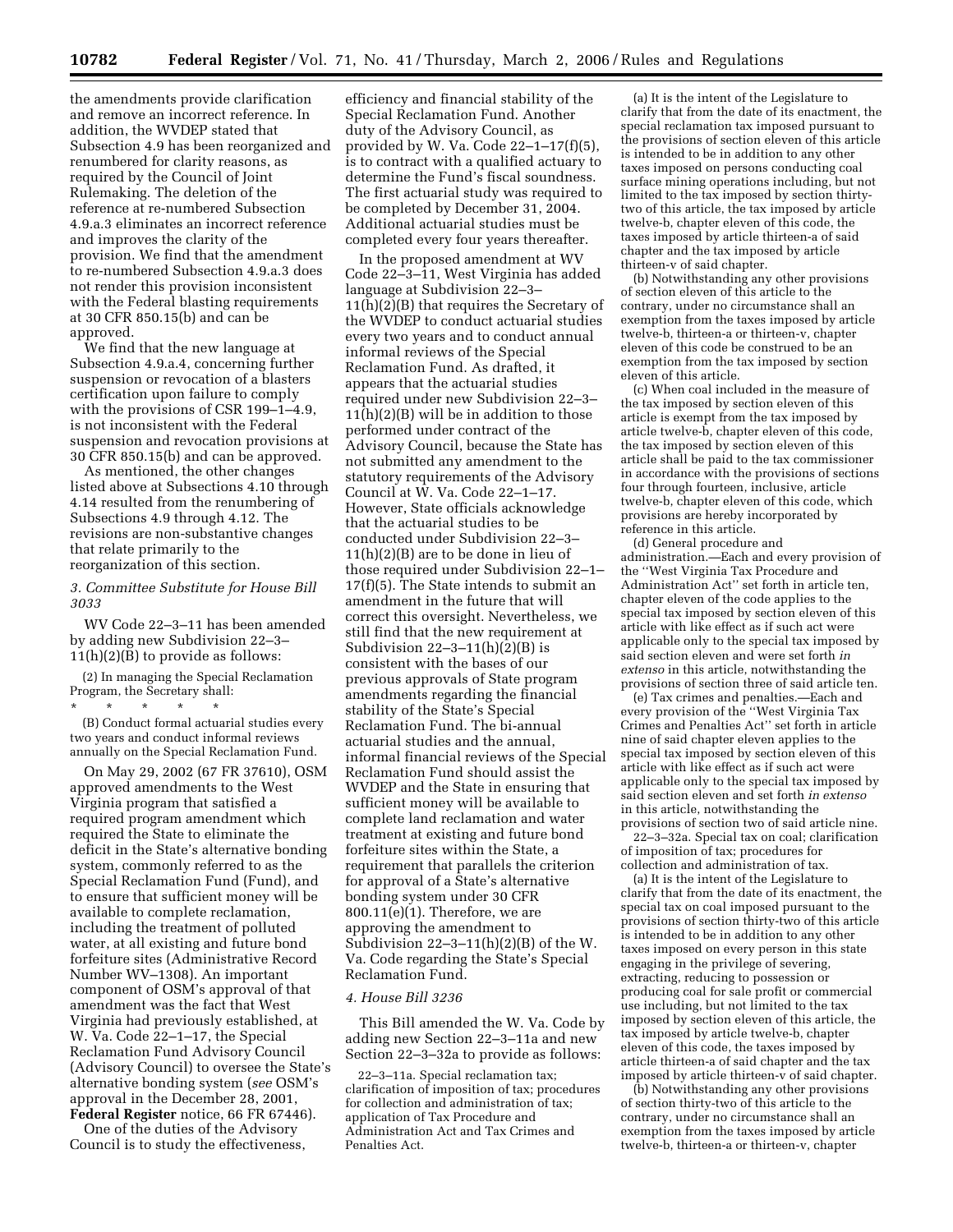the amendments provide clarification and remove an incorrect reference. In addition, the WVDEP stated that Subsection 4.9 has been reorganized and renumbered for clarity reasons, as required by the Council of Joint Rulemaking. The deletion of the reference at re-numbered Subsection 4.9.a.3 eliminates an incorrect reference and improves the clarity of the provision. We find that the amendment to re-numbered Subsection 4.9.a.3 does not render this provision inconsistent with the Federal blasting requirements at 30 CFR 850.15(b) and can be approved.

We find that the new language at Subsection 4.9.a.4, concerning further suspension or revocation of a blasters certification upon failure to comply with the provisions of CSR 199–1–4.9, is not inconsistent with the Federal suspension and revocation provisions at 30 CFR 850.15(b) and can be approved.

As mentioned, the other changes listed above at Subsections 4.10 through 4.14 resulted from the renumbering of Subsections 4.9 through 4.12. The revisions are non-substantive changes that relate primarily to the reorganization of this section.

*3. Committee Substitute for House Bill 3033*

WV Code 22–3–11 has been amended by adding new Subdivision 22–3–11(h)(2)(B) to provide as follows:

(2) In managing the Special Reclamation Program, the Secretary shall:

\* \* \* \* \*

(B) Conduct formal actuarial studies every two years and conduct informal reviews annually on the Special Reclamation Fund.

On May 29, 2002 (67 FR 37610), OSM approved amendments to the West Virginia program that satisfied a required program amendment which required the State to eliminate the deficit in the State's alternative bonding system, commonly referred to as the Special Reclamation Fund (Fund), and to ensure that sufficient money will be available to complete reclamation, including the treatment of polluted water, at all existing and future bond forfeiture sites (Administrative Record Number WV–1308). An important component of OSM's approval of that amendment was the fact that West Virginia had previously established, at W. Va. Code 22–1–17, the Special Reclamation Fund Advisory Council (Advisory Council) to oversee the State's alternative bonding system (*see* OSM's approval in the December 28, 2001, **Federal Register** notice, 66 FR 67446).

One of the duties of the Advisory Council is to study the effectiveness, efficiency and financial stability of the Special Reclamation Fund. Another duty of the Advisory Council, as provided by W. Va. Code 22–1–17(f)(5), is to contract with a qualified actuary to determine the Fund's fiscal soundness. The first actuarial study was required to be completed by December 31, 2004. Additional actuarial studies must be completed every four years thereafter.

In the proposed amendment at WV Code 22–3–11, West Virginia has added language at Subdivision 22–3–11(h)(2)(B) that requires the Secretary of the WVDEP to conduct actuarial studies every two years and to conduct annual informal reviews of the Special Reclamation Fund. As drafted, it appears that the actuarial studies required under new Subdivision 22–3–11(h)(2)(B) will be in addition to those performed under contract of the Advisory Council, because the State has not submitted any amendment to the statutory requirements of the Advisory Council at W. Va. Code 22–1–17. However, State officials acknowledge that the actuarial studies to be conducted under Subdivision 22–3–11(h)(2)(B) are to be done in lieu of those required under Subdivision 22–1–17(f)(5). The State intends to submit an amendment in the future that will correct this oversight. Nevertheless, we still find that the new requirement at Subdivision 22–3–11(h)(2)(B) is consistent with the bases of our previous approvals of State program amendments regarding the financial stability of the State's Special Reclamation Fund. The bi-annual actuarial studies and the annual, informal financial reviews of the Special Reclamation Fund should assist the WVDEP and the State in ensuring that sufficient money will be available to complete land reclamation and water treatment at existing and future bond forfeiture sites within the State, a requirement that parallels the criterion for approval of a State's alternative bonding system under 30 CFR 800.11(e)(1). Therefore, we are approving the amendment to Subdivision 22–3–11(h)(2)(B) of the W. Va. Code regarding the State's Special Reclamation Fund.

*4. House Bill 3236*

This Bill amended the W. Va. Code by adding new Section 22–3–11a and new Section 22–3–32a to provide as follows:

22–3–11a. Special reclamation tax; clarification of imposition of tax; procedures for collection and administration of tax; application of Tax Procedure and Administration Act and Tax Crimes and Penalties Act.

(a) It is the intent of the Legislature to clarify that from the date of its enactment, the special reclamation tax imposed pursuant to the provisions of section eleven of this article is intended to be in addition to any other taxes imposed on persons conducting coal surface mining operations including, but not limited to the tax imposed by section thirty-two of this article, the tax imposed by article twelve-b, chapter eleven of this code, the taxes imposed by article thirteen-a of said chapter and the tax imposed by article thirteen-v of said chapter.

(b) Notwithstanding any other provisions of section eleven of this article to the contrary, under no circumstance shall an exemption from the taxes imposed by article twelve-b, thirteen-a or thirteen-v, chapter eleven of this code be construed to be an exemption from the tax imposed by section eleven of this article.

(c) When coal included in the measure of the tax imposed by section eleven of this article is exempt from the tax imposed by article twelve-b, chapter eleven of this code, the tax imposed by section eleven of this article shall be paid to the tax commissioner in accordance with the provisions of sections four through fourteen, inclusive, article twelve-b, chapter eleven of this code, which provisions are hereby incorporated by reference in this article.

(d) General procedure and administration.—Each and every provision of the ''West Virginia Tax Procedure and Administration Act'' set forth in article ten, chapter eleven of the code applies to the special tax imposed by section eleven of this article with like effect as if such act were applicable only to the special tax imposed by said section eleven and were set forth *in extenso* in this article, notwithstanding the provisions of section three of said article ten.

(e) Tax crimes and penalties.—Each and every provision of the ''West Virginia Tax Crimes and Penalties Act'' set forth in article nine of said chapter eleven applies to the special tax imposed by section eleven of this article with like effect as if such act were applicable only to the special tax imposed by said section eleven and set forth *in extenso* in this article, notwithstanding the provisions of section two of said article nine.

22–3–32a. Special tax on coal; clarification of imposition of tax; procedures for collection and administration of tax.

(a) It is the intent of the Legislature to clarify that from the date of its enactment, the special tax on coal imposed pursuant to the provisions of section thirty-two of this article is intended to be in addition to any other taxes imposed on every person in this state engaging in the privilege of severing, extracting, reducing to possession or producing coal for sale profit or commercial use including, but not limited to the tax imposed by section eleven of this article, the tax imposed by article twelve-b, chapter eleven of this code, the taxes imposed by article thirteen-a of said chapter and the tax imposed by article thirteen-v of said chapter.

(b) Notwithstanding any other provisions of section thirty-two of this article to the contrary, under no circumstance shall an exemption from the taxes imposed by article twelve-b, thirteen-a or thirteen-v, chapter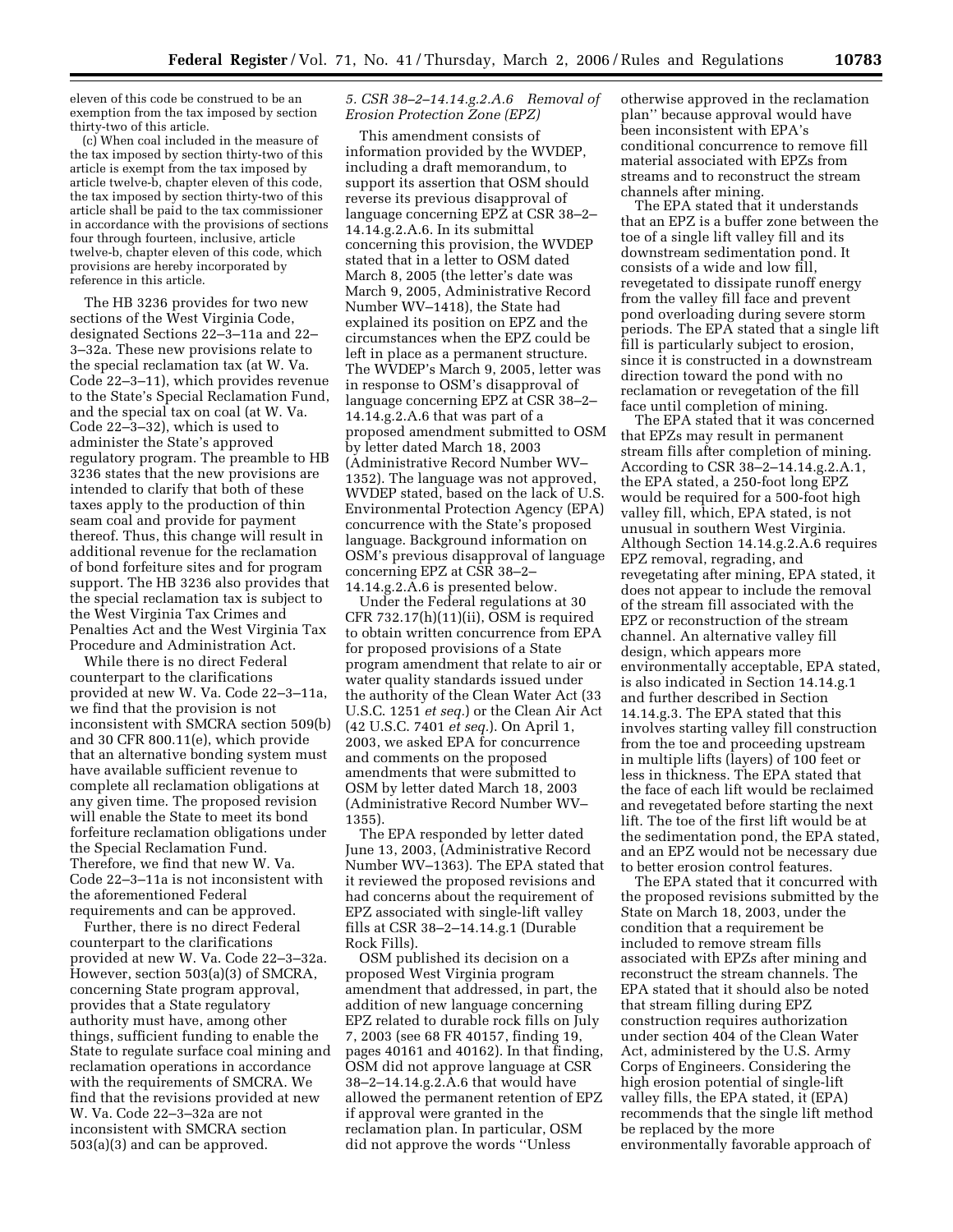eleven of this code be construed to be an exemption from the tax imposed by section thirty-two of this article.

(c) When coal included in the measure of the tax imposed by section thirty-two of this article is exempt from the tax imposed by article twelve-b, chapter eleven of this code, the tax imposed by section thirty-two of this article shall be paid to the tax commissioner in accordance with the provisions of sections four through fourteen, inclusive, article twelve-b, chapter eleven of this code, which provisions are hereby incorporated by reference in this article.

The HB 3236 provides for two new sections of the West Virginia Code, designated Sections 22–3–11a and 22–3–32a. These new provisions relate to the special reclamation tax (at W. Va. Code 22–3–11), which provides revenue to the State's Special Reclamation Fund, and the special tax on coal (at W. Va. Code 22–3–32), which is used to administer the State's approved regulatory program. The preamble to HB 3236 states that the new provisions are intended to clarify that both of these taxes apply to the production of thin seam coal and provide for payment thereof. Thus, this change will result in additional revenue for the reclamation of bond forfeiture sites and for program support. The HB 3236 also provides that the special reclamation tax is subject to the West Virginia Tax Crimes and Penalties Act and the West Virginia Tax Procedure and Administration Act.

While there is no direct Federal counterpart to the clarifications provided at new W. Va. Code 22–3–11a, we find that the provision is not inconsistent with SMCRA section 509(b) and 30 CFR 800.11(e), which provide that an alternative bonding system must have available sufficient revenue to complete all reclamation obligations at any given time. The proposed revision will enable the State to meet its bond forfeiture reclamation obligations under the Special Reclamation Fund. Therefore, we find that new W. Va. Code 22–3–11a is not inconsistent with the aforementioned Federal requirements and can be approved.

Further, there is no direct Federal counterpart to the clarifications provided at new W. Va. Code 22–3–32a. However, section 503(a)(3) of SMCRA, concerning State program approval, provides that a State regulatory authority must have, among other things, sufficient funding to enable the State to regulate surface coal mining and reclamation operations in accordance with the requirements of SMCRA. We find that the revisions provided at new W. Va. Code 22–3–32a are not inconsistent with SMCRA section 503(a)(3) and can be approved.

*5. CSR 38–2–14.14.g.2.A.6 Removal of Erosion Protection Zone (EPZ)*

This amendment consists of information provided by the WVDEP, including a draft memorandum, to support its assertion that OSM should reverse its previous disapproval of language concerning EPZ at CSR 38–2–14.14.g.2.A.6. In its submittal concerning this provision, the WVDEP stated that in a letter to OSM dated March 8, 2005 (the letter's date was March 9, 2005, Administrative Record Number WV–1418), the State had explained its position on EPZ and the circumstances when the EPZ could be left in place as a permanent structure. The WVDEP's March 9, 2005, letter was in response to OSM's disapproval of language concerning EPZ at CSR 38–2–14.14.g.2.A.6 that was part of a proposed amendment submitted to OSM by letter dated March 18, 2003 (Administrative Record Number WV–1352). The language was not approved, WVDEP stated, based on the lack of U.S. Environmental Protection Agency (EPA) concurrence with the State's proposed language. Background information on OSM's previous disapproval of language concerning EPZ at CSR 38–2–14.14.g.2.A.6 is presented below.

Under the Federal regulations at 30 CFR 732.17(h)(11)(ii), OSM is required to obtain written concurrence from EPA for proposed provisions of a State program amendment that relate to air or water quality standards issued under the authority of the Clean Water Act (33 U.S.C. 1251 *et seq.*) or the Clean Air Act (42 U.S.C. 7401 *et seq.*). On April 1, 2003, we asked EPA for concurrence and comments on the proposed amendments that were submitted to OSM by letter dated March 18, 2003 (Administrative Record Number WV–1355).

The EPA responded by letter dated June 13, 2003, (Administrative Record Number WV–1363). The EPA stated that it reviewed the proposed revisions and had concerns about the requirement of EPZ associated with single-lift valley fills at CSR 38–2–14.14.g.1 (Durable Rock Fills).

OSM published its decision on a proposed West Virginia program amendment that addressed, in part, the addition of new language concerning EPZ related to durable rock fills on July 7, 2003 (see 68 FR 40157, finding 19, pages 40161 and 40162). In that finding, OSM did not approve language at CSR 38–2–14.14.g.2.A.6 that would have allowed the permanent retention of EPZ if approval were granted in the reclamation plan. In particular, OSM did not approve the words ''Unless otherwise approved in the reclamation plan'' because approval would have been inconsistent with EPA's conditional concurrence to remove fill material associated with EPZs from streams and to reconstruct the stream channels after mining.

The EPA stated that it understands that an EPZ is a buffer zone between the toe of a single lift valley fill and its downstream sedimentation pond. It consists of a wide and low fill, revegetated to dissipate runoff energy from the valley fill face and prevent pond overloading during severe storm periods. The EPA stated that a single lift fill is particularly subject to erosion, since it is constructed in a downstream direction toward the pond with no reclamation or revegetation of the fill face until completion of mining.

The EPA stated that it was concerned that EPZs may result in permanent stream fills after completion of mining. According to CSR 38–2–14.14.g.2.A.1, the EPA stated, a 250-foot long EPZ would be required for a 500-foot high valley fill, which, EPA stated, is not unusual in southern West Virginia. Although Section 14.14.g.2.A.6 requires EPZ removal, regrading, and revegetating after mining, EPA stated, it does not appear to include the removal of the stream fill associated with the EPZ or reconstruction of the stream channel. An alternative valley fill design, which appears more environmentally acceptable, EPA stated, is also indicated in Section 14.14.g.1 and further described in Section 14.14.g.3. The EPA stated that this involves starting valley fill construction from the toe and proceeding upstream in multiple lifts (layers) of 100 feet or less in thickness. The EPA stated that the face of each lift would be reclaimed and revegetated before starting the next lift. The toe of the first lift would be at the sedimentation pond, the EPA stated, and an EPZ would not be necessary due to better erosion control features.

The EPA stated that it concurred with the proposed revisions submitted by the State on March 18, 2003, under the condition that a requirement be included to remove stream fills associated with EPZs after mining and reconstruct the stream channels. The EPA stated that it should also be noted that stream filling during EPZ construction requires authorization under section 404 of the Clean Water Act, administered by the U.S. Army Corps of Engineers. Considering the high erosion potential of single-lift valley fills, the EPA stated, it (EPA) recommends that the single lift method be replaced by the more environmentally favorable approach of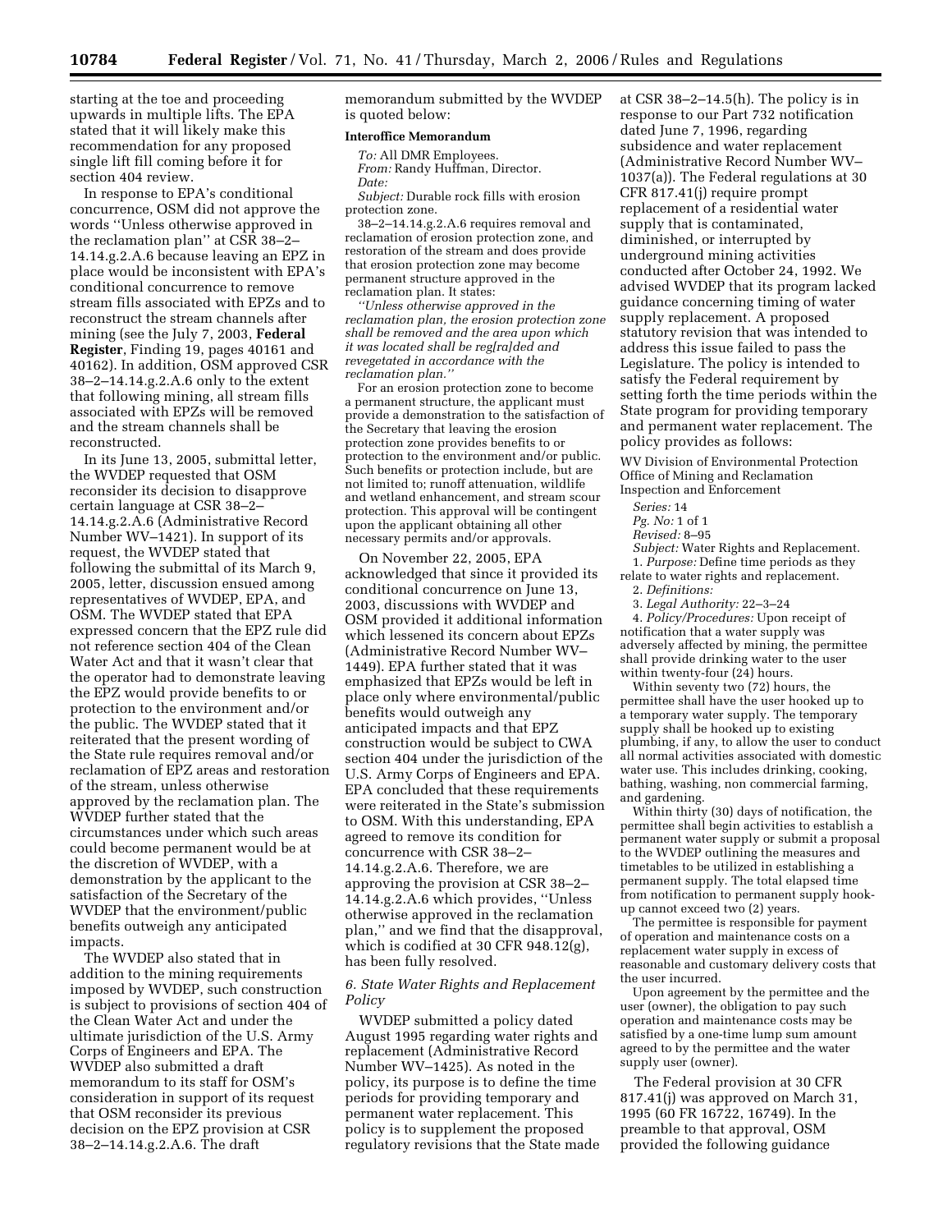starting at the toe and proceeding upwards in multiple lifts. The EPA stated that it will likely make this recommendation for any proposed single lift fill coming before it for section 404 review.

In response to EPA's conditional concurrence, OSM did not approve the words ''Unless otherwise approved in the reclamation plan'' at CSR 38–2–14.14.g.2.A.6 because leaving an EPZ in place would be inconsistent with EPA's conditional concurrence to remove stream fills associated with EPZs and to reconstruct the stream channels after mining (see the July 7, 2003, **Federal Register**, Finding 19, pages 40161 and 40162). In addition, OSM approved CSR 38–2–14.14.g.2.A.6 only to the extent that following mining, all stream fills associated with EPZs will be removed and the stream channels shall be reconstructed.

In its June 13, 2005, submittal letter, the WVDEP requested that OSM reconsider its decision to disapprove certain language at CSR 38–2–14.14.g.2.A.6 (Administrative Record Number WV–1421). In support of its request, the WVDEP stated that following the submittal of its March 9, 2005, letter, discussion ensued among representatives of WVDEP, EPA, and OSM. The WVDEP stated that EPA expressed concern that the EPZ rule did not reference section 404 of the Clean Water Act and that it wasn't clear that the operator had to demonstrate leaving the EPZ would provide benefits to or protection to the environment and/or the public. The WVDEP stated that it reiterated that the present wording of the State rule requires removal and/or reclamation of EPZ areas and restoration of the stream, unless otherwise approved by the reclamation plan. The WVDEP further stated that the circumstances under which such areas could become permanent would be at the discretion of WVDEP, with a demonstration by the applicant to the satisfaction of the Secretary of the WVDEP that the environment/public benefits outweigh any anticipated impacts.

The WVDEP also stated that in addition to the mining requirements imposed by WVDEP, such construction is subject to provisions of section 404 of the Clean Water Act and under the ultimate jurisdiction of the U.S. Army Corps of Engineers and EPA. The WVDEP also submitted a draft memorandum to its staff for OSM's consideration in support of its request that OSM reconsider its previous decision on the EPZ provision at CSR 38–2–14.14.g.2.A.6. The draft memorandum submitted by the WVDEP is quoted below:

**Interoffice Memorandum**

*To:* All DMR Employees.
*From:* Randy Huffman, Director.
*Date:*
*Subject:* Durable rock fills with erosion protection zone.

38–2–14.14.g.2.A.6 requires removal and reclamation of erosion protection zone, and restoration of the stream and does provide that erosion protection zone may become permanent structure approved in the reclamation plan. It states:

*''Unless otherwise approved in the reclamation plan, the erosion protection zone shall be removed and the area upon which it was located shall be reg[ra]ded and revegetated in accordance with the reclamation plan.''*

For an erosion protection zone to become a permanent structure, the applicant must provide a demonstration to the satisfaction of the Secretary that leaving the erosion protection zone provides benefits to or protection to the environment and/or public. Such benefits or protection include, but are not limited to; runoff attenuation, wildlife and wetland enhancement, and stream scour protection. This approval will be contingent upon the applicant obtaining all other necessary permits and/or approvals.

On November 22, 2005, EPA acknowledged that since it provided its conditional concurrence on June 13, 2003, discussions with WVDEP and OSM provided it additional information which lessened its concern about EPZs (Administrative Record Number WV–1449). EPA further stated that it was emphasized that EPZs would be left in place only where environmental/public benefits would outweigh any anticipated impacts and that EPZ construction would be subject to CWA section 404 under the jurisdiction of the U.S. Army Corps of Engineers and EPA. EPA concluded that these requirements were reiterated in the State's submission to OSM. With this understanding, EPA agreed to remove its condition for concurrence with CSR 38–2–14.14.g.2.A.6. Therefore, we are approving the provision at CSR 38–2–14.14.g.2.A.6 which provides, ''Unless otherwise approved in the reclamation plan,'' and we find that the disapproval, which is codified at 30 CFR 948.12(g), has been fully resolved.

*6. State Water Rights and Replacement Policy*

WVDEP submitted a policy dated August 1995 regarding water rights and replacement (Administrative Record Number WV–1425). As noted in the policy, its purpose is to define the time periods for providing temporary and permanent water replacement. This policy is to supplement the proposed regulatory revisions that the State made at CSR 38–2–14.5(h). The policy is in response to our Part 732 notification dated June 7, 1996, regarding subsidence and water replacement (Administrative Record Number WV–1037(a)). The Federal regulations at 30 CFR 817.41(j) require prompt replacement of a residential water supply that is contaminated, diminished, or interrupted by underground mining activities conducted after October 24, 1992. We advised WVDEP that its program lacked guidance concerning timing of water supply replacement. A proposed statutory revision that was intended to address this issue failed to pass the Legislature. The policy is intended to satisfy the Federal requirement by setting forth the time periods within the State program for providing temporary and permanent water replacement. The policy provides as follows:

WV Division of Environmental Protection
Office of Mining and Reclamation
Inspection and Enforcement

*Series:* 14
*Pg. No:* 1 of 1
*Revised:* 8–95
*Subject:* Water Rights and Replacement.

1. *Purpose:* Define time periods as they relate to water rights and replacement.
2. *Definitions:*
3. *Legal Authority:* 22–3–24
4. *Policy/Procedures:* Upon receipt of notification that a water supply was adversely affected by mining, the permittee shall provide drinking water to the user within twenty-four (24) hours.

Within seventy two (72) hours, the permittee shall have the user hooked up to a temporary water supply. The temporary supply shall be hooked up to existing plumbing, if any, to allow the user to conduct all normal activities associated with domestic water use. This includes drinking, cooking, bathing, washing, non commercial farming, and gardening.

Within thirty (30) days of notification, the permittee shall begin activities to establish a permanent water supply or submit a proposal to the WVDEP outlining the measures and timetables to be utilized in establishing a permanent supply. The total elapsed time from notification to permanent supply hook-up cannot exceed two (2) years.

The permittee is responsible for payment of operation and maintenance costs on a replacement water supply in excess of reasonable and customary delivery costs that the user incurred.

Upon agreement by the permittee and the user (owner), the obligation to pay such operation and maintenance costs may be satisfied by a one-time lump sum amount agreed to by the permittee and the water supply user (owner).

The Federal provision at 30 CFR 817.41(j) was approved on March 31, 1995 (60 FR 16722, 16749). In the preamble to that approval, OSM provided the following guidance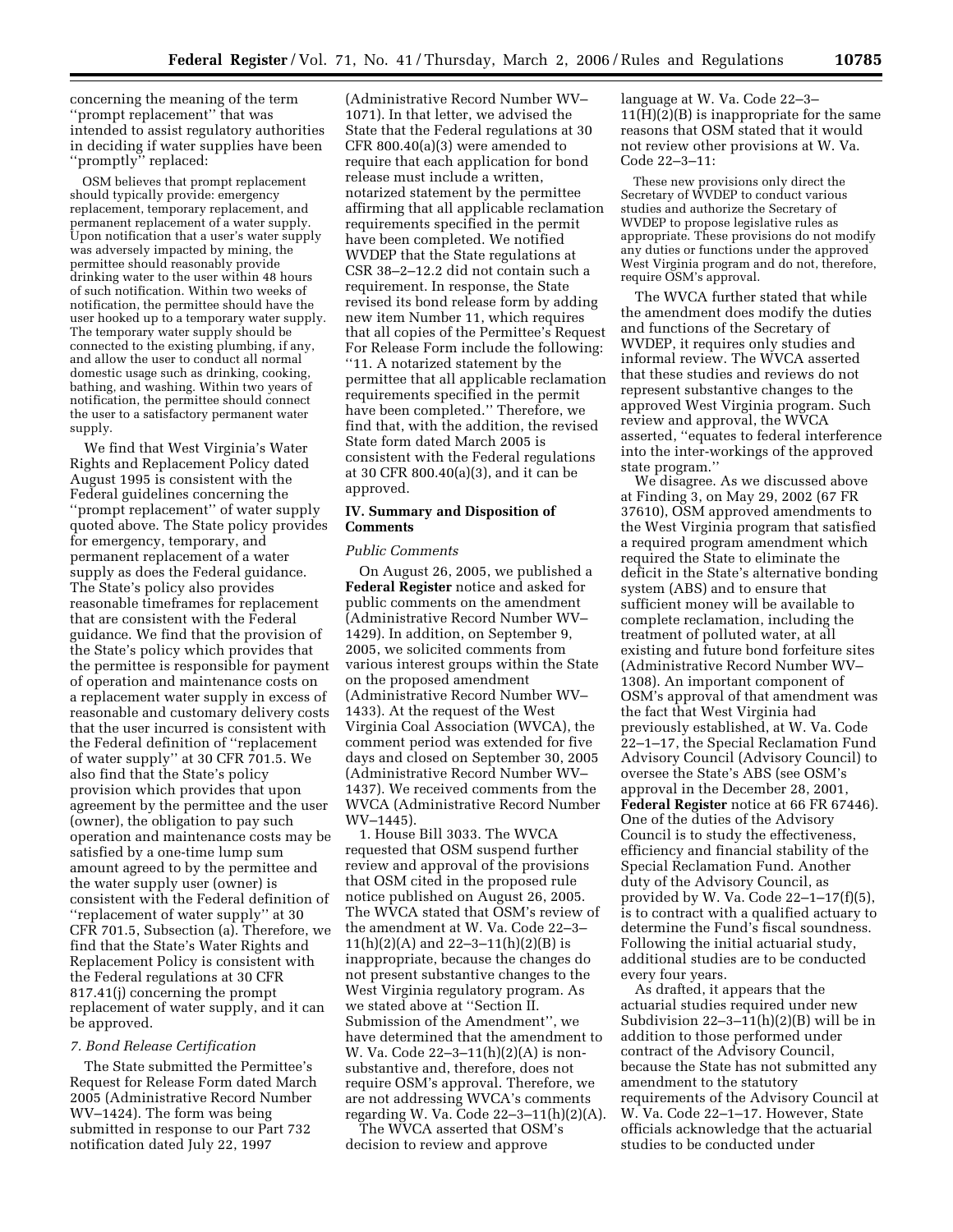concerning the meaning of the term ''prompt replacement'' that was intended to assist regulatory authorities in deciding if water supplies have been ''promptly'' replaced:

> OSM believes that prompt replacement should typically provide: emergency replacement, temporary replacement, and permanent replacement of a water supply. Upon notification that a user's water supply was adversely impacted by mining, the permittee should reasonably provide drinking water to the user within 48 hours of such notification. Within two weeks of notification, the permittee should have the user hooked up to a temporary water supply. The temporary water supply should be connected to the existing plumbing, if any, and allow the user to conduct all normal domestic usage such as drinking, cooking, bathing, and washing. Within two years of notification, the permittee should connect the user to a satisfactory permanent water supply.

We find that West Virginia's Water Rights and Replacement Policy dated August 1995 is consistent with the Federal guidelines concerning the ''prompt replacement'' of water supply quoted above. The State policy provides for emergency, temporary, and permanent replacement of a water supply as does the Federal guidance. The State's policy also provides reasonable timeframes for replacement that are consistent with the Federal guidance. We find that the provision of the State's policy which provides that the permittee is responsible for payment of operation and maintenance costs on a replacement water supply in excess of reasonable and customary delivery costs that the user incurred is consistent with the Federal definition of ''replacement of water supply'' at 30 CFR 701.5. We also find that the State's policy provision which provides that upon agreement by the permittee and the user (owner), the obligation to pay such operation and maintenance costs may be satisfied by a one-time lump sum amount agreed to by the permittee and the water supply user (owner) is consistent with the Federal definition of ''replacement of water supply'' at 30 CFR 701.5, Subsection (a). Therefore, we find that the State's Water Rights and Replacement Policy is consistent with the Federal regulations at 30 CFR 817.41(j) concerning the prompt replacement of water supply, and it can be approved.

*7. Bond Release Certification*

The State submitted the Permittee's Request for Release Form dated March 2005 (Administrative Record Number WV–1424). The form was being submitted in response to our Part 732 notification dated July 22, 1997 (Administrative Record Number WV–1071). In that letter, we advised the State that the Federal regulations at 30 CFR 800.40(a)(3) were amended to require that each application for bond release must include a written, notarized statement by the permittee affirming that all applicable reclamation requirements specified in the permit have been completed. We notified WVDEP that the State regulations at CSR 38–2–12.2 did not contain such a requirement. In response, the State revised its bond release form by adding new item Number 11, which requires that all copies of the Permittee's Request For Release Form include the following: ''11. A notarized statement by the permittee that all applicable reclamation requirements specified in the permit have been completed.'' Therefore, we find that, with the addition, the revised State form dated March 2005 is consistent with the Federal regulations at 30 CFR 800.40(a)(3), and it can be approved.

## IV. Summary and Disposition of Comments

*Public Comments*

On August 26, 2005, we published a **Federal Register** notice and asked for public comments on the amendment (Administrative Record Number WV–1429). In addition, on September 9, 2005, we solicited comments from various interest groups within the State on the proposed amendment (Administrative Record Number WV–1433). At the request of the West Virginia Coal Association (WVCA), the comment period was extended for five days and closed on September 30, 2005 (Administrative Record Number WV–1437). We received comments from the WVCA (Administrative Record Number WV–1445).

1. House Bill 3033. The WVCA requested that OSM suspend further review and approval of the provisions that OSM cited in the proposed rule notice published on August 26, 2005. The WVCA stated that OSM's review of the amendment at W. Va. Code 22–3–11(h)(2)(A) and 22–3–11(h)(2)(B) is inappropriate, because the changes do not present substantive changes to the West Virginia regulatory program. As we stated above at ''Section II. Submission of the Amendment'', we have determined that the amendment to W. Va. Code 22–3–11(h)(2)(A) is non-substantive and, therefore, does not require OSM's approval. Therefore, we are not addressing WVCA's comments regarding W. Va. Code 22–3–11(h)(2)(A).

The WVCA asserted that OSM's decision to review and approve language at W. Va. Code 22–3–11(H)(2)(B) is inappropriate for the same reasons that OSM stated that it would not review other provisions at W. Va. Code 22–3–11:

> These new provisions only direct the Secretary of WVDEP to conduct various studies and authorize the Secretary of WVDEP to propose legislative rules as appropriate. These provisions do not modify any duties or functions under the approved West Virginia program and do not, therefore, require OSM's approval.

The WVCA further stated that while the amendment does modify the duties and functions of the Secretary of WVDEP, it requires only studies and informal review. The WVCA asserted that these studies and reviews do not represent substantive changes to the approved West Virginia program. Such review and approval, the WVCA asserted, ''equates to federal interference into the inter-workings of the approved state program.''

We disagree. As we discussed above at Finding 3, on May 29, 2002 (67 FR 37610), OSM approved amendments to the West Virginia program that satisfied a required program amendment which required the State to eliminate the deficit in the State's alternative bonding system (ABS) and to ensure that sufficient money will be available to complete reclamation, including the treatment of polluted water, at all existing and future bond forfeiture sites (Administrative Record Number WV–1308). An important component of OSM's approval of that amendment was the fact that West Virginia had previously established, at W. Va. Code 22–1–17, the Special Reclamation Fund Advisory Council (Advisory Council) to oversee the State's ABS (see OSM's approval in the December 28, 2001, **Federal Register** notice at 66 FR 67446). One of the duties of the Advisory Council is to study the effectiveness, efficiency and financial stability of the Special Reclamation Fund. Another duty of the Advisory Council, as provided by W. Va. Code 22–1–17(f)(5), is to contract with a qualified actuary to determine the Fund's fiscal soundness. Following the initial actuarial study, additional studies are to be conducted every four years.

As drafted, it appears that the actuarial studies required under new Subdivision 22–3–11(h)(2)(B) will be in addition to those performed under contract of the Advisory Council, because the State has not submitted any amendment to the statutory requirements of the Advisory Council at W. Va. Code 22–1–17. However, State officials acknowledge that the actuarial studies to be conducted under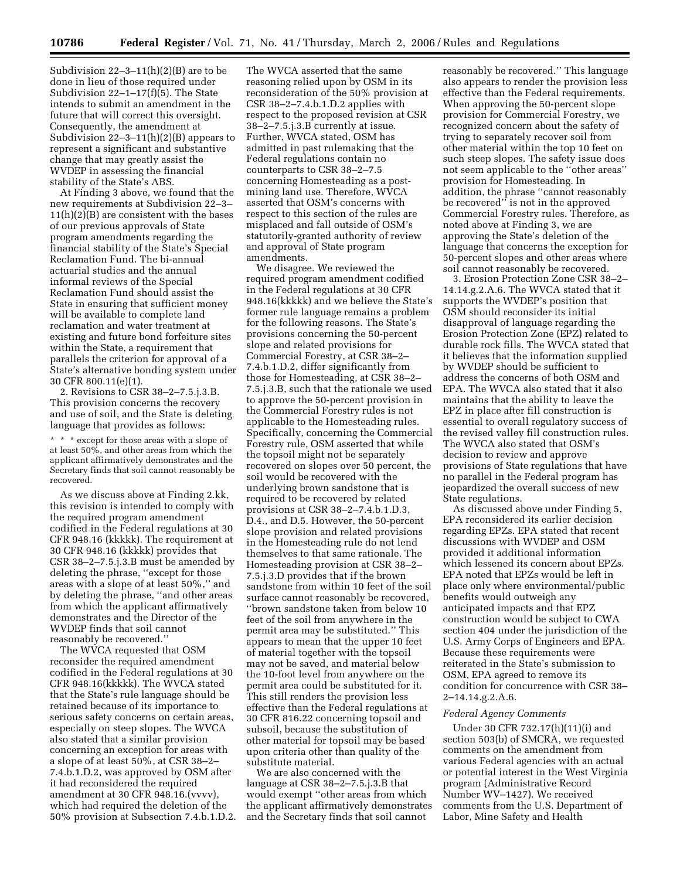Subdivision 22–3–11(h)(2)(B) are to be done in lieu of those required under Subdivision 22–1–17(f)(5). The State intends to submit an amendment in the future that will correct this oversight. Consequently, the amendment at Subdivision 22–3–11(h)(2)(B) appears to represent a significant and substantive change that may greatly assist the WVDEP in assessing the financial stability of the State's ABS.

At Finding 3 above, we found that the new requirements at Subdivision 22–3–11(h)(2)(B) are consistent with the bases of our previous approvals of State program amendments regarding the financial stability of the State's Special Reclamation Fund. The bi-annual actuarial studies and the annual informal reviews of the Special Reclamation Fund should assist the State in ensuring that sufficient money will be available to complete land reclamation and water treatment at existing and future bond forfeiture sites within the State, a requirement that parallels the criterion for approval of a State's alternative bonding system under 30 CFR 800.11(e)(1).

2. Revisions to CSR 38–2–7.5.j.3.B. This provision concerns the recovery and use of soil, and the State is deleting language that provides as follows:

> * * * except for those areas with a slope of at least 50%, and other areas from which the applicant affirmatively demonstrates and the Secretary finds that soil cannot reasonably be recovered.

As we discuss above at Finding 2.kk, this revision is intended to comply with the required program amendment codified in the Federal regulations at 30 CFR 948.16 (kkkkk). The requirement at 30 CFR 948.16 (kkkkk) provides that CSR 38–2–7.5.j.3.B must be amended by deleting the phrase, ''except for those areas with a slope of at least 50%,'' and by deleting the phrase, ''and other areas from which the applicant affirmatively demonstrates and the Director of the WVDEP finds that soil cannot reasonably be recovered.''

The WVCA requested that OSM reconsider the required amendment codified in the Federal regulations at 30 CFR 948.16(kkkkk). The WVCA stated that the State's rule language should be retained because of its importance to serious safety concerns on certain areas, especially on steep slopes. The WVCA also stated that a similar provision concerning an exception for areas with a slope of at least 50%, at CSR 38–2–7.4.b.1.D.2, was approved by OSM after it had reconsidered the required amendment at 30 CFR 948.16.(vvvv), which had required the deletion of the 50% provision at Subsection 7.4.b.1.D.2. The WVCA asserted that the same reasoning relied upon by OSM in its reconsideration of the 50% provision at CSR 38–2–7.4.b.1.D.2 applies with respect to the proposed revision at CSR 38–2–7.5.j.3.B currently at issue. Further, WVCA stated, OSM has admitted in past rulemaking that the Federal regulations contain no counterparts to CSR 38–2–7.5 concerning Homesteading as a post-mining land use. Therefore, WVCA asserted that OSM's concerns with respect to this section of the rules are misplaced and fall outside of OSM's statutorily-granted authority of review and approval of State program amendments.

We disagree. We reviewed the required program amendment codified in the Federal regulations at 30 CFR 948.16(kkkkk) and we believe the State's former rule language remains a problem for the following reasons. The State's provisions concerning the 50-percent slope and related provisions for Commercial Forestry, at CSR 38–2–7.4.b.1.D.2, differ significantly from those for Homesteading, at CSR 38–2–7.5.j.3.B, such that the rationale we used to approve the 50-percent provision in the Commercial Forestry rules is not applicable to the Homesteading rules. Specifically, concerning the Commercial Forestry rule, OSM asserted that while the topsoil might not be separately recovered on slopes over 50 percent, the soil would be recovered with the underlying brown sandstone that is required to be recovered by related provisions at CSR 38–2–7.4.b.1.D.3, D.4., and D.5. However, the 50-percent slope provision and related provisions in the Homesteading rule do not lend themselves to that same rationale. The Homesteading provision at CSR 38–2–7.5.j.3.D provides that if the brown sandstone from within 10 feet of the soil surface cannot reasonably be recovered, ''brown sandstone taken from below 10 feet of the soil from anywhere in the permit area may be substituted.'' This appears to mean that the upper 10 feet of material together with the topsoil may not be saved, and material below the 10-foot level from anywhere on the permit area could be substituted for it. This still renders the provision less effective than the Federal regulations at 30 CFR 816.22 concerning topsoil and subsoil, because the substitution of other material for topsoil may be based upon criteria other than quality of the substitute material.

We are also concerned with the language at CSR 38–2–7.5.j.3.B that would exempt ''other areas from which the applicant affirmatively demonstrates and the Secretary finds that soil cannot reasonably be recovered.'' This language also appears to render the provision less effective than the Federal requirements. When approving the 50-percent slope provision for Commercial Forestry, we recognized concern about the safety of trying to separately recover soil from other material within the top 10 feet on such steep slopes. The safety issue does not seem applicable to the ''other areas'' provision for Homesteading. In addition, the phrase ''cannot reasonably be recovered'' is not in the approved Commercial Forestry rules. Therefore, as noted above at Finding 3, we are approving the State's deletion of the language that concerns the exception for 50-percent slopes and other areas where soil cannot reasonably be recovered.

3. Erosion Protection Zone CSR 38–2–14.14.g.2.A.6. The WVCA stated that it supports the WVDEP's position that OSM should reconsider its initial disapproval of language regarding the Erosion Protection Zone (EPZ) related to durable rock fills. The WVCA stated that it believes that the information supplied by WVDEP should be sufficient to address the concerns of both OSM and EPA. The WVCA also stated that it also maintains that the ability to leave the EPZ in place after fill construction is essential to overall regulatory success of the revised valley fill construction rules. The WVCA also stated that OSM's decision to review and approve provisions of State regulations that have no parallel in the Federal program has jeopardized the overall success of new State regulations.

As discussed above under Finding 5, EPA reconsidered its earlier decision regarding EPZs. EPA stated that recent discussions with WVDEP and OSM provided it additional information which lessened its concern about EPZs. EPA noted that EPZs would be left in place only where environmental/public benefits would outweigh any anticipated impacts and that EPZ construction would be subject to CWA section 404 under the jurisdiction of the U.S. Army Corps of Engineers and EPA. Because these requirements were reiterated in the State's submission to OSM, EPA agreed to remove its condition for concurrence with CSR 38–2–14.14.g.2.A.6.

*Federal Agency Comments*

Under 30 CFR 732.17(h)(11)(i) and section 503(b) of SMCRA, we requested comments on the amendment from various Federal agencies with an actual or potential interest in the West Virginia program (Administrative Record Number WV–1427). We received comments from the U.S. Department of Labor, Mine Safety and Health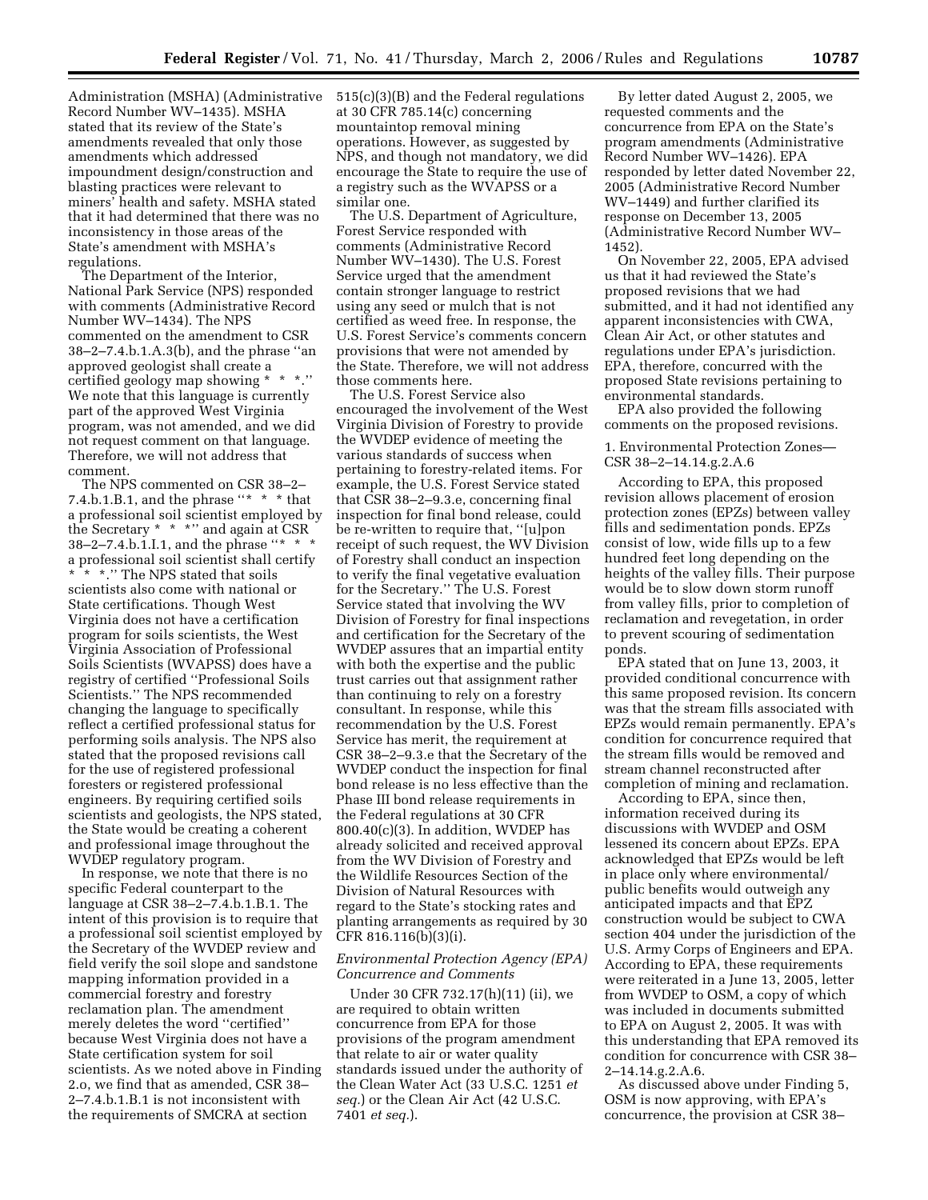Administration (MSHA) (Administrative Record Number WV–1435). MSHA stated that its review of the State's amendments revealed that only those amendments which addressed impoundment design/construction and blasting practices were relevant to miners' health and safety. MSHA stated that it had determined that there was no inconsistency in those areas of the State's amendment with MSHA's regulations.

The Department of the Interior, National Park Service (NPS) responded with comments (Administrative Record Number WV–1434). The NPS commented on the amendment to CSR 38–2–7.4.b.1.A.3(b), and the phrase ''an approved geologist shall create a certified geology map showing * * *.'' We note that this language is currently part of the approved West Virginia program, was not amended, and we did not request comment on that language. Therefore, we will not address that comment.

The NPS commented on CSR 38–2–7.4.b.1.B.1, and the phrase ''* * * that a professional soil scientist employed by the Secretary * * *'' and again at CSR 38–2–7.4.b.1.I.1, and the phrase ''* * * a professional soil scientist shall certify * * *.'' The NPS stated that soils scientists also come with national or State certifications. Though West Virginia does not have a certification program for soils scientists, the West Virginia Association of Professional Soils Scientists (WVAPSS) does have a registry of certified ''Professional Soils Scientists.'' The NPS recommended changing the language to specifically reflect a certified professional status for performing soils analysis. The NPS also stated that the proposed revisions call for the use of registered professional foresters or registered professional engineers. By requiring certified soils scientists and geologists, the NPS stated, the State would be creating a coherent and professional image throughout the WVDEP regulatory program.

In response, we note that there is no specific Federal counterpart to the language at CSR 38–2–7.4.b.1.B.1. The intent of this provision is to require that a professional soil scientist employed by the Secretary of the WVDEP review and field verify the soil slope and sandstone mapping information provided in a commercial forestry and forestry reclamation plan. The amendment merely deletes the word ''certified'' because West Virginia does not have a State certification system for soil scientists. As we noted above in Finding 2.o, we find that as amended, CSR 38–2–7.4.b.1.B.1 is not inconsistent with the requirements of SMCRA at section 515(c)(3)(B) and the Federal regulations at 30 CFR 785.14(c) concerning mountaintop removal mining operations. However, as suggested by NPS, and though not mandatory, we did encourage the State to require the use of a registry such as the WVAPSS or a similar one.

The U.S. Department of Agriculture, Forest Service responded with comments (Administrative Record Number WV–1430). The U.S. Forest Service urged that the amendment contain stronger language to restrict using any seed or mulch that is not certified as weed free. In response, the U.S. Forest Service's comments concern provisions that were not amended by the State. Therefore, we will not address those comments here.

The U.S. Forest Service also encouraged the involvement of the West Virginia Division of Forestry to provide the WVDEP evidence of meeting the various standards of success when pertaining to forestry-related items. For example, the U.S. Forest Service stated that CSR 38–2–9.3.e, concerning final inspection for final bond release, could be re-written to require that, ''[u]pon receipt of such request, the WV Division of Forestry shall conduct an inspection to verify the final vegetative evaluation for the Secretary.'' The U.S. Forest Service stated that involving the WV Division of Forestry for final inspections and certification for the Secretary of the WVDEP assures that an impartial entity with both the expertise and the public trust carries out that assignment rather than continuing to rely on a forestry consultant. In response, while this recommendation by the U.S. Forest Service has merit, the requirement at CSR 38–2–9.3.e that the Secretary of the WVDEP conduct the inspection for final bond release is no less effective than the Phase III bond release requirements in the Federal regulations at 30 CFR 800.40(c)(3). In addition, WVDEP has already solicited and received approval from the WV Division of Forestry and the Wildlife Resources Section of the Division of Natural Resources with regard to the State's stocking rates and planting arrangements as required by 30 CFR 816.116(b)(3)(i).

*Environmental Protection Agency (EPA) Concurrence and Comments*

Under 30 CFR 732.17(h)(11) (ii), we are required to obtain written concurrence from EPA for those provisions of the program amendment that relate to air or water quality standards issued under the authority of the Clean Water Act (33 U.S.C. 1251 *et seq.*) or the Clean Air Act (42 U.S.C. 7401 *et seq.*).

By letter dated August 2, 2005, we requested comments and the concurrence from EPA on the State's program amendments (Administrative Record Number WV–1426). EPA responded by letter dated November 22, 2005 (Administrative Record Number WV–1449) and further clarified its response on December 13, 2005 (Administrative Record Number WV–1452).

On November 22, 2005, EPA advised us that it had reviewed the State's proposed revisions that we had submitted, and it had not identified any apparent inconsistencies with CWA, Clean Air Act, or other statutes and regulations under EPA's jurisdiction. EPA, therefore, concurred with the proposed State revisions pertaining to environmental standards.

EPA also provided the following comments on the proposed revisions.

1. Environmental Protection Zones—CSR 38–2–14.14.g.2.A.6

According to EPA, this proposed revision allows placement of erosion protection zones (EPZs) between valley fills and sedimentation ponds. EPZs consist of low, wide fills up to a few hundred feet long depending on the heights of the valley fills. Their purpose would be to slow down storm runoff from valley fills, prior to completion of reclamation and revegetation, in order to prevent scouring of sedimentation ponds.

EPA stated that on June 13, 2003, it provided conditional concurrence with this same proposed revision. Its concern was that the stream fills associated with EPZs would remain permanently. EPA's condition for concurrence required that the stream fills would be removed and stream channel reconstructed after completion of mining and reclamation.

According to EPA, since then, information received during its discussions with WVDEP and OSM lessened its concern about EPZs. EPA acknowledged that EPZs would be left in place only where environmental/public benefits would outweigh any anticipated impacts and that EPZ construction would be subject to CWA section 404 under the jurisdiction of the U.S. Army Corps of Engineers and EPA. According to EPA, these requirements were reiterated in a June 13, 2005, letter from WVDEP to OSM, a copy of which was included in documents submitted to EPA on August 2, 2005. It was with this understanding that EPA removed its condition for concurrence with CSR 38–2–14.14.g.2.A.6.

As discussed above under Finding 5, OSM is now approving, with EPA's concurrence, the provision at CSR 38–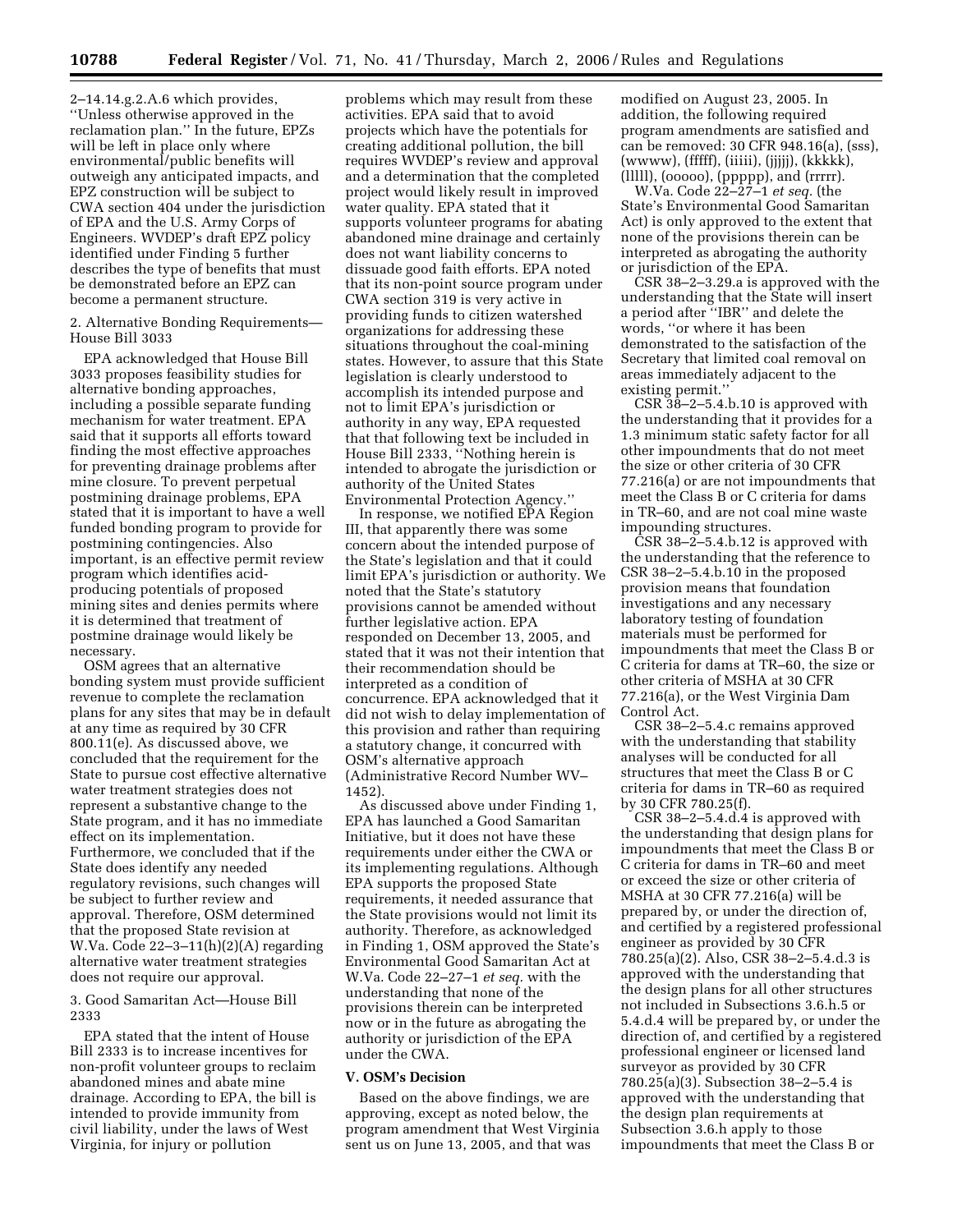2–14.14.g.2.A.6 which provides, ''Unless otherwise approved in the reclamation plan.'' In the future, EPZs will be left in place only where environmental/public benefits will outweigh any anticipated impacts, and EPZ construction will be subject to CWA section 404 under the jurisdiction of EPA and the U.S. Army Corps of Engineers. WVDEP's draft EPZ policy identified under Finding 5 further describes the type of benefits that must be demonstrated before an EPZ can become a permanent structure.

2. Alternative Bonding Requirements—House Bill 3033

EPA acknowledged that House Bill 3033 proposes feasibility studies for alternative bonding approaches, including a possible separate funding mechanism for water treatment. EPA said that it supports all efforts toward finding the most effective approaches for preventing drainage problems after mine closure. To prevent perpetual postmining drainage problems, EPA stated that it is important to have a well funded bonding program to provide for postmining contingencies. Also important, is an effective permit review program which identifies acid-producing potentials of proposed mining sites and denies permits where it is determined that treatment of postmine drainage would likely be necessary.

OSM agrees that an alternative bonding system must provide sufficient revenue to complete the reclamation plans for any sites that may be in default at any time as required by 30 CFR 800.11(e). As discussed above, we concluded that the requirement for the State to pursue cost effective alternative water treatment strategies does not represent a substantive change to the State program, and it has no immediate effect on its implementation. Furthermore, we concluded that if the State does identify any needed regulatory revisions, such changes will be subject to further review and approval. Therefore, OSM determined that the proposed State revision at W.Va. Code 22–3–11(h)(2)(A) regarding alternative water treatment strategies does not require our approval.

3. Good Samaritan Act—House Bill 2333

EPA stated that the intent of House Bill 2333 is to increase incentives for non-profit volunteer groups to reclaim abandoned mines and abate mine drainage. According to EPA, the bill is intended to provide immunity from civil liability, under the laws of West Virginia, for injury or pollution problems which may result from these activities. EPA said that to avoid projects which have the potentials for creating additional pollution, the bill requires WVDEP's review and approval and a determination that the completed project would likely result in improved water quality. EPA stated that it supports volunteer programs for abating abandoned mine drainage and certainly does not want liability concerns to dissuade good faith efforts. EPA noted that its non-point source program under CWA section 319 is very active in providing funds to citizen watershed organizations for addressing these situations throughout the coal-mining states. However, to assure that this State legislation is clearly understood to accomplish its intended purpose and not to limit EPA's jurisdiction or authority in any way, EPA requested that that following text be included in House Bill 2333, ''Nothing herein is intended to abrogate the jurisdiction or authority of the United States Environmental Protection Agency.''

In response, we notified EPA Region III, that apparently there was some concern about the intended purpose of the State's legislation and that it could limit EPA's jurisdiction or authority. We noted that the State's statutory provisions cannot be amended without further legislative action. EPA responded on December 13, 2005, and stated that it was not their intention that their recommendation should be interpreted as a condition of concurrence. EPA acknowledged that it did not wish to delay implementation of this provision and rather than requiring a statutory change, it concurred with OSM's alternative approach (Administrative Record Number WV–1452).

As discussed above under Finding 1, EPA has launched a Good Samaritan Initiative, but it does not have these requirements under either the CWA or its implementing regulations. Although EPA supports the proposed State requirements, it needed assurance that the State provisions would not limit its authority. Therefore, as acknowledged in Finding 1, OSM approved the State's Environmental Good Samaritan Act at W.Va. Code 22–27–1 *et seq.* with the understanding that none of the provisions therein can be interpreted now or in the future as abrogating the authority or jurisdiction of the EPA under the CWA.

### V. OSM's Decision

Based on the above findings, we are approving, except as noted below, the program amendment that West Virginia sent us on June 13, 2005, and that was modified on August 23, 2005. In addition, the following required program amendments are satisfied and can be removed: 30 CFR 948.16(a), (sss), (wwww), (fffff), (iiiii), (jjjjj), (kkkkk), (lllll), (ooooo), (ppppp), and (rrrrr).

W.Va. Code 22–27–1 *et seq.* (the State's Environmental Good Samaritan Act) is only approved to the extent that none of the provisions therein can be interpreted as abrogating the authority or jurisdiction of the EPA.

CSR 38–2–3.29.a is approved with the understanding that the State will insert a period after ''IBR'' and delete the words, ''or where it has been demonstrated to the satisfaction of the Secretary that limited coal removal on areas immediately adjacent to the existing permit.''

CSR 38–2–5.4.b.10 is approved with the understanding that it provides for a 1.3 minimum static safety factor for all other impoundments that do not meet the size or other criteria of 30 CFR 77.216(a) or are not impoundments that meet the Class B or C criteria for dams in TR–60, and are not coal mine waste impounding structures.

CSR 38–2–5.4.b.12 is approved with the understanding that the reference to CSR 38–2–5.4.b.10 in the proposed provision means that foundation investigations and any necessary laboratory testing of foundation materials must be performed for impoundments that meet the Class B or C criteria for dams at TR–60, the size or other criteria of MSHA at 30 CFR 77.216(a), or the West Virginia Dam Control Act.

CSR 38–2–5.4.c remains approved with the understanding that stability analyses will be conducted for all structures that meet the Class B or C criteria for dams in TR–60 as required by 30 CFR 780.25(f).

CSR 38–2–5.4.d.4 is approved with the understanding that design plans for impoundments that meet the Class B or C criteria for dams in TR–60 and meet or exceed the size or other criteria of MSHA at 30 CFR 77.216(a) will be prepared by, or under the direction of, and certified by a registered professional engineer as provided by 30 CFR 780.25(a)(2). Also, CSR 38–2–5.4.d.3 is approved with the understanding that the design plans for all other structures not included in Subsections 3.6.h.5 or 5.4.d.4 will be prepared by, or under the direction of, and certified by a registered professional engineer or licensed land surveyor as provided by 30 CFR 780.25(a)(3). Subsection 38–2–5.4 is approved with the understanding that the design plan requirements at Subsection 3.6.h apply to those impoundments that meet the Class B or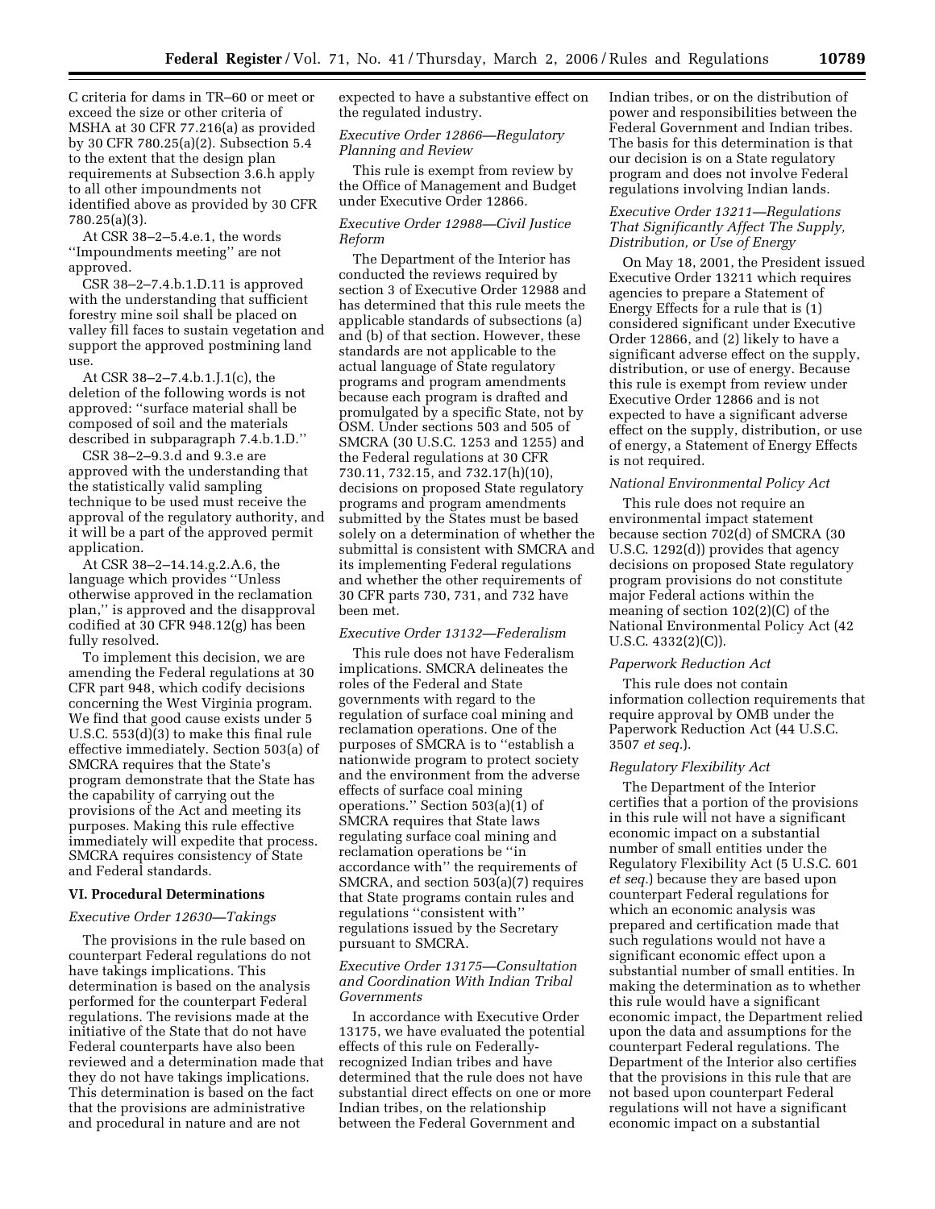C criteria for dams in TR–60 or meet or exceed the size or other criteria of MSHA at 30 CFR 77.216(a) as provided by 30 CFR 780.25(a)(2). Subsection 5.4 to the extent that the design plan requirements at Subsection 3.6.h apply to all other impoundments not identified above as provided by 30 CFR 780.25(a)(3).

At CSR 38–2–5.4.e.1, the words ''Impoundments meeting'' are not approved.

CSR 38–2–7.4.b.1.D.11 is approved with the understanding that sufficient forestry mine soil shall be placed on valley fill faces to sustain vegetation and support the approved postmining land use.

At CSR 38–2–7.4.b.1.J.1(c), the deletion of the following words is not approved: ''surface material shall be composed of soil and the materials described in subparagraph 7.4.b.1.D.''

CSR 38–2–9.3.d and 9.3.e are approved with the understanding that the statistically valid sampling technique to be used must receive the approval of the regulatory authority, and it will be a part of the approved permit application.

At CSR 38–2–14.14.g.2.A.6, the language which provides ''Unless otherwise approved in the reclamation plan,'' is approved and the disapproval codified at 30 CFR 948.12(g) has been fully resolved.

To implement this decision, we are amending the Federal regulations at 30 CFR part 948, which codify decisions concerning the West Virginia program. We find that good cause exists under 5 U.S.C. 553(d)(3) to make this final rule effective immediately. Section 503(a) of SMCRA requires that the State's program demonstrate that the State has the capability of carrying out the provisions of the Act and meeting its purposes. Making this rule effective immediately will expedite that process. SMCRA requires consistency of State and Federal standards.

## VI. Procedural Determinations

*Executive Order 12630—Takings*

The provisions in the rule based on counterpart Federal regulations do not have takings implications. This determination is based on the analysis performed for the counterpart Federal regulations. The revisions made at the initiative of the State that do not have Federal counterparts have also been reviewed and a determination made that they do not have takings implications. This determination is based on the fact that the provisions are administrative and procedural in nature and are not expected to have a substantive effect on the regulated industry.

*Executive Order 12866—Regulatory Planning and Review*

This rule is exempt from review by the Office of Management and Budget under Executive Order 12866.

*Executive Order 12988—Civil Justice Reform*

The Department of the Interior has conducted the reviews required by section 3 of Executive Order 12988 and has determined that this rule meets the applicable standards of subsections (a) and (b) of that section. However, these standards are not applicable to the actual language of State regulatory programs and program amendments because each program is drafted and promulgated by a specific State, not by OSM. Under sections 503 and 505 of SMCRA (30 U.S.C. 1253 and 1255) and the Federal regulations at 30 CFR 730.11, 732.15, and 732.17(h)(10), decisions on proposed State regulatory programs and program amendments submitted by the States must be based solely on a determination of whether the submittal is consistent with SMCRA and its implementing Federal regulations and whether the other requirements of 30 CFR parts 730, 731, and 732 have been met.

*Executive Order 13132—Federalism*

This rule does not have Federalism implications. SMCRA delineates the roles of the Federal and State governments with regard to the regulation of surface coal mining and reclamation operations. One of the purposes of SMCRA is to ''establish a nationwide program to protect society and the environment from the adverse effects of surface coal mining operations.'' Section 503(a)(1) of SMCRA requires that State laws regulating surface coal mining and reclamation operations be ''in accordance with'' the requirements of SMCRA, and section 503(a)(7) requires that State programs contain rules and regulations ''consistent with'' regulations issued by the Secretary pursuant to SMCRA.

*Executive Order 13175—Consultation and Coordination With Indian Tribal Governments*

In accordance with Executive Order 13175, we have evaluated the potential effects of this rule on Federally-recognized Indian tribes and have determined that the rule does not have substantial direct effects on one or more Indian tribes, on the relationship between the Federal Government and Indian tribes, or on the distribution of power and responsibilities between the Federal Government and Indian tribes. The basis for this determination is that our decision is on a State regulatory program and does not involve Federal regulations involving Indian lands.

*Executive Order 13211—Regulations That Significantly Affect The Supply, Distribution, or Use of Energy*

On May 18, 2001, the President issued Executive Order 13211 which requires agencies to prepare a Statement of Energy Effects for a rule that is (1) considered significant under Executive Order 12866, and (2) likely to have a significant adverse effect on the supply, distribution, or use of energy. Because this rule is exempt from review under Executive Order 12866 and is not expected to have a significant adverse effect on the supply, distribution, or use of energy, a Statement of Energy Effects is not required.

*National Environmental Policy Act*

This rule does not require an environmental impact statement because section 702(d) of SMCRA (30 U.S.C. 1292(d)) provides that agency decisions on proposed State regulatory program provisions do not constitute major Federal actions within the meaning of section 102(2)(C) of the National Environmental Policy Act (42 U.S.C. 4332(2)(C)).

*Paperwork Reduction Act*

This rule does not contain information collection requirements that require approval by OMB under the Paperwork Reduction Act (44 U.S.C. 3507 *et seq.*).

*Regulatory Flexibility Act*

The Department of the Interior certifies that a portion of the provisions in this rule will not have a significant economic impact on a substantial number of small entities under the Regulatory Flexibility Act (5 U.S.C. 601 *et seq.*) because they are based upon counterpart Federal regulations for which an economic analysis was prepared and certification made that such regulations would not have a significant economic effect upon a substantial number of small entities. In making the determination as to whether this rule would have a significant economic impact, the Department relied upon the data and assumptions for the counterpart Federal regulations. The Department of the Interior also certifies that the provisions in this rule that are not based upon counterpart Federal regulations will not have a significant economic impact on a substantial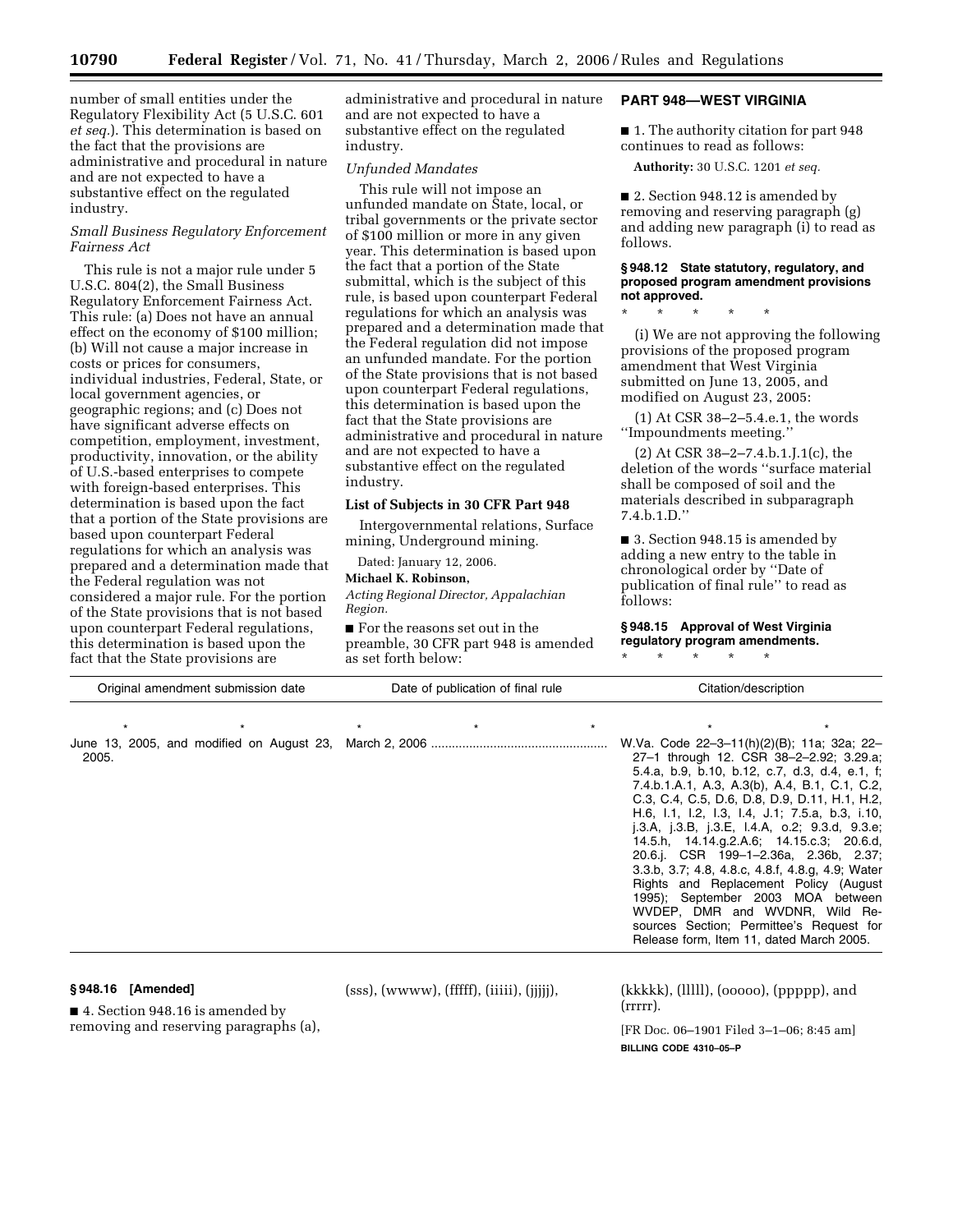number of small entities under the Regulatory Flexibility Act (5 U.S.C. 601 *et seq.*). This determination is based on the fact that the provisions are administrative and procedural in nature and are not expected to have a substantive effect on the regulated industry.

*Small Business Regulatory Enforcement Fairness Act*

This rule is not a major rule under 5 U.S.C. 804(2), the Small Business Regulatory Enforcement Fairness Act. This rule: (a) Does not have an annual effect on the economy of $100 million; (b) Will not cause a major increase in costs or prices for consumers, individual industries, Federal, State, or local government agencies, or geographic regions; and (c) Does not have significant adverse effects on competition, employment, investment, productivity, innovation, or the ability of U.S.-based enterprises to compete with foreign-based enterprises. This determination is based upon the fact that a portion of the State provisions are based upon counterpart Federal regulations for which an analysis was prepared and a determination made that the Federal regulation was not considered a major rule. For the portion of the State provisions that is not based upon counterpart Federal regulations, this determination is based upon the fact that the State provisions are administrative and procedural in nature and are not expected to have a substantive effect on the regulated industry.

*Unfunded Mandates*

This rule will not impose an unfunded mandate on State, local, or tribal governments or the private sector of $100 million or more in any given year. This determination is based upon the fact that a portion of the State submittal, which is the subject of this rule, is based upon counterpart Federal regulations for which an analysis was prepared and a determination made that the Federal regulation did not impose an unfunded mandate. For the portion of the State provisions that is not based upon counterpart Federal regulations, this determination is based upon the fact that the State provisions are administrative and procedural in nature and are not expected to have a substantive effect on the regulated industry.

**List of Subjects in 30 CFR Part 948**

Intergovernmental relations, Surface mining, Underground mining.

Dated: January 12, 2006.

**Michael K. Robinson,**

*Acting Regional Director, Appalachian Region.*

■ For the reasons set out in the preamble, 30 CFR part 948 is amended as set forth below:

**PART 948—WEST VIRGINIA**

■ 1. The authority citation for part 948 continues to read as follows:

**Authority:** 30 U.S.C. 1201 *et seq.*

■ 2. Section 948.12 is amended by removing and reserving paragraph (g) and adding new paragraph (i) to read as follows.

**§ 948.12 State statutory, regulatory, and proposed program amendment provisions not approved.**

\* \* \* \* \*

(i) We are not approving the following provisions of the proposed program amendment that West Virginia submitted on June 13, 2005, and modified on August 23, 2005:

(1) At CSR 38–2–5.4.e.1, the words ''Impoundments meeting.''

(2) At CSR 38–2–7.4.b.1.J.1(c), the deletion of the words ''surface material shall be composed of soil and the materials described in subparagraph 7.4.b.1.D.''

■ 3. Section 948.15 is amended by adding a new entry to the table in chronological order by ''Date of publication of final rule'' to read as follows:

**§ 948.15 Approval of West Virginia regulatory program amendments.**

\* \* \* \* \*

| Original amendment submission date | Date of publication of final rule | Citation/description |
|---|---|---|
| \* \* | \* \* \* | \* \* |
| June 13, 2005, and modified on August 23, 2005. | March 2, 2006 | W.Va. Code 22–3–11(h)(2)(B); 11a; 32a; 22–27–1 through 12. CSR 38–2–2.92; 3.29.a; 5.4.a, b.9, b.10, b.12, c.7, d.3, d.4, e.1, f; 7.4.b.1.A.1, A.3, A.3(b), A.4, B.1, C.1, C.2, C.3, C.4, C.5, D.6, D.8, D.9, D.11, H.1, H.2, H.6, I.1, I.2, I.3, I.4, J.1; 7.5.a, b.3, i.10, j.3.A, j.3.B, j.3.E, l.4.A, o.2; 9.3.d, 9.3.e; 14.5.h, 14.14.g.2.A.6; 14.15.c.3; 20.6.d, 20.6.j. CSR 199–1–2.36a, 2.36b, 2.37; 3.3.b, 3.7; 4.8, 4.8.c, 4.8.f, 4.8.g, 4.9; Water Rights and Replacement Policy (August 1995); September 2003 MOA between WVDEP, DMR and WVDNR, Wild Resources Section; Permittee's Request for Release form, Item 11, dated March 2005. |

**§ 948.16 [Amended]**

■ 4. Section 948.16 is amended by removing and reserving paragraphs (a), (sss), (wwww), (fffff), (iiiii), (jjjjj), (kkkkk), (lllll), (ooooo), (ppppp), and (rrrrr).

[FR Doc. 06–1901 Filed 3–1–06; 8:45 am]

**BILLING CODE 4310–05–P**